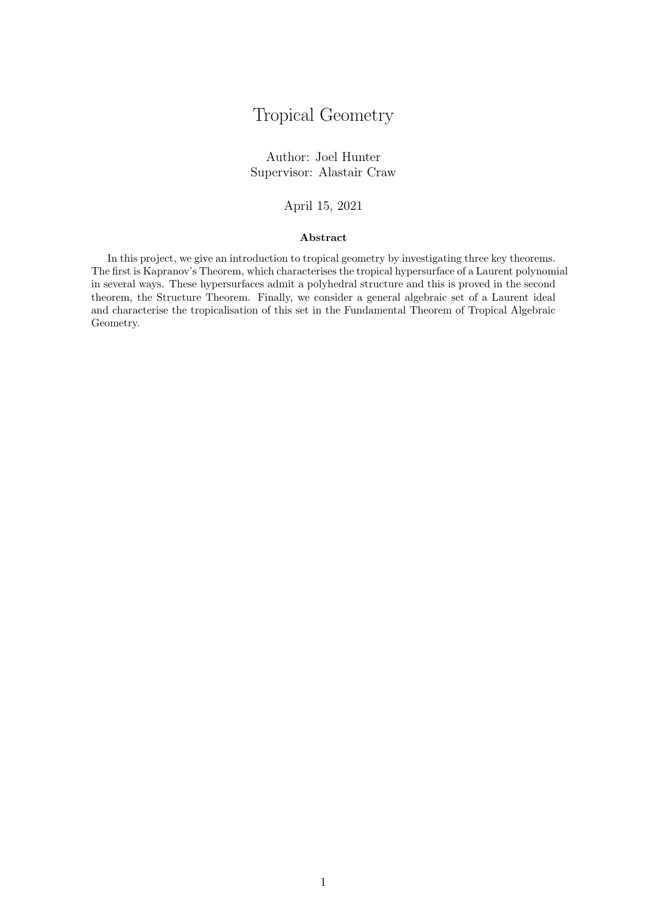# Tropical Geometry

Author: Joel Hunter
Supervisor: Alastair Craw

April 15, 2021

**Abstract**

In this project, we give an introduction to tropical geometry by investigating three key theorems. The first is Kapranov's Theorem, which characterises the tropical hypersurface of a Laurent polynomial in several ways. These hypersurfaces admit a polyhedral structure and this is proved in the second theorem, the Structure Theorem. Finally, we consider a general algebraic set of a Laurent ideal and characterise the tropicalisation of this set in the Fundamental Theorem of Tropical Algebraic Geometry.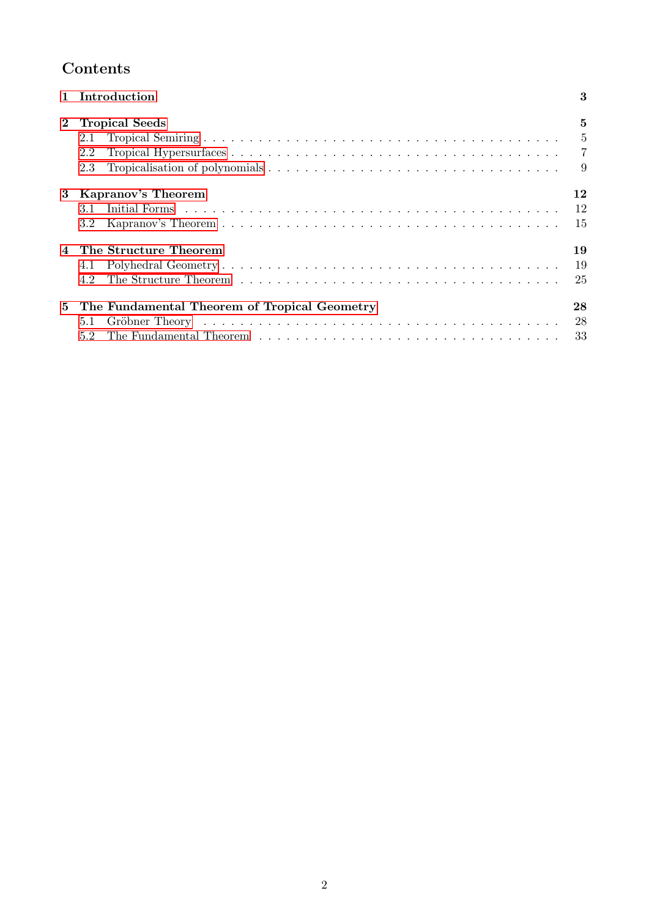## Contents

**1 Introduction** — **3**

**2 Tropical Seeds** — **5**
- 2.1 Tropical Semiring — 5
- 2.2 Tropical Hypersurfaces — 7
- 2.3 Tropicalisation of polynomials — 9

**3 Kapranov's Theorem** — **12**
- 3.1 Initial Forms — 12
- 3.2 Kapranov's Theorem — 15

**4 The Structure Theorem** — **19**
- 4.1 Polyhedral Geometry — 19
- 4.2 The Structure Theorem — 25

**5 The Fundamental Theorem of Tropical Geometry** — **28**
- 5.1 Gröbner Theory — 28
- 5.2 The Fundamental Theorem — 33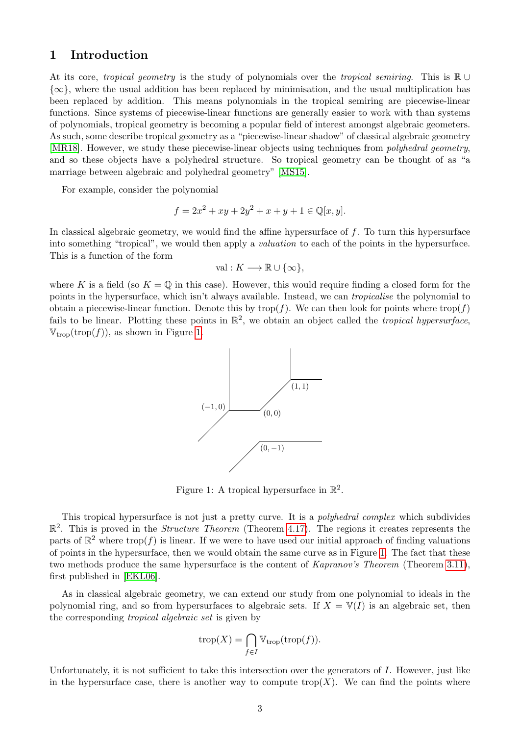# 1 Introduction

At its core, *tropical geometry* is the study of polynomials over the *tropical semiring*. This is $\mathbb{R} \cup \{\infty\}$, where the usual addition has been replaced by minimisation, and the usual multiplication has been replaced by addition. This means polynomials in the tropical semiring are piecewise-linear functions. Since systems of piecewise-linear functions are generally easier to work with than systems of polynomials, tropical geometry is becoming a popular field of interest amongst algebraic geometers. As such, some describe tropical geometry as a "piecewise-linear shadow" of classical algebraic geometry [MR18]. However, we study these piecewise-linear objects using techniques from *polyhedral geometry*, and so these objects have a polyhedral structure. So tropical geometry can be thought of as "a marriage between algebraic and polyhedral geometry" [MS15].

For example, consider the polynomial

$$f = 2x^2 + xy + 2y^2 + x + y + 1 \in \mathbb{Q}[x, y].$$

In classical algebraic geometry, we would find the affine hypersurface of $f$. To turn this hypersurface into something "tropical", we would then apply a *valuation* to each of the points in the hypersurface. This is a function of the form

$$\text{val} : K \longrightarrow \mathbb{R} \cup \{\infty\},$$

where $K$ is a field (so $K = \mathbb{Q}$ in this case). However, this would require finding a closed form for the points in the hypersurface, which isn't always available. Instead, we can *tropicalise* the polynomial to obtain a piecewise-linear function. Denote this by $\text{trop}(f)$. We can then look for points where $\text{trop}(f)$ fails to be linear. Plotting these points in $\mathbb{R}^2$, we obtain an object called the *tropical hypersurface*, $\mathbb{V}_{\text{trop}}(\text{trop}(f))$, as shown in Figure 1.

Figure 1: A tropical hypersurface in $\mathbb{R}^2$.

This tropical hypersurface is not just a pretty curve. It is a *polyhedral complex* which subdivides $\mathbb{R}^2$. This is proved in the *Structure Theorem* (Theorem 4.17). The regions it creates represents the parts of $\mathbb{R}^2$ where $\text{trop}(f)$ is linear. If we were to have used our initial approach of finding valuations of points in the hypersurface, then we would obtain the same curve as in Figure 1. The fact that these two methods produce the same hypersurface is the content of *Kapranov's Theorem* (Theorem 3.11), first published in [EKL06].

As in classical algebraic geometry, we can extend our study from one polynomial to ideals in the polynomial ring, and so from hypersurfaces to algebraic sets. If $X = \mathbb{V}(I)$ is an algebraic set, then the corresponding *tropical algebraic set* is given by

$$\text{trop}(X) = \bigcap_{f \in I} \mathbb{V}_{\text{trop}}(\text{trop}(f)).$$

Unfortunately, it is not sufficient to take this intersection over the generators of $I$. However, just like in the hypersurface case, there is another way to compute $\text{trop}(X)$. We can find the points where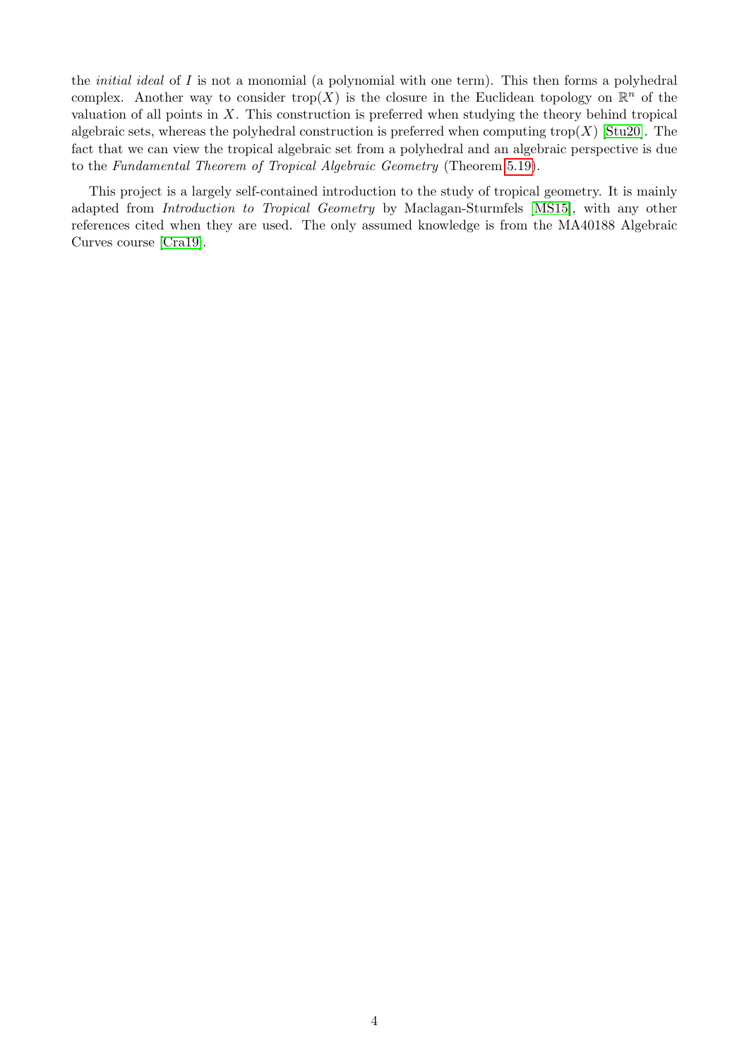the *initial ideal* of $I$ is not a monomial (a polynomial with one term). This then forms a polyhedral complex. Another way to consider $\text{trop}(X)$ is the closure in the Euclidean topology on $\mathbb{R}^n$ of the valuation of all points in $X$. This construction is preferred when studying the theory behind tropical algebraic sets, whereas the polyhedral construction is preferred when computing $\text{trop}(X)$ [Stu20]. The fact that we can view the tropical algebraic set from a polyhedral and an algebraic perspective is due to the *Fundamental Theorem of Tropical Algebraic Geometry* (Theorem 5.19).

This project is a largely self-contained introduction to the study of tropical geometry. It is mainly adapted from *Introduction to Tropical Geometry* by Maclagan-Sturmfels [MS15], with any other references cited when they are used. The only assumed knowledge is from the MA40188 Algebraic Curves course [Cra19].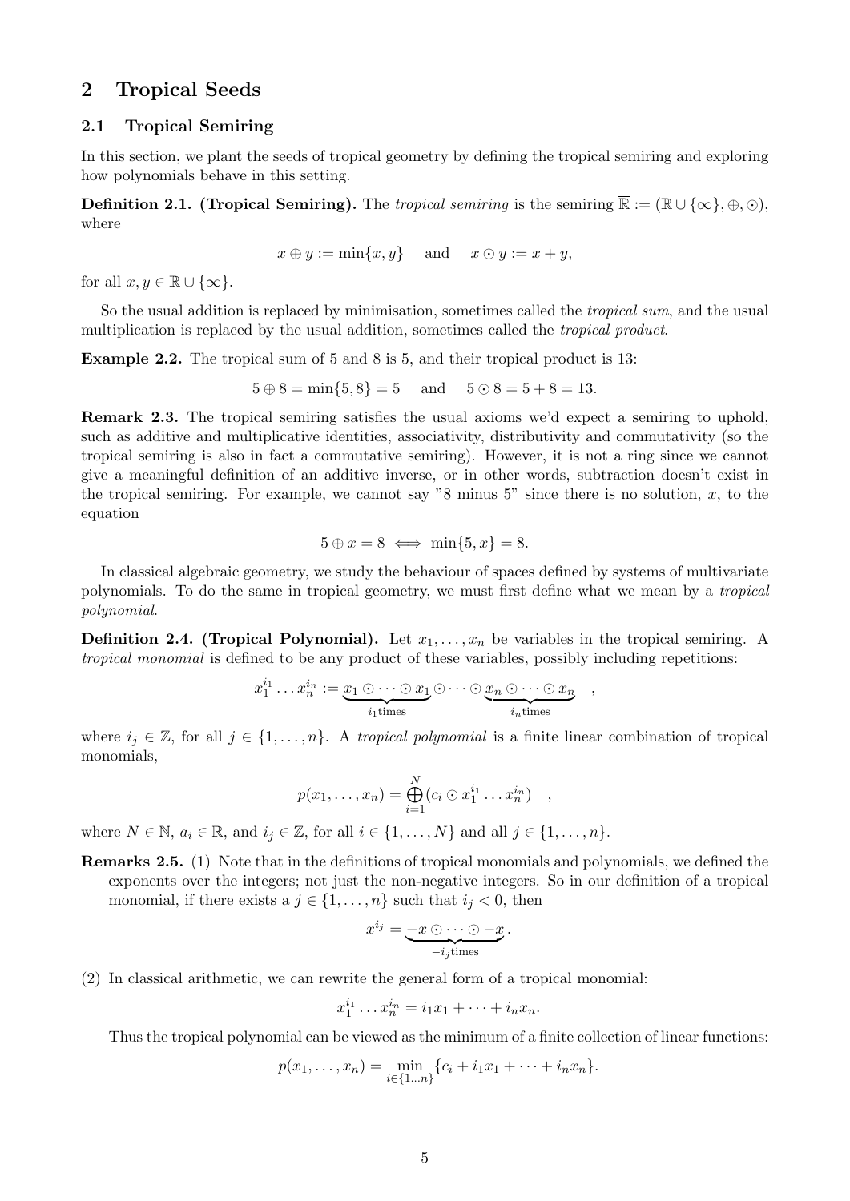## 2 Tropical Seeds

### 2.1 Tropical Semiring

In this section, we plant the seeds of tropical geometry by defining the tropical semiring and exploring how polynomials behave in this setting.

**Definition 2.1. (Tropical Semiring).** The *tropical semiring* is the semiring $\overline{\mathbb{R}} := (\mathbb{R} \cup \{\infty\}, \oplus, \odot)$, where

$$x \oplus y := \min\{x, y\} \quad \text{and} \quad x \odot y := x + y,$$

for all $x, y \in \mathbb{R} \cup \{\infty\}$.

So the usual addition is replaced by minimisation, sometimes called the *tropical sum*, and the usual multiplication is replaced by the usual addition, sometimes called the *tropical product*.

**Example 2.2.** The tropical sum of 5 and 8 is 5, and their tropical product is 13:

$$5 \oplus 8 = \min\{5, 8\} = 5 \quad \text{and} \quad 5 \odot 8 = 5 + 8 = 13.$$

**Remark 2.3.** The tropical semiring satisfies the usual axioms we'd expect a semiring to uphold, such as additive and multiplicative identities, associativity, distributivity and commutativity (so the tropical semiring is also in fact a commutative semiring). However, it is not a ring since we cannot give a meaningful definition of an additive inverse, or in other words, subtraction doesn't exist in the tropical semiring. For example, we cannot say "8 minus 5" since there is no solution, $x$, to the equation

$$5 \oplus x = 8 \iff \min\{5, x\} = 8.$$

In classical algebraic geometry, we study the behaviour of spaces defined by systems of multivariate polynomials. To do the same in tropical geometry, we must first define what we mean by a *tropical polynomial*.

**Definition 2.4. (Tropical Polynomial).** Let $x_1, \ldots, x_n$ be variables in the tropical semiring. A *tropical monomial* is defined to be any product of these variables, possibly including repetitions:

$$x_1^{i_1} \ldots x_n^{i_n} := \underbrace{x_1 \odot \cdots \odot x_1}_{i_1 \text{times}} \odot \cdots \odot \underbrace{x_n \odot \cdots \odot x_n}_{i_n \text{times}} \quad ,$$

where $i_j \in \mathbb{Z}$, for all $j \in \{1, \ldots, n\}$. A *tropical polynomial* is a finite linear combination of tropical monomials,

$$p(x_1, \ldots, x_n) = \bigoplus_{i=1}^{N} (c_i \odot x_1^{i_1} \ldots x_n^{i_n}) \quad ,$$

where $N \in \mathbb{N}$, $a_i \in \mathbb{R}$, and $i_j \in \mathbb{Z}$, for all $i \in \{1, \ldots, N\}$ and all $j \in \{1, \ldots, n\}$.

**Remarks 2.5.** (1) Note that in the definitions of tropical monomials and polynomials, we defined the exponents over the integers; not just the non-negative integers. So in our definition of a tropical monomial, if there exists a $j \in \{1, \ldots, n\}$ such that $i_j < 0$, then

$$x^{i_j} = \underbrace{-x \odot \cdots \odot -x}_{-i_j \text{times}}.$$

(2) In classical arithmetic, we can rewrite the general form of a tropical monomial:

$$x_1^{i_1} \ldots x_n^{i_n} = i_1 x_1 + \cdots + i_n x_n.$$

Thus the tropical polynomial can be viewed as the minimum of a finite collection of linear functions:

$$p(x_1, \ldots, x_n) = \min_{i \in \{1 \ldots n\}} \{c_i + i_1 x_1 + \cdots + i_n x_n\}.$$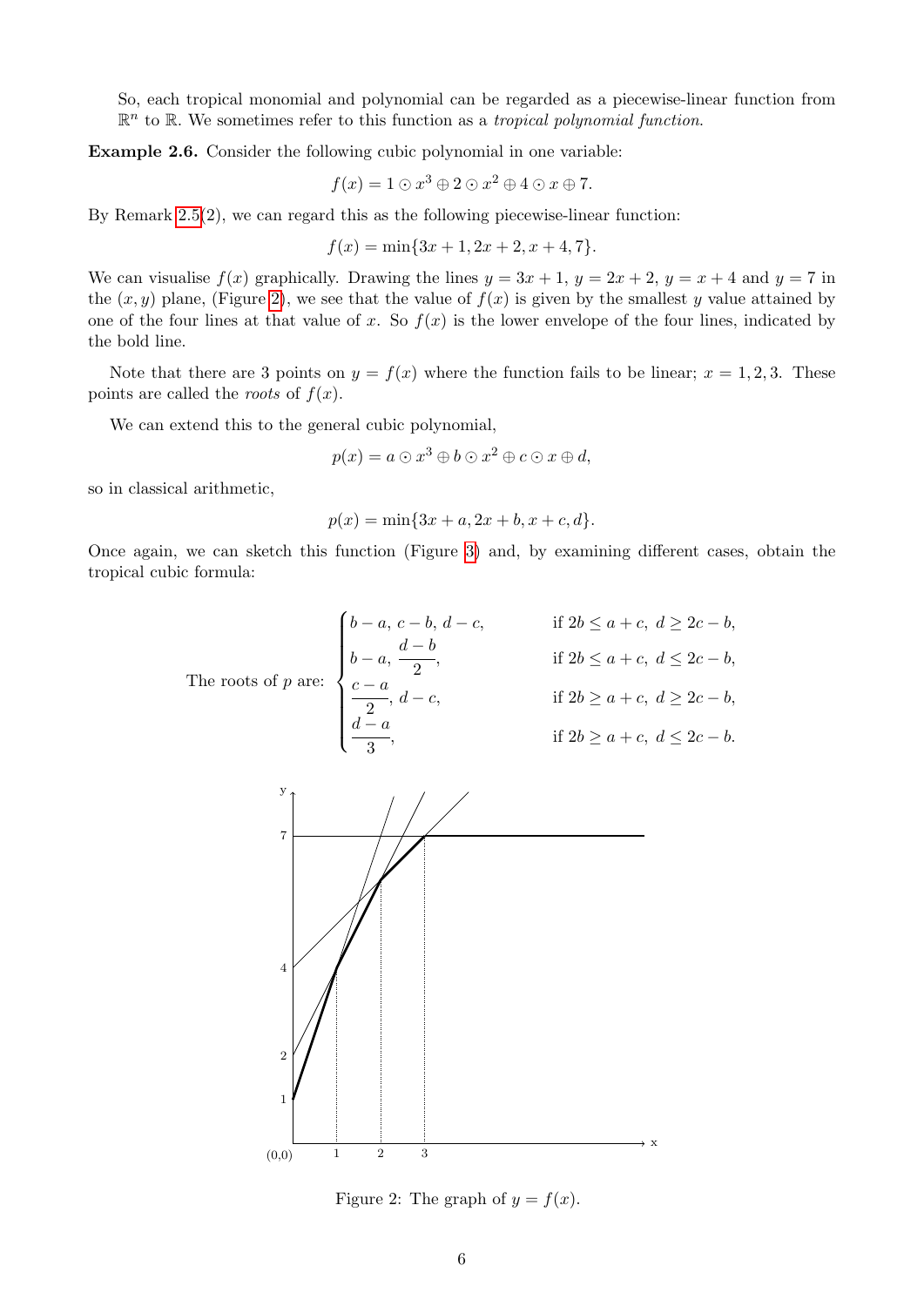So, each tropical monomial and polynomial can be regarded as a piecewise-linear function from $\mathbb{R}^n$ to $\mathbb{R}$. We sometimes refer to this function as a *tropical polynomial function*.

**Example 2.6.** Consider the following cubic polynomial in one variable:

$$f(x) = 1 \odot x^3 \oplus 2 \odot x^2 \oplus 4 \odot x \oplus 7.$$

By Remark 2.5(2), we can regard this as the following piecewise-linear function:

$$f(x) = \min\{3x + 1, 2x + 2, x + 4, 7\}.$$

We can visualise $f(x)$ graphically. Drawing the lines $y = 3x + 1$, $y = 2x + 2$, $y = x + 4$ and $y = 7$ in the $(x, y)$ plane, (Figure 2), we see that the value of $f(x)$ is given by the smallest $y$ value attained by one of the four lines at that value of $x$. So $f(x)$ is the lower envelope of the four lines, indicated by the bold line.

Note that there are 3 points on $y = f(x)$ where the function fails to be linear; $x = 1, 2, 3$. These points are called the *roots* of $f(x)$.

We can extend this to the general cubic polynomial,

$$p(x) = a \odot x^3 \oplus b \odot x^2 \oplus c \odot x \oplus d,$$

so in classical arithmetic,

$$p(x) = \min\{3x + a, 2x + b, x + c, d\}.$$

Once again, we can sketch this function (Figure 3) and, by examining different cases, obtain the tropical cubic formula:

$$\text{The roots of } p \text{ are: } \begin{cases} b - a,\ c - b,\ d - c, & \text{if } 2b \leq a + c,\ d \geq 2c - b, \\ b - a,\ \dfrac{d - b}{2}, & \text{if } 2b \leq a + c,\ d \leq 2c - b, \\ \dfrac{c - a}{2},\ d - c, & \text{if } 2b \geq a + c,\ d \geq 2c - b, \\ \dfrac{d - a}{3}, & \text{if } 2b \geq a + c,\ d \leq 2c - b. \end{cases}$$

Figure 2: The graph of $y = f(x)$.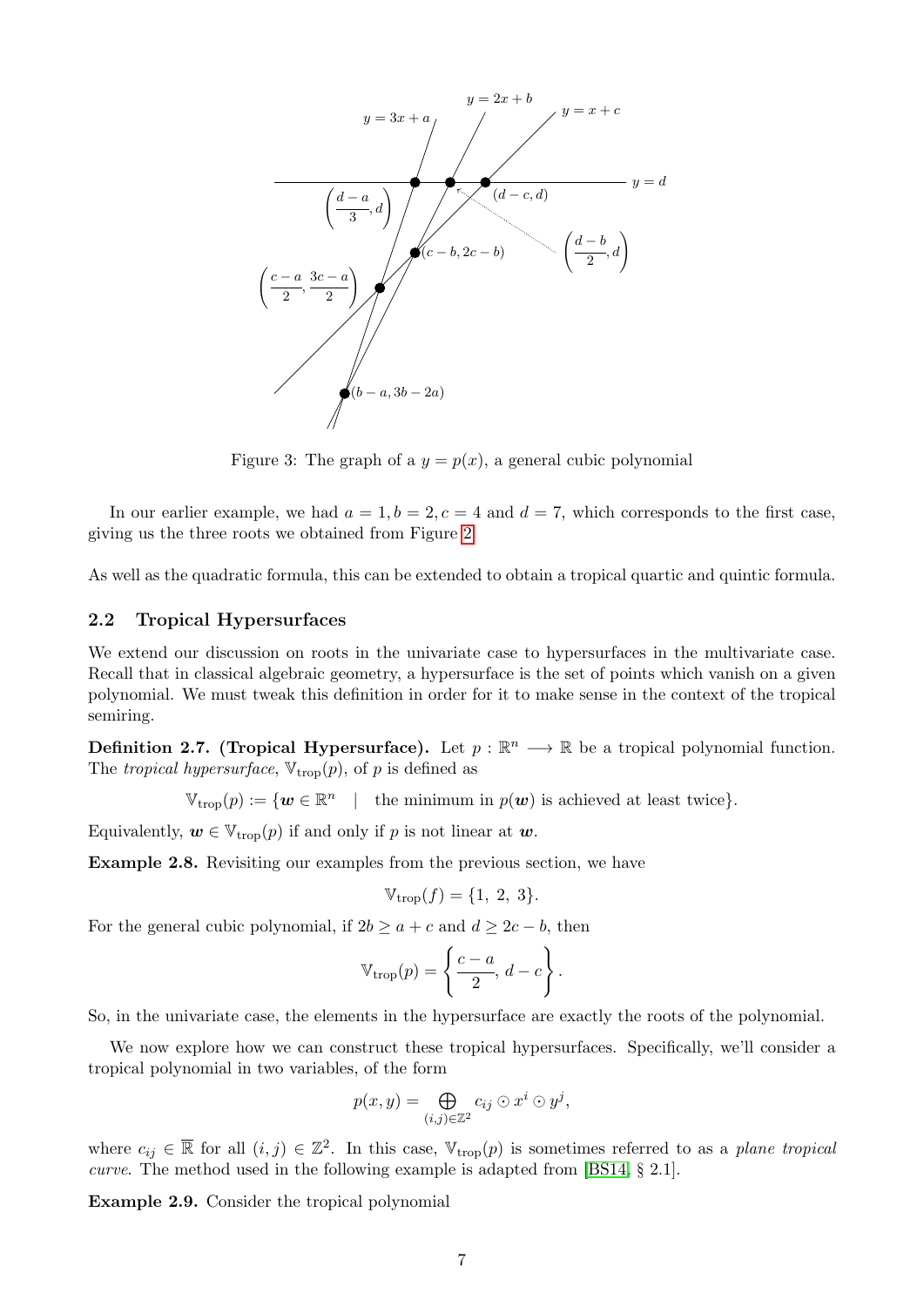Figure 3: The graph of a $y = p(x)$, a general cubic polynomial

In our earlier example, we had $a = 1, b = 2, c = 4$ and $d = 7$, which corresponds to the first case, giving us the three roots we obtained from Figure 2.

As well as the quadratic formula, this can be extended to obtain a tropical quartic and quintic formula.

### 2.2 Tropical Hypersurfaces

We extend our discussion on roots in the univariate case to hypersurfaces in the multivariate case. Recall that in classical algebraic geometry, a hypersurface is the set of points which vanish on a given polynomial. We must tweak this definition in order for it to make sense in the context of the tropical semiring.

**Definition 2.7. (Tropical Hypersurface).** Let $p : \mathbb{R}^n \longrightarrow \mathbb{R}$ be a tropical polynomial function. The *tropical hypersurface*, $\mathbb{V}_{\text{trop}}(p)$, of $p$ is defined as

$$\mathbb{V}_{\text{trop}}(p) := \{\boldsymbol{w} \in \mathbb{R}^n \quad | \quad \text{the minimum in } p(\boldsymbol{w}) \text{ is achieved at least twice}\}.$$

Equivalently, $\boldsymbol{w} \in \mathbb{V}_{\text{trop}}(p)$ if and only if $p$ is not linear at $\boldsymbol{w}$.

**Example 2.8.** Revisiting our examples from the previous section, we have

$$\mathbb{V}_{\text{trop}}(f) = \{1,\ 2,\ 3\}.$$

For the general cubic polynomial, if $2b \geq a + c$ and $d \geq 2c - b$, then

$$\mathbb{V}_{\text{trop}}(p) = \left\{\frac{c-a}{2},\ d - c\right\}.$$

So, in the univariate case, the elements in the hypersurface are exactly the roots of the polynomial.

We now explore how we can construct these tropical hypersurfaces. Specifically, we'll consider a tropical polynomial in two variables, of the form

$$p(x, y) = \bigoplus_{(i,j) \in \mathbb{Z}^2} c_{ij} \odot x^i \odot y^j,$$

where $c_{ij} \in \overline{\mathbb{R}}$ for all $(i, j) \in \mathbb{Z}^2$. In this case, $\mathbb{V}_{\text{trop}}(p)$ is sometimes referred to as a *plane tropical curve*. The method used in the following example is adapted from [BS14, § 2.1].

**Example 2.9.** Consider the tropical polynomial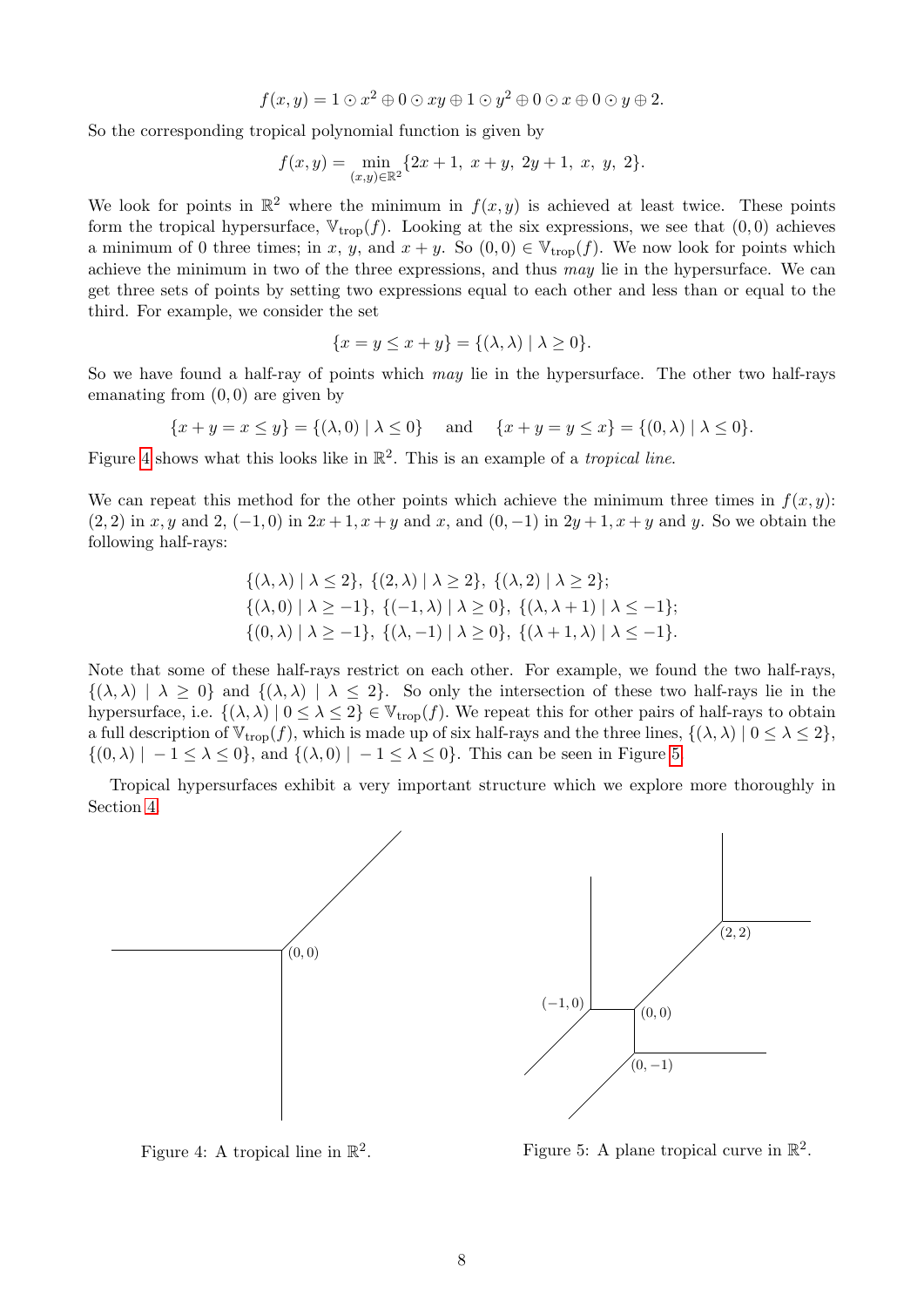$$f(x,y) = 1 \odot x^2 \oplus 0 \odot xy \oplus 1 \odot y^2 \oplus 0 \odot x \oplus 0 \odot y \oplus 2.$$

So the corresponding tropical polynomial function is given by

$$f(x,y) = \min_{(x,y)\in\mathbb{R}^2} \{2x+1,\ x+y,\ 2y+1,\ x,\ y,\ 2\}.$$

We look for points in $\mathbb{R}^2$ where the minimum in $f(x,y)$ is achieved at least twice. These points form the tropical hypersurface, $\mathbb{V}_{\text{trop}}(f)$. Looking at the six expressions, we see that $(0,0)$ achieves a minimum of 0 three times; in $x$, $y$, and $x+y$. So $(0,0) \in \mathbb{V}_{\text{trop}}(f)$. We now look for points which achieve the minimum in two of the three expressions, and thus *may* lie in the hypersurface. We can get three sets of points by setting two expressions equal to each other and less than or equal to the third. For example, we consider the set

$$\{x = y \leq x+y\} = \{(\lambda, \lambda) \mid \lambda \geq 0\}.$$

So we have found a half-ray of points which *may* lie in the hypersurface. The other two half-rays emanating from $(0,0)$ are given by

$$\{x+y = x \leq y\} = \{(\lambda, 0) \mid \lambda \leq 0\} \quad \text{and} \quad \{x+y = y \leq x\} = \{(0, \lambda) \mid \lambda \leq 0\}.$$

Figure 4 shows what this looks like in $\mathbb{R}^2$. This is an example of a *tropical line*.

We can repeat this method for the other points which achieve the minimum three times in $f(x,y)$: $(2,2)$ in $x, y$ and $2$, $(-1,0)$ in $2x+1, x+y$ and $x$, and $(0,-1)$ in $2y+1, x+y$ and $y$. So we obtain the following half-rays:

$$\{(\lambda,\lambda) \mid \lambda \leq 2\},\ \{(2,\lambda) \mid \lambda \geq 2\},\ \{(\lambda, 2) \mid \lambda \geq 2\};$$
$$\{(\lambda, 0) \mid \lambda \geq -1\},\ \{(-1,\lambda) \mid \lambda \geq 0\},\ \{(\lambda, \lambda+1) \mid \lambda \leq -1\};$$
$$\{(0,\lambda) \mid \lambda \geq -1\},\ \{(\lambda,-1) \mid \lambda \geq 0\},\ \{(\lambda+1,\lambda) \mid \lambda \leq -1\}.$$

Note that some of these half-rays restrict on each other. For example, we found the two half-rays, $\{(\lambda,\lambda) \mid \lambda \geq 0\}$ and $\{(\lambda,\lambda) \mid \lambda \leq 2\}$. So only the intersection of these two half-rays lie in the hypersurface, i.e. $\{(\lambda,\lambda) \mid 0 \leq \lambda \leq 2\} \in \mathbb{V}_{\text{trop}}(f)$. We repeat this for other pairs of half-rays to obtain a full description of $\mathbb{V}_{\text{trop}}(f)$, which is made up of six half-rays and the three lines, $\{(\lambda,\lambda) \mid 0 \leq \lambda \leq 2\}$, $\{(0,\lambda) \mid -1 \leq \lambda \leq 0\}$, and $\{(\lambda, 0) \mid -1 \leq \lambda \leq 0\}$. This can be seen in Figure 5.

Tropical hypersurfaces exhibit a very important structure which we explore more thoroughly in Section 4.

Figure 4: A tropical line in $\mathbb{R}^2$.

Figure 5: A plane tropical curve in $\mathbb{R}^2$.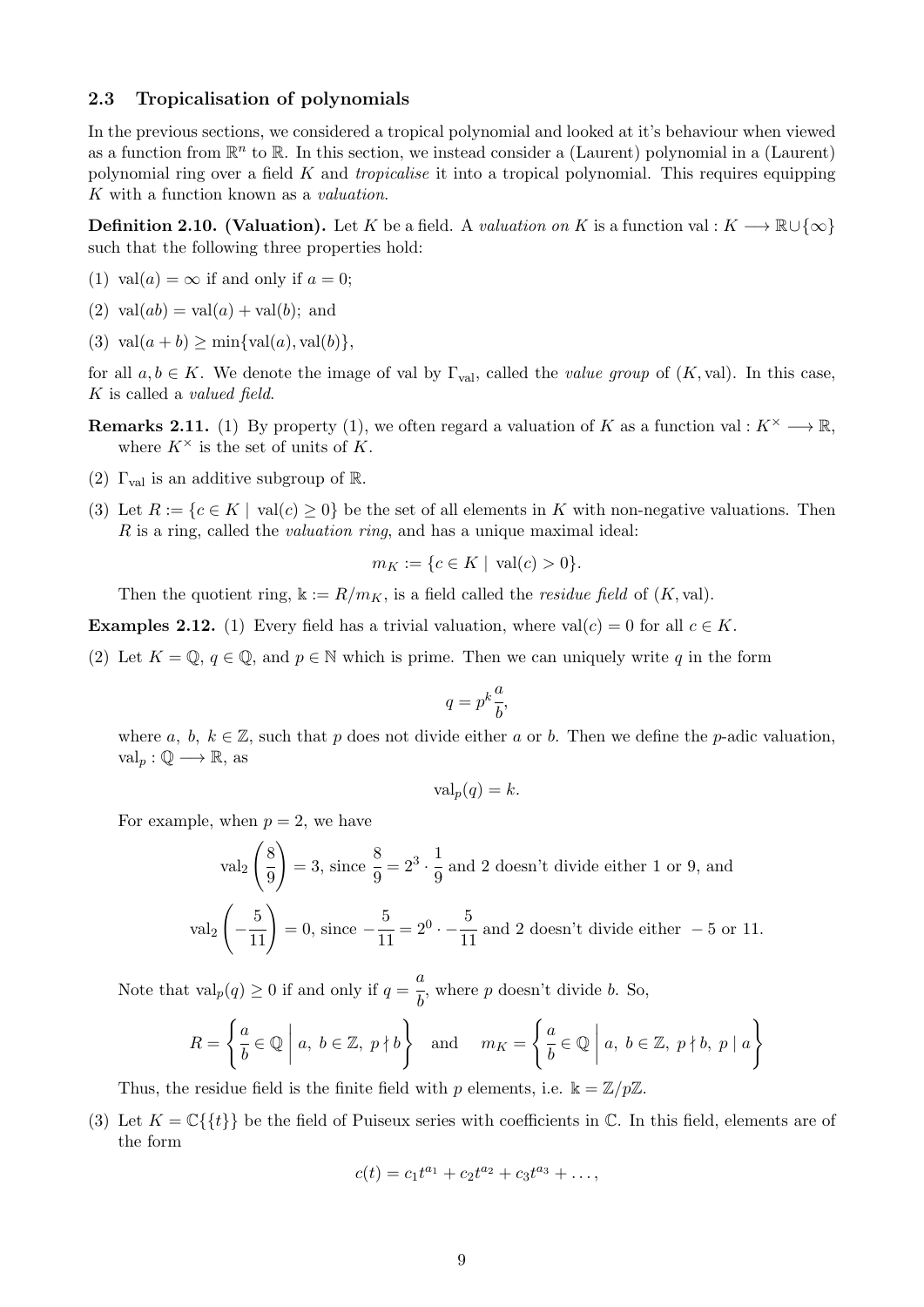### 2.3 Tropicalisation of polynomials

In the previous sections, we considered a tropical polynomial and looked at it's behaviour when viewed as a function from $\mathbb{R}^n$ to $\mathbb{R}$. In this section, we instead consider a (Laurent) polynomial in a (Laurent) polynomial ring over a field $K$ and *tropicalise* it into a tropical polynomial. This requires equipping $K$ with a function known as a *valuation*.

**Definition 2.10. (Valuation).** Let $K$ be a field. A *valuation on* $K$ is a function $\text{val} : K \longrightarrow \mathbb{R} \cup \{\infty\}$ such that the following three properties hold:

(1) $\text{val}(a) = \infty$ if and only if $a = 0$;

(2) $\text{val}(ab) = \text{val}(a) + \text{val}(b)$; and

(3) $\text{val}(a + b) \geq \min\{\text{val}(a), \text{val}(b)\}$,

for all $a, b \in K$. We denote the image of val by $\Gamma_{\text{val}}$, called the *value group* of $(K, \text{val})$. In this case, $K$ is called a *valued field*.

**Remarks 2.11.** (1) By property (1), we often regard a valuation of $K$ as a function $\text{val} : K^\times \longrightarrow \mathbb{R}$, where $K^\times$ is the set of units of $K$.

(2) $\Gamma_{\text{val}}$ is an additive subgroup of $\mathbb{R}$.

(3) Let $R := \{c \in K \mid \text{val}(c) \geq 0\}$ be the set of all elements in $K$ with non-negative valuations. Then $R$ is a ring, called the *valuation ring*, and has a unique maximal ideal:

$$m_K := \{c \in K \mid \text{val}(c) > 0\}.$$

Then the quotient ring, $\Bbbk := R/m_K$, is a field called the *residue field* of $(K, \text{val})$.

**Examples 2.12.** (1) Every field has a trivial valuation, where $\text{val}(c) = 0$ for all $c \in K$.

(2) Let $K = \mathbb{Q}$, $q \in \mathbb{Q}$, and $p \in \mathbb{N}$ which is prime. Then we can uniquely write $q$ in the form

$$q = p^k \frac{a}{b},$$

where $a,\ b,\ k \in \mathbb{Z}$, such that $p$ does not divide either $a$ or $b$. Then we define the $p$-adic valuation, $\text{val}_p : \mathbb{Q} \longrightarrow \mathbb{R}$, as

$$\text{val}_p(q) = k.$$

For example, when $p = 2$, we have

$$\text{val}_2\left(\frac{8}{9}\right) = 3, \text{ since } \frac{8}{9} = 2^3 \cdot \frac{1}{9} \text{ and 2 doesn't divide either 1 or 9, and}$$

$$\text{val}_2\left(-\frac{5}{11}\right) = 0, \text{ since } -\frac{5}{11} = 2^0 \cdot -\frac{5}{11} \text{ and 2 doesn't divide either } -5 \text{ or 11.}$$

Note that $\text{val}_p(q) \geq 0$ if and only if $q = \dfrac{a}{b}$, where $p$ doesn't divide $b$. So,

$$R = \left\{ \frac{a}{b} \in \mathbb{Q} \;\middle|\; a,\ b \in \mathbb{Z},\ p \nmid b \right\} \quad \text{and} \quad m_K = \left\{ \frac{a}{b} \in \mathbb{Q} \;\middle|\; a,\ b \in \mathbb{Z},\ p \nmid b,\ p \mid a \right\}$$

Thus, the residue field is the finite field with $p$ elements, i.e. $\Bbbk = \mathbb{Z}/p\mathbb{Z}$.

(3) Let $K = \mathbb{C}\{\{t\}\}$ be the field of Puiseux series with coefficients in $\mathbb{C}$. In this field, elements are of the form

$$c(t) = c_1 t^{a_1} + c_2 t^{a_2} + c_3 t^{a_3} + \ldots,$$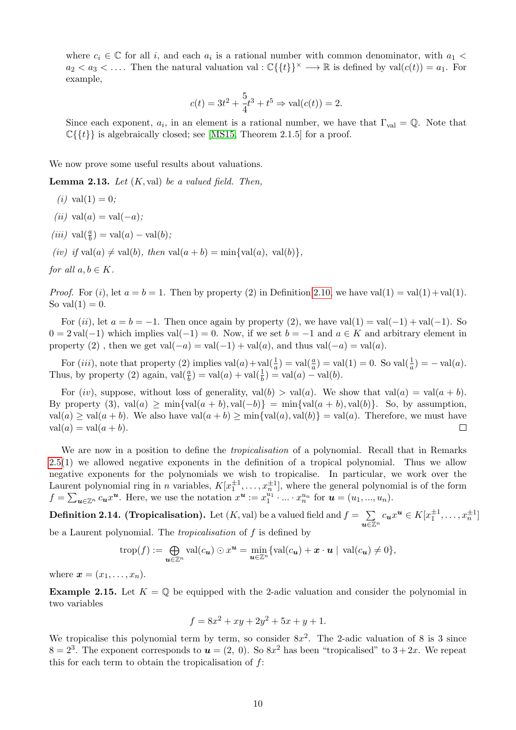where $c_i \in \mathbb{C}$ for all $i$, and each $a_i$ is a rational number with common denominator, with $a_1 < a_2 < a_3 < \dots$. Then the natural valuation $\text{val} : \mathbb{C}\{\{t\}\}^\times \longrightarrow \mathbb{R}$ is defined by $\text{val}(c(t)) = a_1$. For example,

$$c(t) = 3t^2 + \frac{5}{4}t^3 + t^5 \Rightarrow \text{val}(c(t)) = 2.$$

Since each exponent, $a_i$, in an element is a rational number, we have that $\Gamma_{\text{val}} = \mathbb{Q}$. Note that $\mathbb{C}\{\{t\}\}$ is algebraically closed; see [MS15, Theorem 2.1.5] for a proof.

We now prove some useful results about valuations.

**Lemma 2.13.** *Let* $(K, \text{val})$ *be a valued field. Then,*

*(i)* $\text{val}(1) = 0$*;*

*(ii)* $\text{val}(a) = \text{val}(-a)$*;*

*(iii)* $\text{val}(\frac{a}{b}) = \text{val}(a) - \text{val}(b)$*;*

*(iv) if* $\text{val}(a) \neq \text{val}(b)$*, then* $\text{val}(a + b) = \min\{\text{val}(a),\ \text{val}(b)\}$*,*

*for all* $a, b \in K$*.*

*Proof.* For $(i)$, let $a = b = 1$. Then by property (2) in Definition 2.10, we have $\text{val}(1) = \text{val}(1) + \text{val}(1)$. So $\text{val}(1) = 0$.

For $(ii)$, let $a = b = -1$. Then once again by property (2), we have $\text{val}(1) = \text{val}(-1) + \text{val}(-1)$. So $0 = 2\,\text{val}(-1)$ which implies $\text{val}(-1) = 0$. Now, if we set $b = -1$ and $a \in K$ and arbitrary element in property (2) , then we get $\text{val}(-a) = \text{val}(-1) + \text{val}(a)$, and thus $\text{val}(-a) = \text{val}(a)$.

For $(iii)$, note that property (2) implies $\text{val}(a) + \text{val}(\frac{1}{a}) = \text{val}(\frac{a}{a}) = \text{val}(1) = 0$. So $\text{val}(\frac{1}{a}) = -\text{val}(a)$. Thus, by property (2) again, $\text{val}(\frac{a}{b}) = \text{val}(a) + \text{val}(\frac{1}{b}) = \text{val}(a) - \text{val}(b)$.

For $(iv)$, suppose, without loss of generality, $\text{val}(b) > \text{val}(a)$. We show that $\text{val}(a) = \text{val}(a + b)$. By property (3), $\text{val}(a) \geq \min\{\text{val}(a + b), \text{val}(-b)\} = \min\{\text{val}(a + b), \text{val}(b)\}$. So, by assumption, $\text{val}(a) \geq \text{val}(a + b)$. We also have $\text{val}(a + b) \geq \min\{\text{val}(a), \text{val}(b)\} = \text{val}(a)$. Therefore, we must have $\text{val}(a) = \text{val}(a + b)$. $\square$

We are now in a position to define the *tropicalisation* of a polynomial. Recall that in Remarks 2.5(1) we allowed negative exponents in the definition of a tropical polynomial. Thus we allow negative exponents for the polynomials we wish to tropicalise. In particular, we work over the Laurent polynomial ring in $n$ variables, $K[x_1^{\pm 1}, \dots, x_n^{\pm 1}]$, where the general polynomial is of the form $f = \sum_{\boldsymbol{u} \in \mathbb{Z}^n} c_{\boldsymbol{u}} x^{\boldsymbol{u}}$. Here, we use the notation $x^{\boldsymbol{u}} := x_1^{u_1} \cdot \ldots \cdot x_n^{u_n}$ for $\boldsymbol{u} = (u_1, \dots, u_n)$.

**Definition 2.14. (Tropicalisation).** Let $(K, \text{val})$ be a valued field and $f = \sum\limits_{\boldsymbol{u} \in \mathbb{Z}^n} c_{\boldsymbol{u}} x^{\boldsymbol{u}} \in K[x_1^{\pm 1}, \dots, x_n^{\pm 1}]$ be a Laurent polynomial. The *tropicalisation* of $f$ is defined by

$$\text{trop}(f) := \bigoplus_{\boldsymbol{u} \in \mathbb{Z}^n} \text{val}(c_{\boldsymbol{u}}) \odot x^{\boldsymbol{u}} = \min_{\boldsymbol{u} \in \mathbb{Z}^n} \{\text{val}(c_{\boldsymbol{u}}) + \boldsymbol{x} \cdot \boldsymbol{u} \mid \text{val}(c_{\boldsymbol{u}}) \neq 0\},$$

where $\boldsymbol{x} = (x_1, \dots, x_n)$.

**Example 2.15.** Let $K = \mathbb{Q}$ be equipped with the 2-adic valuation and consider the polynomial in two variables

$$f = 8x^2 + xy + 2y^2 + 5x + y + 1.$$

We tropicalise this polynomial term by term, so consider $8x^2$. The 2-adic valuation of 8 is 3 since $8 = 2^3$. The exponent corresponds to $\boldsymbol{u} = (2,\ 0)$. So $8x^2$ has been "tropicalised" to $3 + 2x$. We repeat this for each term to obtain the tropicalisation of $f$: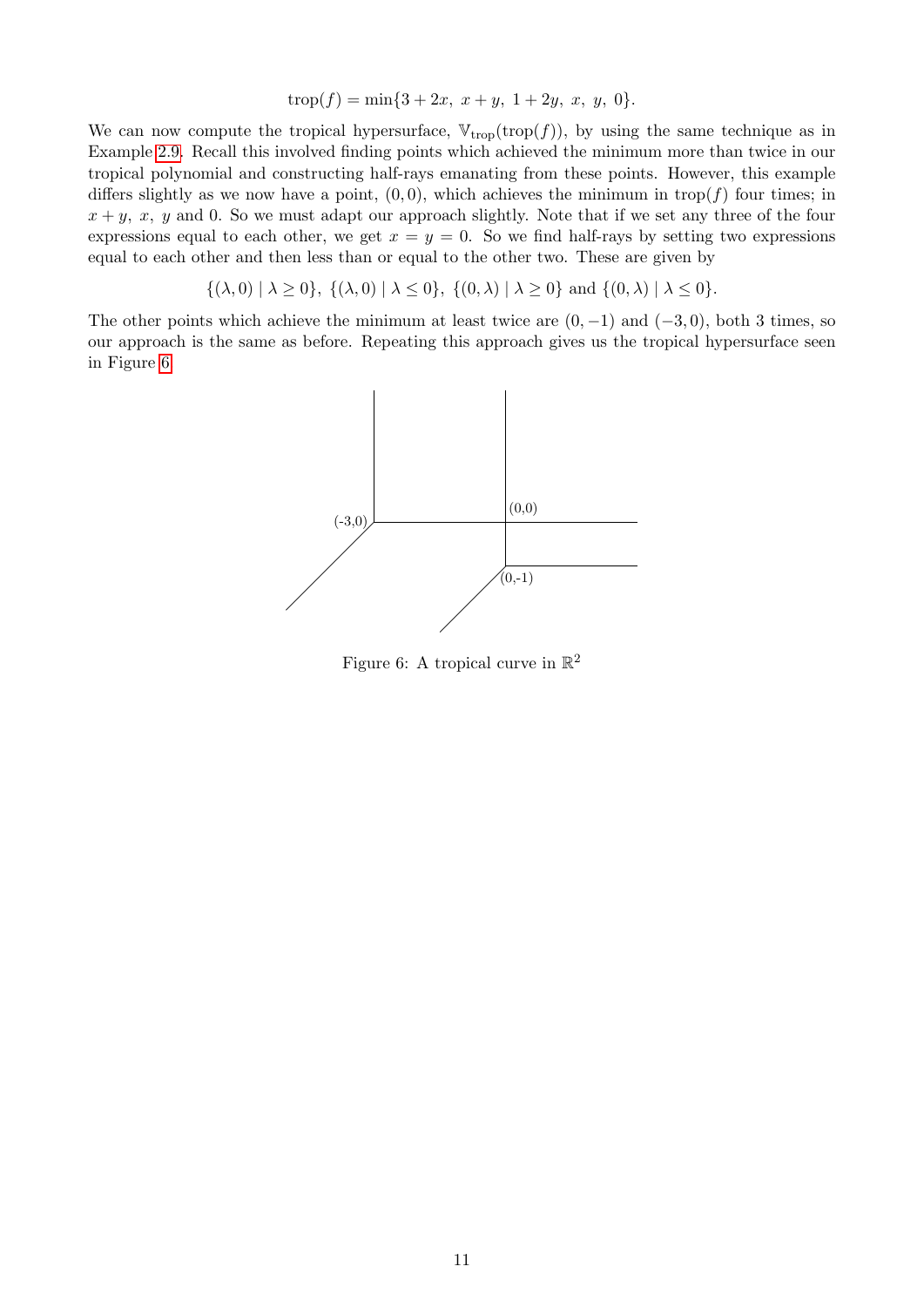$$\text{trop}(f) = \min\{3 + 2x,\ x + y,\ 1 + 2y,\ x,\ y,\ 0\}.$$

We can now compute the tropical hypersurface, $\mathbb{V}_{\text{trop}}(\text{trop}(f))$, by using the same technique as in Example 2.9. Recall this involved finding points which achieved the minimum more than twice in our tropical polynomial and constructing half-rays emanating from these points. However, this example differs slightly as we now have a point, $(0, 0)$, which achieves the minimum in $\text{trop}(f)$ four times; in $x + y$, $x$, $y$ and $0$. So we must adapt our approach slightly. Note that if we set any three of the four expressions equal to each other, we get $x = y = 0$. So we find half-rays by setting two expressions equal to each other and then less than or equal to the other two. These are given by

$$\{(\lambda, 0) \mid \lambda \geq 0\},\ \{(\lambda, 0) \mid \lambda \leq 0\},\ \{(0, \lambda) \mid \lambda \geq 0\} \text{ and } \{(0, \lambda) \mid \lambda \leq 0\}.$$

The other points which achieve the minimum at least twice are $(0, -1)$ and $(-3, 0)$, both 3 times, so our approach is the same as before. Repeating this approach gives us the tropical hypersurface seen in Figure 6.

Figure 6: A tropical curve in $\mathbb{R}^2$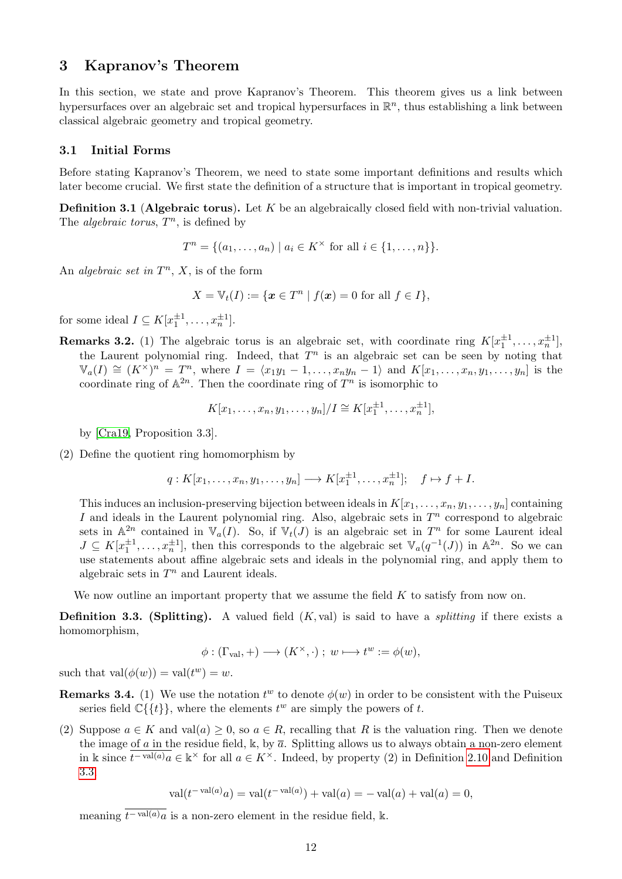## 3 Kapranov's Theorem

In this section, we state and prove Kapranov's Theorem. This theorem gives us a link between hypersurfaces over an algebraic set and tropical hypersurfaces in $\mathbb{R}^n$, thus establishing a link between classical algebraic geometry and tropical geometry.

### 3.1 Initial Forms

Before stating Kapranov's Theorem, we need to state some important definitions and results which later become crucial. We first state the definition of a structure that is important in tropical geometry.

**Definition 3.1** (**Algebraic torus**). Let $K$ be an algebraically closed field with non-trivial valuation. The *algebraic torus*, $T^n$, is defined by

$$T^n = \{(a_1, \ldots, a_n) \mid a_i \in K^\times \text{ for all } i \in \{1, \ldots, n\}\}.$$

An *algebraic set in* $T^n$, $X$, is of the form

$$X = \mathbb{V}_t(I) := \{\boldsymbol{x} \in T^n \mid f(\boldsymbol{x}) = 0 \text{ for all } f \in I\},$$

for some ideal $I \subseteq K[x_1^{\pm 1}, \ldots, x_n^{\pm 1}]$.

**Remarks 3.2.** (1) The algebraic torus is an algebraic set, with coordinate ring $K[x_1^{\pm 1}, \ldots, x_n^{\pm 1}]$, the Laurent polynomial ring. Indeed, that $T^n$ is an algebraic set can be seen by noting that $\mathbb{V}_a(I) \cong (K^\times)^n = T^n$, where $I = \langle x_1 y_1 - 1, \ldots, x_n y_n - 1\rangle$ and $K[x_1, \ldots, x_n, y_1, \ldots, y_n]$ is the coordinate ring of $\mathbb{A}^{2n}$. Then the coordinate ring of $T^n$ is isomorphic to

$$K[x_1, \ldots, x_n, y_1, \ldots, y_n]/I \cong K[x_1^{\pm 1}, \ldots, x_n^{\pm 1}],$$

by [Cra19, Proposition 3.3].

(2) Define the quotient ring homomorphism by

$$q : K[x_1, \ldots, x_n, y_1, \ldots, y_n] \longrightarrow K[x_1^{\pm 1}, \ldots, x_n^{\pm 1}]; \quad f \mapsto f + I.$$

This induces an inclusion-preserving bijection between ideals in $K[x_1, \ldots, x_n, y_1, \ldots, y_n]$ containing $I$ and ideals in the Laurent polynomial ring. Also, algebraic sets in $T^n$ correspond to algebraic sets in $\mathbb{A}^{2n}$ contained in $\mathbb{V}_a(I)$. So, if $\mathbb{V}_t(J)$ is an algebraic set in $T^n$ for some Laurent ideal $J \subseteq K[x_1^{\pm 1}, \ldots, x_n^{\pm 1}]$, then this corresponds to the algebraic set $\mathbb{V}_a(q^{-1}(J))$ in $\mathbb{A}^{2n}$. So we can use statements about affine algebraic sets and ideals in the polynomial ring, and apply them to algebraic sets in $T^n$ and Laurent ideals.

We now outline an important property that we assume the field $K$ to satisfy from now on.

**Definition 3.3. (Splitting).** A valued field $(K, \text{val})$ is said to have a *splitting* if there exists a homomorphism,

$$\phi : (\Gamma_{\text{val}}, +) \longrightarrow (K^\times, \cdot)\,;\; w \longmapsto t^w := \phi(w),$$

such that $\text{val}(\phi(w)) = \text{val}(t^w) = w$.

**Remarks 3.4.** (1) We use the notation $t^w$ to denote $\phi(w)$ in order to be consistent with the Puiseux series field $\mathbb{C}\{\{t\}\}$, where the elements $t^w$ are simply the powers of $t$.

(2) Suppose $a \in K$ and $\text{val}(a) \geq 0$, so $a \in R$, recalling that $R$ is the valuation ring. Then we denote the image of $a$ in the residue field, $\Bbbk$, by $\overline{a}$. Splitting allows us to always obtain a non-zero element in $\Bbbk$ since $\overline{t^{-\text{val}(a)} a} \in \Bbbk^\times$ for all $a \in K^\times$. Indeed, by property (2) in Definition 2.10 and Definition 3.3

$$\text{val}(t^{-\text{val}(a)} a) = \text{val}(t^{-\text{val}(a)}) + \text{val}(a) = -\text{val}(a) + \text{val}(a) = 0,$$

meaning $\overline{t^{-\text{val}(a)} a}$ is a non-zero element in the residue field, $\Bbbk$.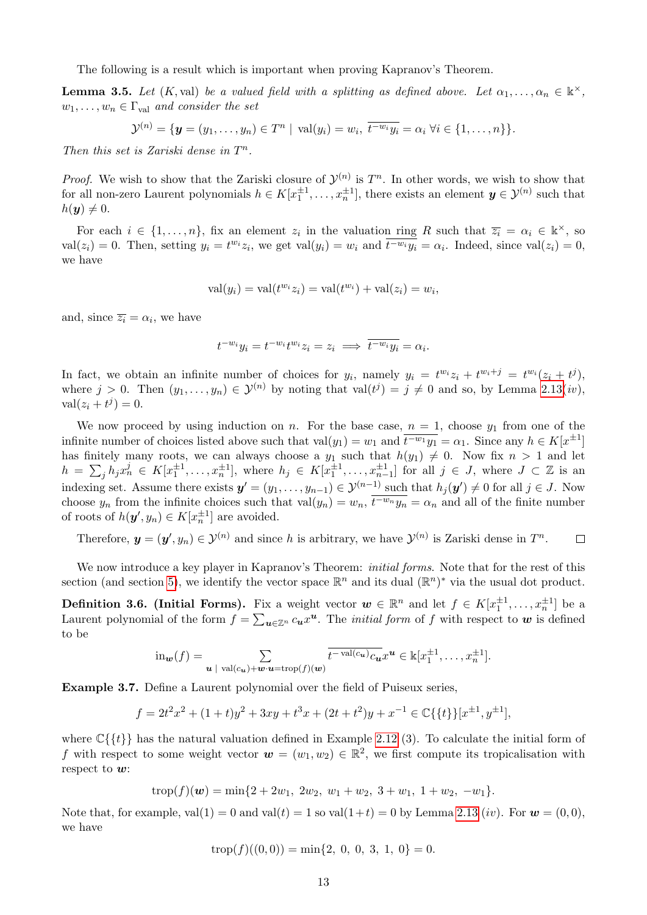The following is a result which is important when proving Kapranov's Theorem.

**Lemma 3.5.** *Let* $(K, \mathrm{val})$ *be a valued field with a splitting as defined above. Let* $\alpha_1, \dots, \alpha_n \in \Bbbk^\times$, $w_1, \dots, w_n \in \Gamma_{\mathrm{val}}$ *and consider the set*

$$\mathcal{Y}^{(n)} = \{\boldsymbol{y} = (y_1, \dots, y_n) \in T^n \mid \mathrm{val}(y_i) = w_i,\ \overline{t^{-w_i} y_i} = \alpha_i\ \forall i \in \{1, \dots, n\}\}.$$

*Then this set is Zariski dense in* $T^n$.

*Proof.* We wish to show that the Zariski closure of $\mathcal{Y}^{(n)}$ is $T^n$. In other words, we wish to show that for all non-zero Laurent polynomials $h \in K[x_1^{\pm 1}, \dots, x_n^{\pm 1}]$, there exists an element $\boldsymbol{y} \in \mathcal{Y}^{(n)}$ such that $h(\boldsymbol{y}) \neq 0$.

For each $i \in \{1, \dots, n\}$, fix an element $z_i$ in the valuation ring $R$ such that $\overline{z_i} = \alpha_i \in \Bbbk^\times$, so $\mathrm{val}(z_i) = 0$. Then, setting $y_i = t^{w_i} z_i$, we get $\mathrm{val}(y_i) = w_i$ and $\overline{t^{-w_i} y_i} = \alpha_i$. Indeed, since $\mathrm{val}(z_i) = 0$, we have

$$\mathrm{val}(y_i) = \mathrm{val}(t^{w_i} z_i) = \mathrm{val}(t^{w_i}) + \mathrm{val}(z_i) = w_i,$$

and, since $\overline{z_i} = \alpha_i$, we have

$$t^{-w_i} y_i = t^{-w_i} t^{w_i} z_i = z_i \implies \overline{t^{-w_i} y_i} = \alpha_i.$$

In fact, we obtain an infinite number of choices for $y_i$, namely $y_i = t^{w_i} z_i + t^{w_i + j} = t^{w_i}(z_i + t^j)$, where $j > 0$. Then $(y_1, \dots, y_n) \in \mathcal{Y}^{(n)}$ by noting that $\mathrm{val}(t^j) = j \neq 0$ and so, by Lemma 2.13(*iv*), $\mathrm{val}(z_i + t^j) = 0$.

We now proceed by using induction on $n$. For the base case, $n = 1$, choose $y_1$ from one of the infinite number of choices listed above such that $\mathrm{val}(y_1) = w_1$ and $\overline{t^{-w_1} y_1} = \alpha_1$. Since any $h \in K[x^{\pm 1}]$ has finitely many roots, we can always choose a $y_1$ such that $h(y_1) \neq 0$. Now fix $n > 1$ and let $h = \sum_j h_j x_n^j \in K[x_1^{\pm 1}, \dots, x_n^{\pm 1}]$, where $h_j \in K[x_1^{\pm 1}, \dots, x_{n-1}^{\pm 1}]$ for all $j \in J$, where $J \subset \mathbb{Z}$ is an indexing set. Assume there exists $\boldsymbol{y}' = (y_1, \dots, y_{n-1}) \in \mathcal{Y}^{(n-1)}$ such that $h_j(\boldsymbol{y}') \neq 0$ for all $j \in J$. Now choose $y_n$ from the infinite choices such that $\mathrm{val}(y_n) = w_n$, $\overline{t^{-w_n} y_n} = \alpha_n$ and all of the finite number of roots of $h(\boldsymbol{y}', y_n) \in K[x_n^{\pm 1}]$ are avoided.

Therefore, $\boldsymbol{y} = (\boldsymbol{y}', y_n) \in \mathcal{Y}^{(n)}$ and since $h$ is arbitrary, we have $\mathcal{Y}^{(n)}$ is Zariski dense in $T^n$. $\square$

We now introduce a key player in Kapranov's Theorem: *initial forms.* Note that for the rest of this section (and section 5), we identify the vector space $\mathbb{R}^n$ and its dual $(\mathbb{R}^n)^*$ via the usual dot product.

**Definition 3.6. (Initial Forms).** Fix a weight vector $\boldsymbol{w} \in \mathbb{R}^n$ and let $f \in K[x_1^{\pm 1}, \dots, x_n^{\pm 1}]$ be a Laurent polynomial of the form $f = \sum_{\boldsymbol{u} \in \mathbb{Z}^n} c_{\boldsymbol{u}} x^{\boldsymbol{u}}$. The *initial form* of $f$ with respect to $\boldsymbol{w}$ is defined to be

$$\mathrm{in}_{\boldsymbol{w}}(f) = \sum_{\boldsymbol{u} \ \mid\ \mathrm{val}(c_{\boldsymbol{u}}) + \boldsymbol{w} \cdot \boldsymbol{u} = \mathrm{trop}(f)(\boldsymbol{w})} \overline{t^{-\mathrm{val}(c_{\boldsymbol{u}})} c_{\boldsymbol{u}}} x^{\boldsymbol{u}} \in \Bbbk[x_1^{\pm 1}, \dots, x_n^{\pm 1}].$$

**Example 3.7.** Define a Laurent polynomial over the field of Puiseux series,

$$f = 2t^2 x^2 + (1+t) y^2 + 3xy + t^3 x + (2t + t^2) y + x^{-1} \in \mathbb{C}\{\{t\}\}[x^{\pm 1}, y^{\pm 1}],$$

where $\mathbb{C}\{\{t\}\}$ has the natural valuation defined in Example 2.12 (3). To calculate the initial form of $f$ with respect to some weight vector $\boldsymbol{w} = (w_1, w_2) \in \mathbb{R}^2$, we first compute its tropicalisation with respect to $\boldsymbol{w}$:

$$\mathrm{trop}(f)(\boldsymbol{w}) = \min\{2 + 2w_1,\ 2w_2,\ w_1 + w_2,\ 3 + w_1,\ 1 + w_2,\ -w_1\}.$$

Note that, for example, $\mathrm{val}(1) = 0$ and $\mathrm{val}(t) = 1$ so $\mathrm{val}(1+t) = 0$ by Lemma 2.13 (*iv*). For $\boldsymbol{w} = (0, 0)$, we have

$$\mathrm{trop}(f)((0,0)) = \min\{2,\ 0,\ 0,\ 3,\ 1,\ 0\} = 0.$$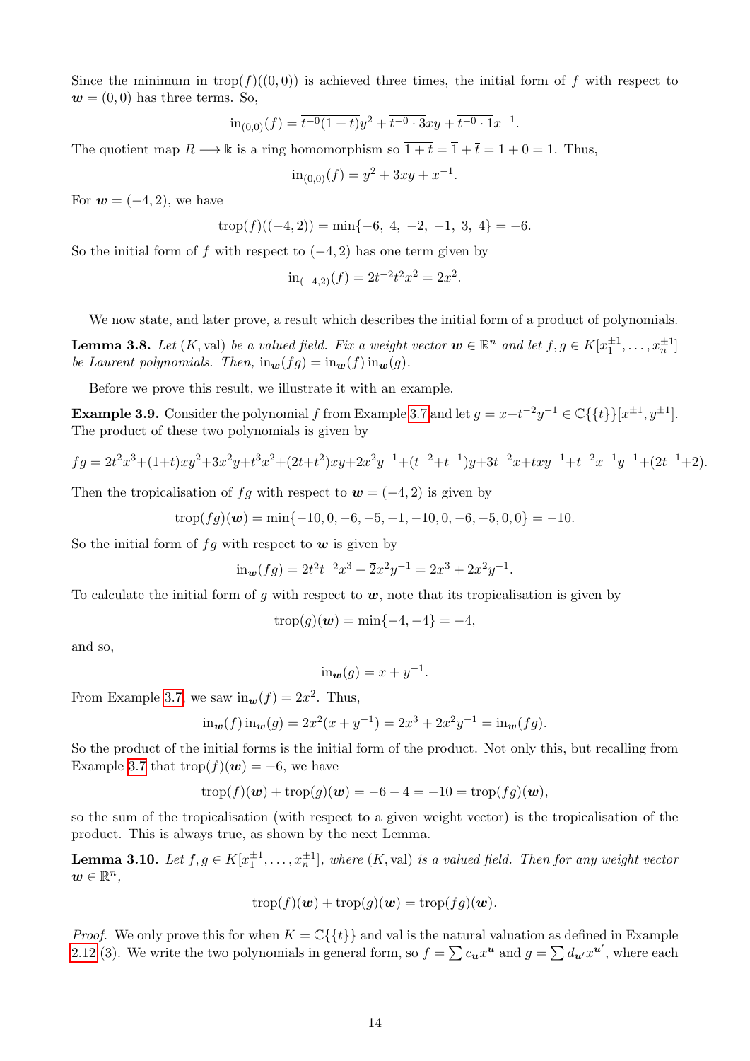Since the minimum in $\operatorname{trop}(f)((0,0))$ is achieved three times, the initial form of $f$ with respect to $\boldsymbol{w} = (0,0)$ has three terms. So,

$$\operatorname{in}_{(0,0)}(f) = \overline{t^{-0}(1+t)}y^2 + \overline{t^{-0} \cdot 3}xy + \overline{t^{-0} \cdot 1}x^{-1}.$$

The quotient map $R \longrightarrow \Bbbk$ is a ring homomorphism so $\overline{1+t} = \overline{1} + \overline{t} = 1 + 0 = 1$. Thus,

$$\operatorname{in}_{(0,0)}(f) = y^2 + 3xy + x^{-1}.$$

For $\boldsymbol{w} = (-4, 2)$, we have

$$\operatorname{trop}(f)((-4,2)) = \min\{-6,\ 4,\ -2,\ -1,\ 3,\ 4\} = -6.$$

So the initial form of $f$ with respect to $(-4,2)$ has one term given by

$$\operatorname{in}_{(-4,2)}(f) = \overline{2t^{-2}t^2}x^2 = 2x^2.$$

We now state, and later prove, a result which describes the initial form of a product of polynomials.

**Lemma 3.8.** *Let $(K, \operatorname{val})$ be a valued field. Fix a weight vector $\boldsymbol{w} \in \mathbb{R}^n$ and let $f, g \in K[x_1^{\pm 1}, \dots, x_n^{\pm 1}]$ be Laurent polynomials. Then, $\operatorname{in}_{\boldsymbol{w}}(fg) = \operatorname{in}_{\boldsymbol{w}}(f)\operatorname{in}_{\boldsymbol{w}}(g)$.*

Before we prove this result, we illustrate it with an example.

**Example 3.9.** Consider the polynomial $f$ from Example 3.7 and let $g = x + t^{-2}y^{-1} \in \mathbb{C}\{\{t\}\}[x^{\pm 1}, y^{\pm 1}]$. The product of these two polynomials is given by

$$fg = 2t^2x^3 + (1+t)xy^2 + 3x^2y + t^3x^2 + (2t+t^2)xy + 2x^2y^{-1} + (t^{-2}+t^{-1})y + 3t^{-2}x + txy^{-1} + t^{-2}x^{-1}y^{-1} + (2t^{-1}+2).$$

Then the tropicalisation of $fg$ with respect to $\boldsymbol{w} = (-4, 2)$ is given by

$$\operatorname{trop}(fg)(\boldsymbol{w}) = \min\{-10, 0, -6, -5, -1, -10, 0, -6, -5, 0, 0\} = -10.$$

So the initial form of $fg$ with respect to $\boldsymbol{w}$ is given by

$$\operatorname{in}_{\boldsymbol{w}}(fg) = \overline{2t^2t^{-2}}x^3 + \overline{2}x^2y^{-1} = 2x^3 + 2x^2y^{-1}.$$

To calculate the initial form of $g$ with respect to $\boldsymbol{w}$, note that its tropicalisation is given by

$$\operatorname{trop}(g)(\boldsymbol{w}) = \min\{-4, -4\} = -4,$$

and so,

$$\operatorname{in}_{\boldsymbol{w}}(g) = x + y^{-1}.$$

From Example 3.7, we saw $\operatorname{in}_{\boldsymbol{w}}(f) = 2x^2$. Thus,

$$\operatorname{in}_{\boldsymbol{w}}(f)\operatorname{in}_{\boldsymbol{w}}(g) = 2x^2(x + y^{-1}) = 2x^3 + 2x^2y^{-1} = \operatorname{in}_{\boldsymbol{w}}(fg).$$

So the product of the initial forms is the initial form of the product. Not only this, but recalling from Example 3.7 that $\operatorname{trop}(f)(\boldsymbol{w}) = -6$, we have

$$\operatorname{trop}(f)(\boldsymbol{w}) + \operatorname{trop}(g)(\boldsymbol{w}) = -6 - 4 = -10 = \operatorname{trop}(fg)(\boldsymbol{w}),$$

so the sum of the tropicalisation (with respect to a given weight vector) is the tropicalisation of the product. This is always true, as shown by the next Lemma.

**Lemma 3.10.** *Let $f, g \in K[x_1^{\pm 1}, \dots, x_n^{\pm 1}]$, where $(K, \operatorname{val})$ is a valued field. Then for any weight vector $\boldsymbol{w} \in \mathbb{R}^n$,*

$$\operatorname{trop}(f)(\boldsymbol{w}) + \operatorname{trop}(g)(\boldsymbol{w}) = \operatorname{trop}(fg)(\boldsymbol{w}).$$

*Proof.* We only prove this for when $K = \mathbb{C}\{\{t\}\}$ and val is the natural valuation as defined in Example 2.12 (3). We write the two polynomials in general form, so $f = \sum c_{\boldsymbol{u}}x^{\boldsymbol{u}}$ and $g = \sum d_{\boldsymbol{u}'}x^{\boldsymbol{u}'}$, where each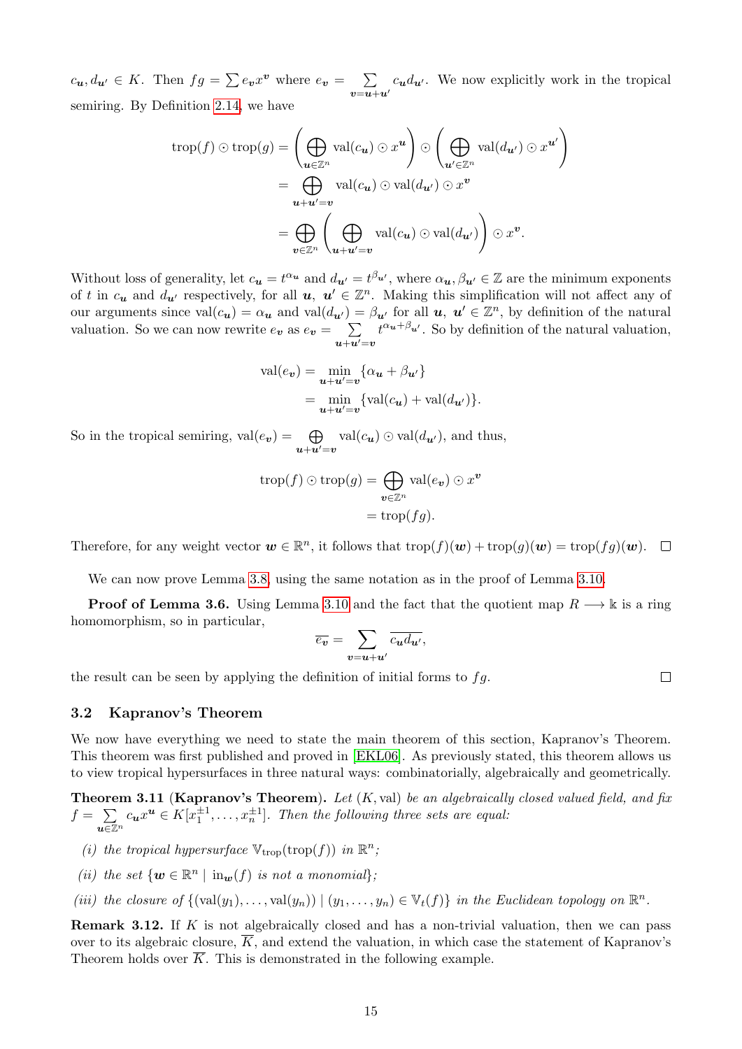$c_{\boldsymbol{u}}, d_{\boldsymbol{u}'} \in K$. Then $fg = \sum e_{\boldsymbol{v}} x^{\boldsymbol{v}}$ where $e_{\boldsymbol{v}} = \sum_{\boldsymbol{v}=\boldsymbol{u}+\boldsymbol{u}'} c_{\boldsymbol{u}} d_{\boldsymbol{u}'}$. We now explicitly work in the tropical semiring. By Definition 2.14, we have

$$
\begin{aligned}
\operatorname{trop}(f) \odot \operatorname{trop}(g) &= \left( \bigoplus_{\boldsymbol{u} \in \mathbb{Z}^n} \operatorname{val}(c_{\boldsymbol{u}}) \odot x^{\boldsymbol{u}} \right) \odot \left( \bigoplus_{\boldsymbol{u}' \in \mathbb{Z}^n} \operatorname{val}(d_{\boldsymbol{u}'}) \odot x^{\boldsymbol{u}'} \right) \\
&= \bigoplus_{\boldsymbol{u}+\boldsymbol{u}'=\boldsymbol{v}} \operatorname{val}(c_{\boldsymbol{u}}) \odot \operatorname{val}(d_{\boldsymbol{u}'}) \odot x^{\boldsymbol{v}} \\
&= \bigoplus_{\boldsymbol{v} \in \mathbb{Z}^n} \left( \bigoplus_{\boldsymbol{u}+\boldsymbol{u}'=\boldsymbol{v}} \operatorname{val}(c_{\boldsymbol{u}}) \odot \operatorname{val}(d_{\boldsymbol{u}'}) \right) \odot x^{\boldsymbol{v}}.
\end{aligned}
$$

Without loss of generality, let $c_{\boldsymbol{u}} = t^{\alpha_{\boldsymbol{u}}}$ and $d_{\boldsymbol{u}'} = t^{\beta_{\boldsymbol{u}'}}$, where $\alpha_{\boldsymbol{u}}, \beta_{\boldsymbol{u}'} \in \mathbb{Z}$ are the minimum exponents of $t$ in $c_{\boldsymbol{u}}$ and $d_{\boldsymbol{u}'}$ respectively, for all $\boldsymbol{u}$, $\boldsymbol{u}' \in \mathbb{Z}^n$. Making this simplification will not affect any of our arguments since $\operatorname{val}(c_{\boldsymbol{u}}) = \alpha_{\boldsymbol{u}}$ and $\operatorname{val}(d_{\boldsymbol{u}'}) = \beta_{\boldsymbol{u}'}$ for all $\boldsymbol{u}$, $\boldsymbol{u}' \in \mathbb{Z}^n$, by definition of the natural valuation. So we can now rewrite $e_{\boldsymbol{v}}$ as $e_{\boldsymbol{v}} = \sum_{\boldsymbol{u}+\boldsymbol{u}'=\boldsymbol{v}} t^{\alpha_{\boldsymbol{u}}+\beta_{\boldsymbol{u}'}}$. So by definition of the natural valuation,

$$
\begin{aligned}
\operatorname{val}(e_{\boldsymbol{v}}) &= \min_{\boldsymbol{u}+\boldsymbol{u}'=\boldsymbol{v}} \{\alpha_{\boldsymbol{u}} + \beta_{\boldsymbol{u}'}\} \\
&= \min_{\boldsymbol{u}+\boldsymbol{u}'=\boldsymbol{v}} \{\operatorname{val}(c_{\boldsymbol{u}}) + \operatorname{val}(d_{\boldsymbol{u}'})\}.
\end{aligned}
$$

So in the tropical semiring, $\operatorname{val}(e_{\boldsymbol{v}}) = \bigoplus_{\boldsymbol{u}+\boldsymbol{u}'=\boldsymbol{v}} \operatorname{val}(c_{\boldsymbol{u}}) \odot \operatorname{val}(d_{\boldsymbol{u}'})$, and thus,

$$
\begin{aligned}
\operatorname{trop}(f) \odot \operatorname{trop}(g) &= \bigoplus_{\boldsymbol{v} \in \mathbb{Z}^n} \operatorname{val}(e_{\boldsymbol{v}}) \odot x^{\boldsymbol{v}} \\
&= \operatorname{trop}(fg).
\end{aligned}
$$

Therefore, for any weight vector $\boldsymbol{w} \in \mathbb{R}^n$, it follows that $\operatorname{trop}(f)(\boldsymbol{w}) + \operatorname{trop}(g)(\boldsymbol{w}) = \operatorname{trop}(fg)(\boldsymbol{w})$. ☐

We can now prove Lemma 3.8, using the same notation as in the proof of Lemma 3.10.

**Proof of Lemma 3.6.** Using Lemma 3.10 and the fact that the quotient map $R \longrightarrow \Bbbk$ is a ring homomorphism, so in particular,

$$
\overline{e_{\boldsymbol{v}}} = \sum_{\boldsymbol{v}=\boldsymbol{u}+\boldsymbol{u}'} \overline{c_{\boldsymbol{u}} d_{\boldsymbol{u}'}},
$$

the result can be seen by applying the definition of initial forms to $fg$. ☐

### 3.2 Kapranov's Theorem

We now have everything we need to state the main theorem of this section, Kapranov's Theorem. This theorem was first published and proved in [EKL06]. As previously stated, this theorem allows us to view tropical hypersurfaces in three natural ways: combinatorially, algebraically and geometrically.

**Theorem 3.11** (**Kapranov's Theorem**). *Let $(K, \operatorname{val})$ be an algebraically closed valued field, and fix $f = \sum_{\boldsymbol{u} \in \mathbb{Z}^n} c_{\boldsymbol{u}} x^{\boldsymbol{u}} \in K[x_1^{\pm 1}, \ldots, x_n^{\pm 1}]$. Then the following three sets are equal:*

*(i) the tropical hypersurface $\mathbb{V}_{\mathrm{trop}}(\operatorname{trop}(f))$ in $\mathbb{R}^n$;*

*(ii) the set $\{\boldsymbol{w} \in \mathbb{R}^n \mid \operatorname{in}_{\boldsymbol{w}}(f) \text{ is not a monomial}\}$;*

*(iii) the closure of $\{(\operatorname{val}(y_1), \ldots, \operatorname{val}(y_n)) \mid (y_1, \ldots, y_n) \in \mathbb{V}_t(f)\}$ in the Euclidean topology on $\mathbb{R}^n$.*

**Remark 3.12.** If $K$ is not algebraically closed and has a non-trivial valuation, then we can pass over to its algebraic closure, $\overline{K}$, and extend the valuation, in which case the statement of Kapranov's Theorem holds over $\overline{K}$. This is demonstrated in the following example.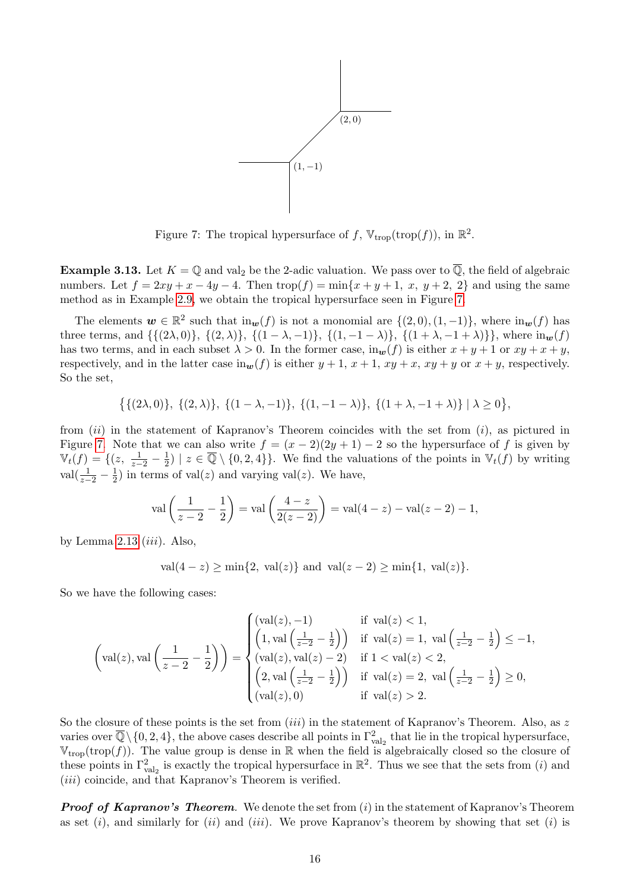Figure 7: The tropical hypersurface of $f$, $\mathbb{V}_{\mathrm{trop}}(\mathrm{trop}(f))$, in $\mathbb{R}^2$.

**Example 3.13.** Let $K = \mathbb{Q}$ and $\mathrm{val}_2$ be the 2-adic valuation. We pass over to $\overline{\mathbb{Q}}$, the field of algebraic numbers. Let $f = 2xy + x - 4y - 4$. Then $\mathrm{trop}(f) = \min\{x + y + 1,\ x,\ y + 2,\ 2\}$ and using the same method as in Example 2.9, we obtain the tropical hypersurface seen in Figure 7.

The elements $\boldsymbol{w} \in \mathbb{R}^2$ such that $\mathrm{in}_{\boldsymbol{w}}(f)$ is not a monomial are $\{(2,0),(1,-1)\}$, where $\mathrm{in}_{\boldsymbol{w}}(f)$ has three terms, and $\{\{(2\lambda, 0)\},\ \{(2,\lambda)\},\ \{(1-\lambda,-1)\},\ \{(1,-1-\lambda)\},\ \{(1+\lambda,-1+\lambda)\}\}$, where $\mathrm{in}_{\boldsymbol{w}}(f)$ has two terms, and in each subset $\lambda > 0$. In the former case, $\mathrm{in}_{\boldsymbol{w}}(f)$ is either $x+y+1$ or $xy+x+y$, respectively, and in the latter case $\mathrm{in}_{\boldsymbol{w}}(f)$ is either $y+1$, $x+1$, $xy+x$, $xy+y$ or $x+y$, respectively. So the set,

$$\big\{\{(2\lambda, 0)\},\ \{(2,\lambda)\},\ \{(1-\lambda,-1)\},\ \{(1,-1-\lambda)\},\ \{(1+\lambda,-1+\lambda)\} \mid \lambda \geq 0\big\},$$

from $(ii)$ in the statement of Kapranov's Theorem coincides with the set from $(i)$, as pictured in Figure 7. Note that we can also write $f = (x-2)(2y+1) - 2$ so the hypersurface of $f$ is given by $\mathbb{V}_t(f) = \{(z,\ \frac{1}{z-2} - \frac{1}{2}) \mid z \in \overline{\mathbb{Q}} \setminus \{0,2,4\}\}$. We find the valuations of the points in $\mathbb{V}_t(f)$ by writing $\mathrm{val}(\frac{1}{z-2} - \frac{1}{2})$ in terms of $\mathrm{val}(z)$ and varying $\mathrm{val}(z)$. We have,

$$\mathrm{val}\left(\frac{1}{z-2} - \frac{1}{2}\right) = \mathrm{val}\left(\frac{4-z}{2(z-2)}\right) = \mathrm{val}(4-z) - \mathrm{val}(z-2) - 1,$$

by Lemma 2.13 $(iii)$. Also,

$$\mathrm{val}(4-z) \geq \min\{2,\ \mathrm{val}(z)\} \text{ and } \mathrm{val}(z-2) \geq \min\{1,\ \mathrm{val}(z)\}.$$

So we have the following cases:

$$\left(\mathrm{val}(z), \mathrm{val}\left(\frac{1}{z-2} - \frac{1}{2}\right)\right) = \begin{cases} (\mathrm{val}(z), -1) & \text{if } \mathrm{val}(z) < 1, \\ \left(1, \mathrm{val}\left(\frac{1}{z-2} - \frac{1}{2}\right)\right) & \text{if } \mathrm{val}(z) = 1,\ \mathrm{val}\left(\frac{1}{z-2} - \frac{1}{2}\right) \leq -1, \\ (\mathrm{val}(z), \mathrm{val}(z) - 2) & \text{if } 1 < \mathrm{val}(z) < 2, \\ \left(2, \mathrm{val}\left(\frac{1}{z-2} - \frac{1}{2}\right)\right) & \text{if } \mathrm{val}(z) = 2,\ \mathrm{val}\left(\frac{1}{z-2} - \frac{1}{2}\right) \geq 0, \\ (\mathrm{val}(z), 0) & \text{if } \mathrm{val}(z) > 2. \end{cases}$$

So the closure of these points is the set from $(iii)$ in the statement of Kapranov's Theorem. Also, as $z$ varies over $\overline{\mathbb{Q}} \setminus \{0,2,4\}$, the above cases describe all points in $\Gamma^2_{\mathrm{val}_2}$ that lie in the tropical hypersurface, $\mathbb{V}_{\mathrm{trop}}(\mathrm{trop}(f))$. The value group is dense in $\mathbb{R}$ when the field is algebraically closed so the closure of these points in $\Gamma^2_{\mathrm{val}_2}$ is exactly the tropical hypersurface in $\mathbb{R}^2$. Thus we see that the sets from $(i)$ and $(iii)$ coincide, and that Kapranov's Theorem is verified.

***Proof of Kapranov's Theorem.*** We denote the set from $(i)$ in the statement of Kapranov's Theorem as set $(i)$, and similarly for $(ii)$ and $(iii)$. We prove Kapranov's theorem by showing that set $(i)$ is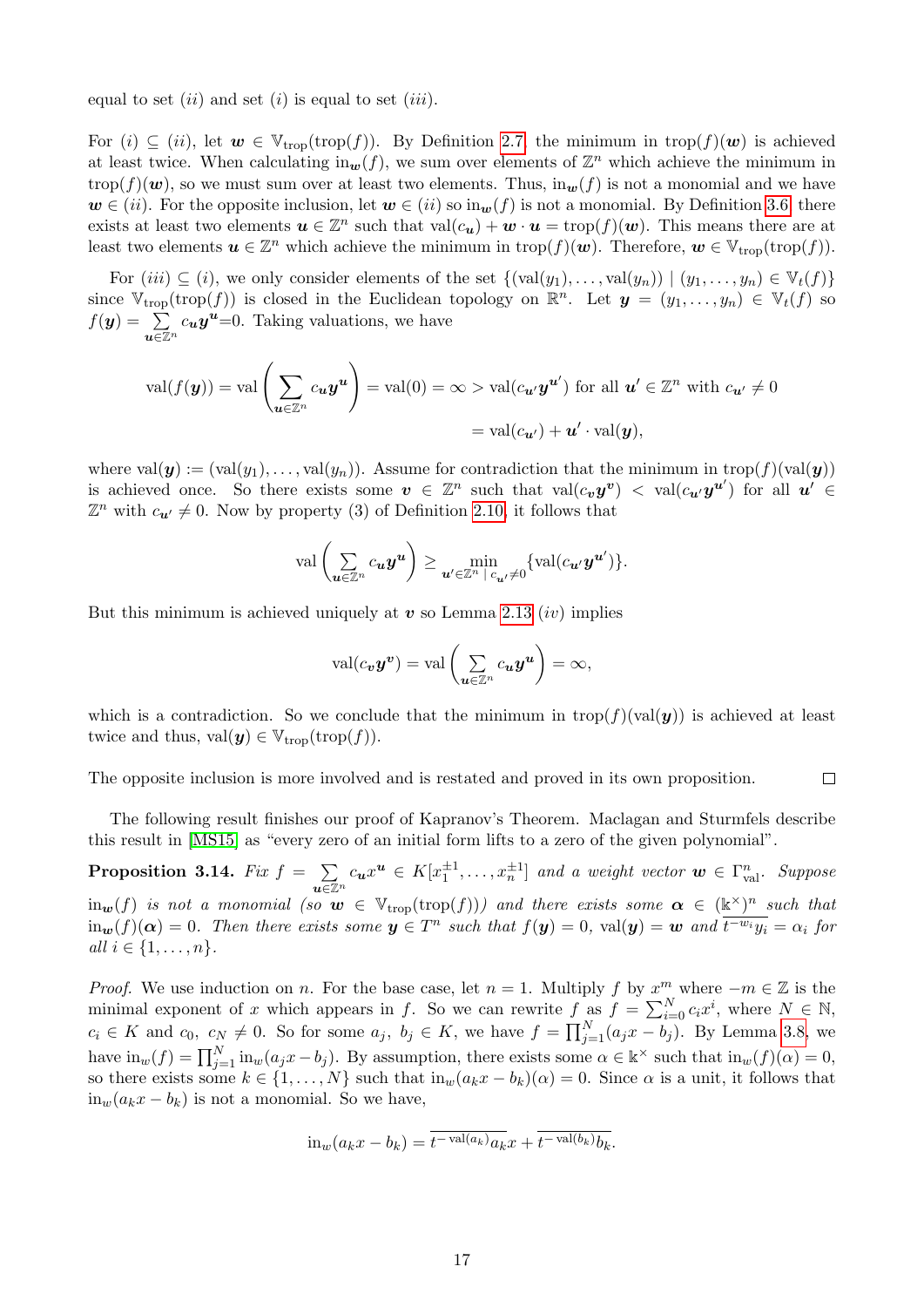equal to set $(ii)$ and set $(i)$ is equal to set $(iii)$.

For $(i) \subseteq (ii)$, let $\boldsymbol{w} \in \mathbb{V}_{\text{trop}}(\text{trop}(f))$. By Definition 2.7, the minimum in $\text{trop}(f)(\boldsymbol{w})$ is achieved at least twice. When calculating $\text{in}_{\boldsymbol{w}}(f)$, we sum over elements of $\mathbb{Z}^n$ which achieve the minimum in $\text{trop}(f)(\boldsymbol{w})$, so we must sum over at least two elements. Thus, $\text{in}_{\boldsymbol{w}}(f)$ is not a monomial and we have $\boldsymbol{w} \in (ii)$. For the opposite inclusion, let $\boldsymbol{w} \in (ii)$ so $\text{in}_{\boldsymbol{w}}(f)$ is not a monomial. By Definition 3.6, there exists at least two elements $\boldsymbol{u} \in \mathbb{Z}^n$ such that $\text{val}(c_{\boldsymbol{u}}) + \boldsymbol{w} \cdot \boldsymbol{u} = \text{trop}(f)(\boldsymbol{w})$. This means there are at least two elements $\boldsymbol{u} \in \mathbb{Z}^n$ which achieve the minimum in $\text{trop}(f)(\boldsymbol{w})$. Therefore, $\boldsymbol{w} \in \mathbb{V}_{\text{trop}}(\text{trop}(f))$.

For $(iii) \subseteq (i)$, we only consider elements of the set $\{(\text{val}(y_1), \ldots, \text{val}(y_n)) \mid (y_1, \ldots, y_n) \in \mathbb{V}_t(f)\}$ since $\mathbb{V}_{\text{trop}}(\text{trop}(f))$ is closed in the Euclidean topology on $\mathbb{R}^n$. Let $\boldsymbol{y} = (y_1, \ldots, y_n) \in \mathbb{V}_t(f)$ so $f(\boldsymbol{y}) = \sum_{\boldsymbol{u} \in \mathbb{Z}^n} c_{\boldsymbol{u}} \boldsymbol{y}^{\boldsymbol{u}} = 0$. Taking valuations, we have

$$\text{val}(f(\boldsymbol{y})) = \text{val}\left(\sum_{\boldsymbol{u} \in \mathbb{Z}^n} c_{\boldsymbol{u}} \boldsymbol{y}^{\boldsymbol{u}}\right) = \text{val}(0) = \infty > \text{val}(c_{\boldsymbol{u}'} \boldsymbol{y}^{\boldsymbol{u}'}) \text{ for all } \boldsymbol{u}' \in \mathbb{Z}^n \text{ with } c_{\boldsymbol{u}'} \neq 0$$
$$= \text{val}(c_{\boldsymbol{u}'}) + \boldsymbol{u}' \cdot \text{val}(\boldsymbol{y}),$$

where $\text{val}(\boldsymbol{y}) := (\text{val}(y_1), \ldots, \text{val}(y_n))$. Assume for contradiction that the minimum in $\text{trop}(f)(\text{val}(\boldsymbol{y}))$ is achieved once. So there exists some $\boldsymbol{v} \in \mathbb{Z}^n$ such that $\text{val}(c_{\boldsymbol{v}} \boldsymbol{y}^{\boldsymbol{v}}) < \text{val}(c_{\boldsymbol{u}'} \boldsymbol{y}^{\boldsymbol{u}'})$ for all $\boldsymbol{u}' \in \mathbb{Z}^n$ with $c_{\boldsymbol{u}'} \neq 0$. Now by property (3) of Definition 2.10, it follows that

$$\text{val}\left(\sum_{\boldsymbol{u} \in \mathbb{Z}^n} c_{\boldsymbol{u}} \boldsymbol{y}^{\boldsymbol{u}}\right) \geq \min_{\boldsymbol{u}' \in \mathbb{Z}^n \mid c_{\boldsymbol{u}'} \neq 0} \{\text{val}(c_{\boldsymbol{u}'} \boldsymbol{y}^{\boldsymbol{u}'})\}.$$

But this minimum is achieved uniquely at $\boldsymbol{v}$ so Lemma 2.13 $(iv)$ implies

$$\text{val}(c_{\boldsymbol{v}} \boldsymbol{y}^{\boldsymbol{v}}) = \text{val}\left(\sum_{\boldsymbol{u} \in \mathbb{Z}^n} c_{\boldsymbol{u}} \boldsymbol{y}^{\boldsymbol{u}}\right) = \infty,$$

which is a contradiction. So we conclude that the minimum in $\text{trop}(f)(\text{val}(\boldsymbol{y}))$ is achieved at least twice and thus, $\text{val}(\boldsymbol{y}) \in \mathbb{V}_{\text{trop}}(\text{trop}(f))$.

The opposite inclusion is more involved and is restated and proved in its own proposition. ☐

The following result finishes our proof of Kapranov's Theorem. Maclagan and Sturmfels describe this result in [MS15] as "every zero of an initial form lifts to a zero of the given polynomial".

**Proposition 3.14.** *Fix $f = \sum_{\boldsymbol{u} \in \mathbb{Z}^n} c_{\boldsymbol{u}} x^{\boldsymbol{u}} \in K[x_1^{\pm 1}, \ldots, x_n^{\pm 1}]$ and a weight vector $\boldsymbol{w} \in \Gamma_{\text{val}}^n$. Suppose $\text{in}_{\boldsymbol{w}}(f)$ is not a monomial (so $\boldsymbol{w} \in \mathbb{V}_{\text{trop}}(\text{trop}(f))$) and there exists some $\boldsymbol{\alpha} \in (\Bbbk^{\times})^n$ such that $\text{in}_{\boldsymbol{w}}(f)(\boldsymbol{\alpha}) = 0$. Then there exists some $\boldsymbol{y} \in T^n$ such that $f(\boldsymbol{y}) = 0$, $\text{val}(\boldsymbol{y}) = \boldsymbol{w}$ and $\overline{t^{-w_i} y_i} = \alpha_i$ for all $i \in \{1, \ldots, n\}$.*

*Proof.* We use induction on $n$. For the base case, let $n = 1$. Multiply $f$ by $x^m$ where $-m \in \mathbb{Z}$ is the minimal exponent of $x$ which appears in $f$. So we can rewrite $f$ as $f = \sum_{i=0}^{N} c_i x^i$, where $N \in \mathbb{N}$, $c_i \in K$ and $c_0$, $c_N \neq 0$. So for some $a_j$, $b_j \in K$, we have $f = \prod_{j=1}^{N} (a_j x - b_j)$. By Lemma 3.8, we have $\text{in}_w(f) = \prod_{j=1}^{N} \text{in}_w(a_j x - b_j)$. By assumption, there exists some $\alpha \in \Bbbk^{\times}$ such that $\text{in}_w(f)(\alpha) = 0$, so there exists some $k \in \{1, \ldots, N\}$ such that $\text{in}_w(a_k x - b_k)(\alpha) = 0$. Since $\alpha$ is a unit, it follows that $\text{in}_w(a_k x - b_k)$ is not a monomial. So we have,

$$\text{in}_w(a_k x - b_k) = \overline{t^{-\text{val}(a_k)} a_k} x + \overline{t^{-\text{val}(b_k)} b_k}.$$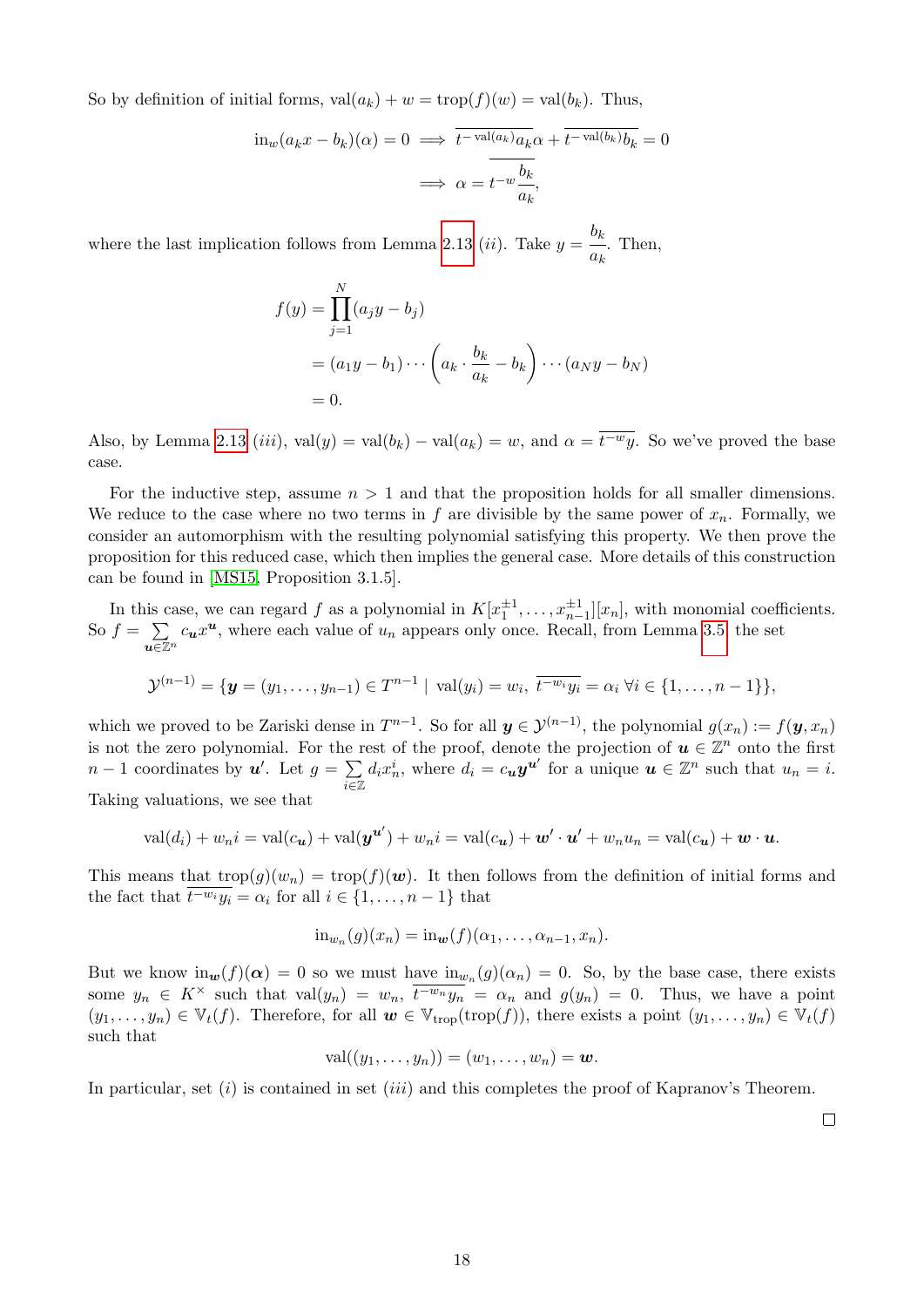So by definition of initial forms, $\mathrm{val}(a_k) + w = \mathrm{trop}(f)(w) = \mathrm{val}(b_k)$. Thus,

$$\mathrm{in}_w(a_k x - b_k)(\alpha) = 0 \implies \overline{t^{-\mathrm{val}(a_k)} a_k}\alpha + \overline{t^{-\mathrm{val}(b_k)} b_k} = 0$$
$$\implies \alpha = \overline{t^{-w}\frac{b_k}{a_k}},$$

where the last implication follows from Lemma 2.13 $(ii)$. Take $y = \dfrac{b_k}{a_k}$. Then,

$$\begin{aligned} f(y) &= \prod_{j=1}^{N}(a_j y - b_j) \\ &= (a_1 y - b_1)\cdots\left(a_k \cdot \frac{b_k}{a_k} - b_k\right)\cdots(a_N y - b_N) \\ &= 0. \end{aligned}$$

Also, by Lemma 2.13 $(iii)$, $\mathrm{val}(y) = \mathrm{val}(b_k) - \mathrm{val}(a_k) = w$, and $\alpha = \overline{t^{-w}y}$. So we've proved the base case.

For the inductive step, assume $n > 1$ and that the proposition holds for all smaller dimensions. We reduce to the case where no two terms in $f$ are divisible by the same power of $x_n$. Formally, we consider an automorphism with the resulting polynomial satisfying this property. We then prove the proposition for this reduced case, which then implies the general case. More details of this construction can be found in [MS15, Proposition 3.1.5].

In this case, we can regard $f$ as a polynomial in $K[x_1^{\pm 1}, \ldots, x_{n-1}^{\pm 1}][x_n]$, with monomial coefficients. So $f = \sum_{\boldsymbol{u} \in \mathbb{Z}^n} c_{\boldsymbol{u}} x^{\boldsymbol{u}}$, where each value of $u_n$ appears only once. Recall, from Lemma 3.5 the set

$$\mathcal{Y}^{(n-1)} = \{\boldsymbol{y} = (y_1, \ldots, y_{n-1}) \in T^{n-1} \mid \mathrm{val}(y_i) = w_i,\ \overline{t^{-w_i}y_i} = \alpha_i\ \forall i \in \{1, \ldots, n-1\}\},$$

which we proved to be Zariski dense in $T^{n-1}$. So for all $\boldsymbol{y} \in \mathcal{Y}^{(n-1)}$, the polynomial $g(x_n) := f(\boldsymbol{y}, x_n)$ is not the zero polynomial. For the rest of the proof, denote the projection of $\boldsymbol{u} \in \mathbb{Z}^n$ onto the first $n-1$ coordinates by $\boldsymbol{u}'$. Let $g = \sum_{i \in \mathbb{Z}} d_i x_n^i$, where $d_i = c_{\boldsymbol{u}} \boldsymbol{y}^{\boldsymbol{u}'}$ for a unique $\boldsymbol{u} \in \mathbb{Z}^n$ such that $u_n = i$. Taking valuations, we see that

$$\mathrm{val}(d_i) + w_n i = \mathrm{val}(c_{\boldsymbol{u}}) + \mathrm{val}(\boldsymbol{y}^{\boldsymbol{u}'}) + w_n i = \mathrm{val}(c_{\boldsymbol{u}}) + \boldsymbol{w}' \cdot \boldsymbol{u}' + w_n u_n = \mathrm{val}(c_{\boldsymbol{u}}) + \boldsymbol{w} \cdot \boldsymbol{u}.$$

This means that $\mathrm{trop}(g)(w_n) = \mathrm{trop}(f)(\boldsymbol{w})$. It then follows from the definition of initial forms and the fact that $\overline{t^{-w_i}y_i} = \alpha_i$ for all $i \in \{1, \ldots, n-1\}$ that

$$\mathrm{in}_{w_n}(g)(x_n) = \mathrm{in}_{\boldsymbol{w}}(f)(\alpha_1, \ldots, \alpha_{n-1}, x_n).$$

But we know $\mathrm{in}_{\boldsymbol{w}}(f)(\boldsymbol{\alpha}) = 0$ so we must have $\mathrm{in}_{w_n}(g)(\alpha_n) = 0$. So, by the base case, there exists some $y_n \in K^\times$ such that $\mathrm{val}(y_n) = w_n$, $\overline{t^{-w_n}y_n} = \alpha_n$ and $g(y_n) = 0$. Thus, we have a point $(y_1, \ldots, y_n) \in \mathbb{V}_t(f)$. Therefore, for all $\boldsymbol{w} \in \mathbb{V}_{\mathrm{trop}}(\mathrm{trop}(f))$, there exists a point $(y_1, \ldots, y_n) \in \mathbb{V}_t(f)$ such that

$$\mathrm{val}((y_1, \ldots, y_n)) = (w_1, \ldots, w_n) = \boldsymbol{w}.$$

In particular, set $(i)$ is contained in set $(iii)$ and this completes the proof of Kapranov's Theorem.

□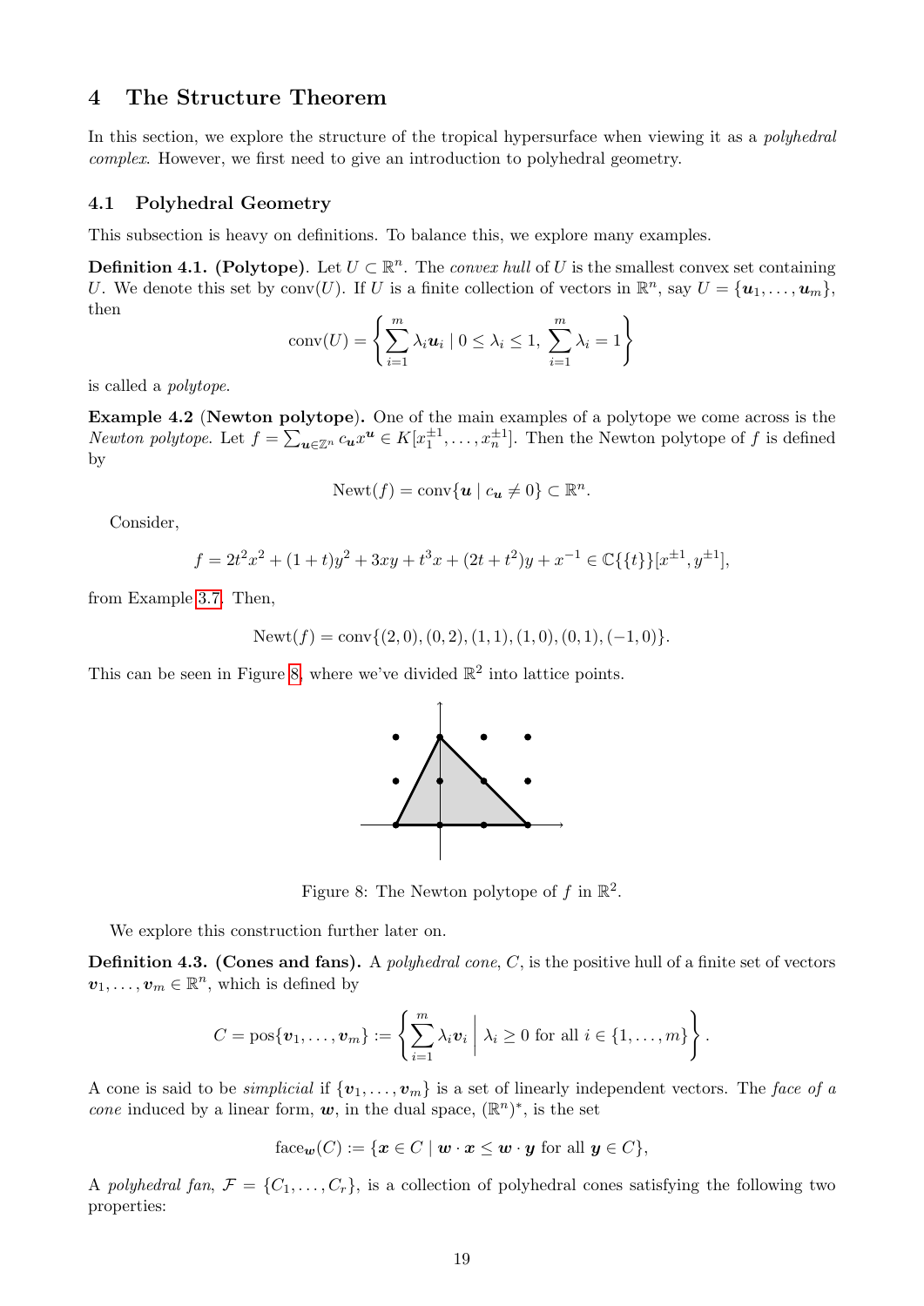## 4 The Structure Theorem

In this section, we explore the structure of the tropical hypersurface when viewing it as a *polyhedral complex*. However, we first need to give an introduction to polyhedral geometry.

### 4.1 Polyhedral Geometry

This subsection is heavy on definitions. To balance this, we explore many examples.

**Definition 4.1. (Polytope)**. Let $U \subset \mathbb{R}^n$. The *convex hull* of $U$ is the smallest convex set containing $U$. We denote this set by $\text{conv}(U)$. If $U$ is a finite collection of vectors in $\mathbb{R}^n$, say $U = \{\boldsymbol{u}_1, \ldots, \boldsymbol{u}_m\}$, then

$$\text{conv}(U) = \left\{ \sum_{i=1}^{m} \lambda_i \boldsymbol{u}_i \mid 0 \leq \lambda_i \leq 1, \ \sum_{i=1}^{m} \lambda_i = 1 \right\}$$

is called a *polytope*.

**Example 4.2 (Newton polytope).** One of the main examples of a polytope we come across is the *Newton polytope*. Let $f = \sum_{\boldsymbol{u} \in \mathbb{Z}^n} c_{\boldsymbol{u}} x^{\boldsymbol{u}} \in K[x_1^{\pm 1}, \ldots, x_n^{\pm 1}]$. Then the Newton polytope of $f$ is defined by

$$\text{Newt}(f) = \text{conv}\{\boldsymbol{u} \mid c_{\boldsymbol{u}} \neq 0\} \subset \mathbb{R}^n.$$

Consider,

$$f = 2t^2x^2 + (1+t)y^2 + 3xy + t^3x + (2t+t^2)y + x^{-1} \in \mathbb{C}\{\{t\}\}[x^{\pm 1}, y^{\pm 1}],$$

from Example 3.7. Then,

$$\text{Newt}(f) = \text{conv}\{(2,0), (0,2), (1,1), (1,0), (0,1), (-1,0)\}.$$

This can be seen in Figure 8, where we've divided $\mathbb{R}^2$ into lattice points.

Figure 8: The Newton polytope of $f$ in $\mathbb{R}^2$.

We explore this construction further later on.

**Definition 4.3. (Cones and fans).** A *polyhedral cone*, $C$, is the positive hull of a finite set of vectors $\boldsymbol{v}_1, \ldots, \boldsymbol{v}_m \in \mathbb{R}^n$, which is defined by

$$C = \text{pos}\{\boldsymbol{v}_1, \ldots, \boldsymbol{v}_m\} := \left\{ \sum_{i=1}^{m} \lambda_i \boldsymbol{v}_i \;\middle|\; \lambda_i \geq 0 \text{ for all } i \in \{1, \ldots, m\} \right\}.$$

A cone is said to be *simplicial* if $\{\boldsymbol{v}_1, \ldots, \boldsymbol{v}_m\}$ is a set of linearly independent vectors. The *face of a cone* induced by a linear form, $\boldsymbol{w}$, in the dual space, $(\mathbb{R}^n)^*$, is the set

$$\text{face}_{\boldsymbol{w}}(C) := \{\boldsymbol{x} \in C \mid \boldsymbol{w} \cdot \boldsymbol{x} \leq \boldsymbol{w} \cdot \boldsymbol{y} \text{ for all } \boldsymbol{y} \in C\},$$

A *polyhedral fan*, $\mathcal{F} = \{C_1, \ldots, C_r\}$, is a collection of polyhedral cones satisfying the following two properties: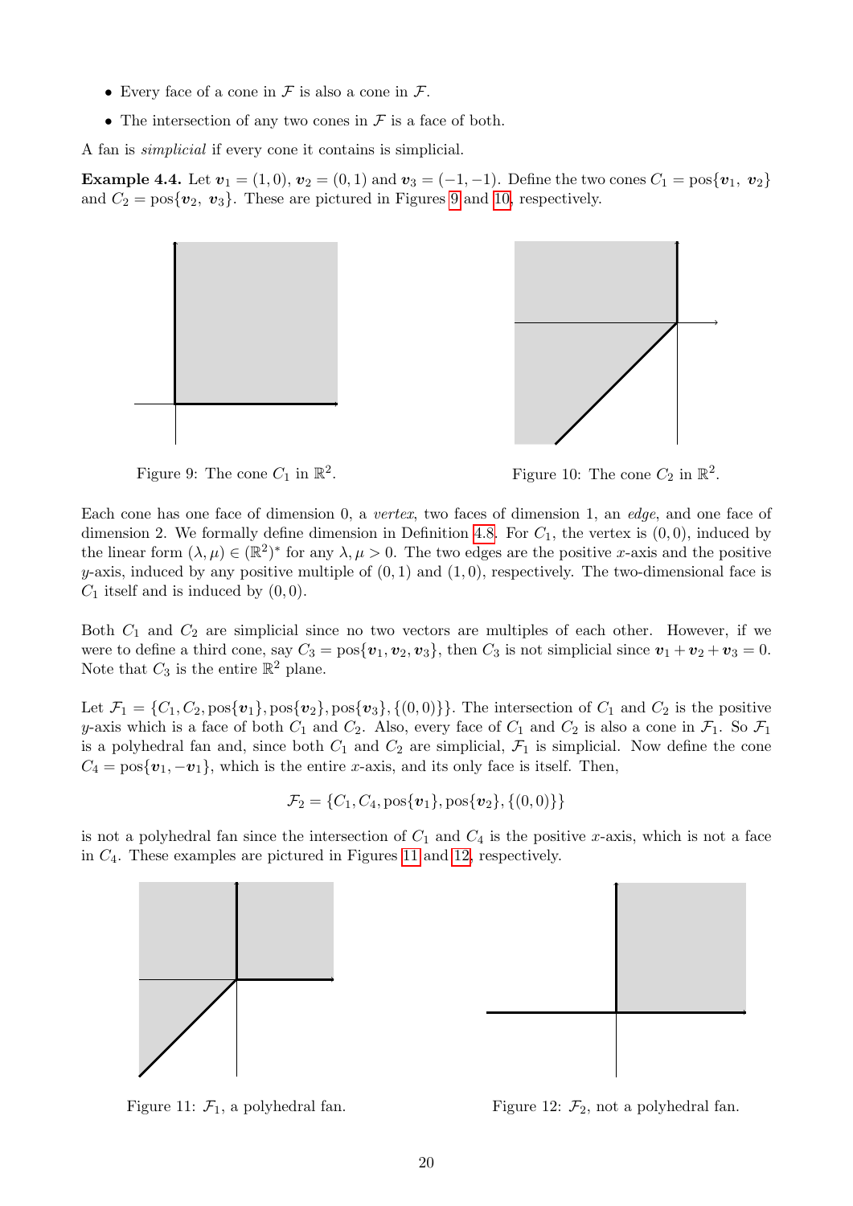- Every face of a cone in $\mathcal{F}$ is also a cone in $\mathcal{F}$.
- The intersection of any two cones in $\mathcal{F}$ is a face of both.

A fan is *simplicial* if every cone it contains is simplicial.

**Example 4.4.** Let $\boldsymbol{v}_1 = (1, 0)$, $\boldsymbol{v}_2 = (0, 1)$ and $\boldsymbol{v}_3 = (-1, -1)$. Define the two cones $C_1 = \text{pos}\{\boldsymbol{v}_1,\ \boldsymbol{v}_2\}$ and $C_2 = \text{pos}\{\boldsymbol{v}_2,\ \boldsymbol{v}_3\}$. These are pictured in Figures 9 and 10, respectively.

Figure 9: The cone $C_1$ in $\mathbb{R}^2$.

Figure 10: The cone $C_2$ in $\mathbb{R}^2$.

Each cone has one face of dimension 0, a *vertex*, two faces of dimension 1, an *edge*, and one face of dimension 2. We formally define dimension in Definition 4.8. For $C_1$, the vertex is $(0, 0)$, induced by the linear form $(\lambda, \mu) \in (\mathbb{R}^2)^*$ for any $\lambda, \mu > 0$. The two edges are the positive $x$-axis and the positive $y$-axis, induced by any positive multiple of $(0, 1)$ and $(1, 0)$, respectively. The two-dimensional face is $C_1$ itself and is induced by $(0, 0)$.

Both $C_1$ and $C_2$ are simplicial since no two vectors are multiples of each other. However, if we were to define a third cone, say $C_3 = \text{pos}\{\boldsymbol{v}_1, \boldsymbol{v}_2, \boldsymbol{v}_3\}$, then $C_3$ is not simplicial since $\boldsymbol{v}_1 + \boldsymbol{v}_2 + \boldsymbol{v}_3 = 0$. Note that $C_3$ is the entire $\mathbb{R}^2$ plane.

Let $\mathcal{F}_1 = \{C_1, C_2, \text{pos}\{\boldsymbol{v}_1\}, \text{pos}\{\boldsymbol{v}_2\}, \text{pos}\{\boldsymbol{v}_3\}, \{(0, 0)\}\}$. The intersection of $C_1$ and $C_2$ is the positive $y$-axis which is a face of both $C_1$ and $C_2$. Also, every face of $C_1$ and $C_2$ is also a cone in $\mathcal{F}_1$. So $\mathcal{F}_1$ is a polyhedral fan and, since both $C_1$ and $C_2$ are simplicial, $\mathcal{F}_1$ is simplicial. Now define the cone $C_4 = \text{pos}\{\boldsymbol{v}_1, -\boldsymbol{v}_1\}$, which is the entire $x$-axis, and its only face is itself. Then,

$$\mathcal{F}_2 = \{C_1, C_4, \text{pos}\{\boldsymbol{v}_1\}, \text{pos}\{\boldsymbol{v}_2\}, \{(0, 0)\}\}$$

is not a polyhedral fan since the intersection of $C_1$ and $C_4$ is the positive $x$-axis, which is not a face in $C_4$. These examples are pictured in Figures 11 and 12, respectively.

Figure 11: $\mathcal{F}_1$, a polyhedral fan.

Figure 12: $\mathcal{F}_2$, not a polyhedral fan.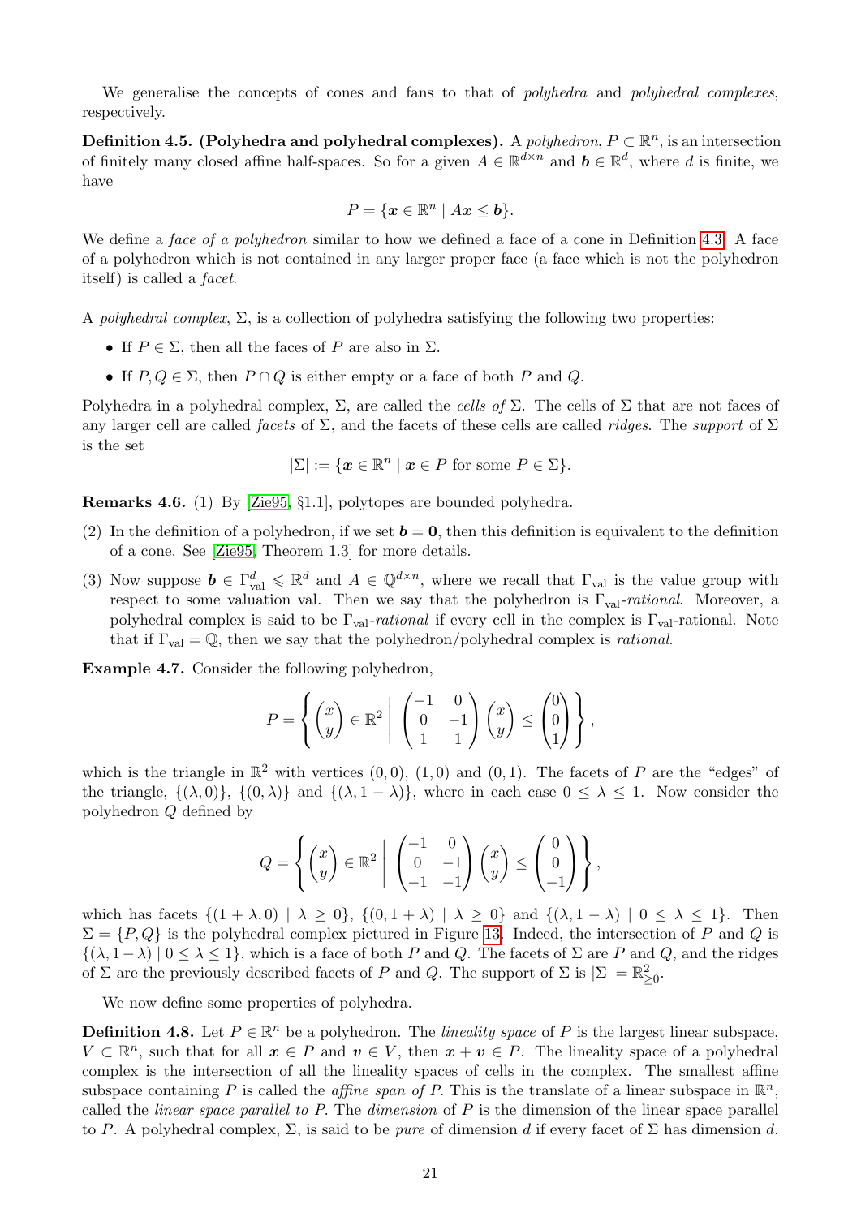We generalise the concepts of cones and fans to that of *polyhedra* and *polyhedral complexes*, respectively.

**Definition 4.5. (Polyhedra and polyhedral complexes).** A *polyhedron*, $P \subset \mathbb{R}^n$, is an intersection of finitely many closed affine half-spaces. So for a given $A \in \mathbb{R}^{d\times n}$ and $\boldsymbol{b} \in \mathbb{R}^d$, where $d$ is finite, we have

$$P = \{\boldsymbol{x} \in \mathbb{R}^n \mid A\boldsymbol{x} \le \boldsymbol{b}\}.$$

We define a *face of a polyhedron* similar to how we defined a face of a cone in Definition 4.3. A face of a polyhedron which is not contained in any larger proper face (a face which is not the polyhedron itself) is called a *facet*.

A *polyhedral complex*, $\Sigma$, is a collection of polyhedra satisfying the following two properties:

- If $P \in \Sigma$, then all the faces of $P$ are also in $\Sigma$.
- If $P, Q \in \Sigma$, then $P \cap Q$ is either empty or a face of both $P$ and $Q$.

Polyhedra in a polyhedral complex, $\Sigma$, are called the *cells of* $\Sigma$. The cells of $\Sigma$ that are not faces of any larger cell are called *facets* of $\Sigma$, and the facets of these cells are called *ridges*. The *support* of $\Sigma$ is the set

$$|\Sigma| := \{\boldsymbol{x} \in \mathbb{R}^n \mid \boldsymbol{x} \in P \text{ for some } P \in \Sigma\}.$$

**Remarks 4.6.** (1) By [Zie95, §1.1], polytopes are bounded polyhedra.

(2) In the definition of a polyhedron, if we set $\boldsymbol{b} = \boldsymbol{0}$, then this definition is equivalent to the definition of a cone. See [Zie95, Theorem 1.3] for more details.

(3) Now suppose $\boldsymbol{b} \in \Gamma_{\text{val}}^d \leqslant \mathbb{R}^d$ and $A \in \mathbb{Q}^{d\times n}$, where we recall that $\Gamma_{\text{val}}$ is the value group with respect to some valuation val. Then we say that the polyhedron is $\Gamma_{\text{val}}$-*rational*. Moreover, a polyhedral complex is said to be $\Gamma_{\text{val}}$-*rational* if every cell in the complex is $\Gamma_{\text{val}}$-rational. Note that if $\Gamma_{\text{val}} = \mathbb{Q}$, then we say that the polyhedron/polyhedral complex is *rational*.

**Example 4.7.** Consider the following polyhedron,

$$P = \left\{ \begin{pmatrix} x \\ y \end{pmatrix} \in \mathbb{R}^2 \;\middle|\; \begin{pmatrix} -1 & 0 \\ 0 & -1 \\ 1 & 1 \end{pmatrix} \begin{pmatrix} x \\ y \end{pmatrix} \le \begin{pmatrix} 0 \\ 0 \\ 1 \end{pmatrix} \right\},$$

which is the triangle in $\mathbb{R}^2$ with vertices $(0,0)$, $(1,0)$ and $(0,1)$. The facets of $P$ are the "edges" of the triangle, $\{(\lambda, 0)\}$, $\{(0,\lambda)\}$ and $\{(\lambda, 1-\lambda)\}$, where in each case $0 \le \lambda \le 1$. Now consider the polyhedron $Q$ defined by

$$Q = \left\{ \begin{pmatrix} x \\ y \end{pmatrix} \in \mathbb{R}^2 \;\middle|\; \begin{pmatrix} -1 & 0 \\ 0 & -1 \\ -1 & -1 \end{pmatrix} \begin{pmatrix} x \\ y \end{pmatrix} \le \begin{pmatrix} 0 \\ 0 \\ -1 \end{pmatrix} \right\},$$

which has facets $\{(1+\lambda, 0) \mid \lambda \ge 0\}$, $\{(0, 1+\lambda) \mid \lambda \ge 0\}$ and $\{(\lambda, 1-\lambda) \mid 0 \le \lambda \le 1\}$. Then $\Sigma = \{P, Q\}$ is the polyhedral complex pictured in Figure 13. Indeed, the intersection of $P$ and $Q$ is $\{(\lambda, 1-\lambda) \mid 0 \le \lambda \le 1\}$, which is a face of both $P$ and $Q$. The facets of $\Sigma$ are $P$ and $Q$, and the ridges of $\Sigma$ are the previously described facets of $P$ and $Q$. The support of $\Sigma$ is $|\Sigma| = \mathbb{R}^2_{\ge 0}$.

We now define some properties of polyhedra.

**Definition 4.8.** Let $P \in \mathbb{R}^n$ be a polyhedron. The *lineality space* of $P$ is the largest linear subspace, $V \subset \mathbb{R}^n$, such that for all $\boldsymbol{x} \in P$ and $\boldsymbol{v} \in V$, then $\boldsymbol{x} + \boldsymbol{v} \in P$. The lineality space of a polyhedral complex is the intersection of all the lineality spaces of cells in the complex. The smallest affine subspace containing $P$ is called the *affine span of* $P$. This is the translate of a linear subspace in $\mathbb{R}^n$, called the *linear space parallel to* $P$. The *dimension* of $P$ is the dimension of the linear space parallel to $P$. A polyhedral complex, $\Sigma$, is said to be *pure* of dimension $d$ if every facet of $\Sigma$ has dimension $d$.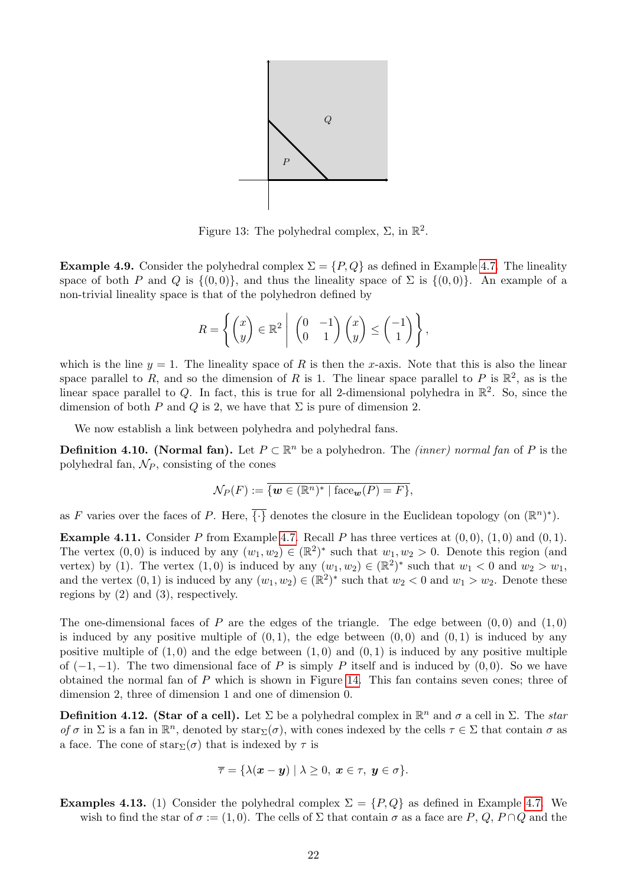Figure 13: The polyhedral complex, $\Sigma$, in $\mathbb{R}^2$.

**Example 4.9.** Consider the polyhedral complex $\Sigma = \{P, Q\}$ as defined in Example 4.7. The lineality space of both $P$ and $Q$ is $\{(0,0)\}$, and thus the lineality space of $\Sigma$ is $\{(0,0)\}$. An example of a non-trivial lineality space is that of the polyhedron defined by

$$R = \left\{ \begin{pmatrix} x \\ y \end{pmatrix} \in \mathbb{R}^2 \;\middle|\; \begin{pmatrix} 0 & -1 \\ 0 & 1 \end{pmatrix} \begin{pmatrix} x \\ y \end{pmatrix} \leq \begin{pmatrix} -1 \\ 1 \end{pmatrix} \right\},$$

which is the line $y = 1$. The lineality space of $R$ is then the $x$-axis. Note that this is also the linear space parallel to $R$, and so the dimension of $R$ is 1. The linear space parallel to $P$ is $\mathbb{R}^2$, as is the linear space parallel to $Q$. In fact, this is true for all 2-dimensional polyhedra in $\mathbb{R}^2$. So, since the dimension of both $P$ and $Q$ is 2, we have that $\Sigma$ is pure of dimension 2.

We now establish a link between polyhedra and polyhedral fans.

**Definition 4.10. (Normal fan).** Let $P \subset \mathbb{R}^n$ be a polyhedron. The *(inner) normal fan* of $P$ is the polyhedral fan, $\mathcal{N}_P$, consisting of the cones

$$\mathcal{N}_P(F) := \overline{\{\boldsymbol{w} \in (\mathbb{R}^n)^* \mid \text{face}_{\boldsymbol{w}}(P) = F\}},$$

as $F$ varies over the faces of $P$. Here, $\overline{\{\cdot\}}$ denotes the closure in the Euclidean topology (on $(\mathbb{R}^n)^*$).

**Example 4.11.** Consider $P$ from Example 4.7. Recall $P$ has three vertices at $(0,0)$, $(1,0)$ and $(0,1)$. The vertex $(0,0)$ is induced by any $(w_1, w_2) \in (\mathbb{R}^2)^*$ such that $w_1, w_2 > 0$. Denote this region (and vertex) by (1). The vertex $(1,0)$ is induced by any $(w_1, w_2) \in (\mathbb{R}^2)^*$ such that $w_1 < 0$ and $w_2 > w_1$, and the vertex $(0,1)$ is induced by any $(w_1, w_2) \in (\mathbb{R}^2)^*$ such that $w_2 < 0$ and $w_1 > w_2$. Denote these regions by (2) and (3), respectively.

The one-dimensional faces of $P$ are the edges of the triangle. The edge between $(0,0)$ and $(1,0)$ is induced by any positive multiple of $(0,1)$, the edge between $(0,0)$ and $(0,1)$ is induced by any positive multiple of $(1,0)$ and the edge between $(1,0)$ and $(0,1)$ is induced by any positive multiple of $(-1,-1)$. The two dimensional face of $P$ is simply $P$ itself and is induced by $(0,0)$. So we have obtained the normal fan of $P$ which is shown in Figure 14. This fan contains seven cones; three of dimension 2, three of dimension 1 and one of dimension 0.

**Definition 4.12. (Star of a cell).** Let $\Sigma$ be a polyhedral complex in $\mathbb{R}^n$ and $\sigma$ a cell in $\Sigma$. The *star of* $\sigma$ in $\Sigma$ is a fan in $\mathbb{R}^n$, denoted by $\text{star}_\Sigma(\sigma)$, with cones indexed by the cells $\tau \in \Sigma$ that contain $\sigma$ as a face. The cone of $\text{star}_\Sigma(\sigma)$ that is indexed by $\tau$ is

$$\overline{\tau} = \{\lambda(\boldsymbol{x} - \boldsymbol{y}) \mid \lambda \geq 0,\ \boldsymbol{x} \in \tau,\ \boldsymbol{y} \in \sigma\}.$$

**Examples 4.13.** (1) Consider the polyhedral complex $\Sigma = \{P, Q\}$ as defined in Example 4.7. We wish to find the star of $\sigma := (1,0)$. The cells of $\Sigma$ that contain $\sigma$ as a face are $P$, $Q$, $P \cap Q$ and the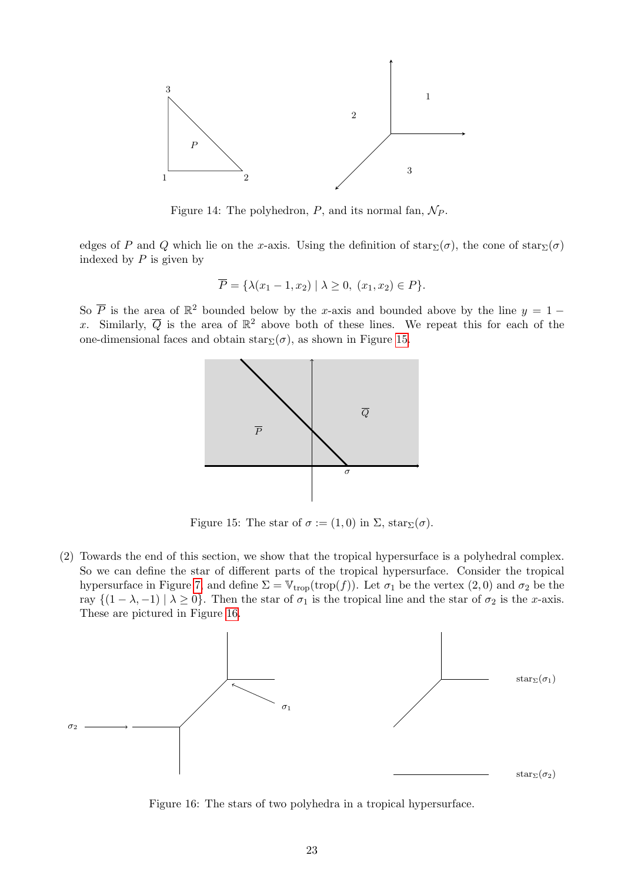Figure 14: The polyhedron, $P$, and its normal fan, $\mathcal{N}_P$.

edges of $P$ and $Q$ which lie on the $x$-axis. Using the definition of $\text{star}_\Sigma(\sigma)$, the cone of $\text{star}_\Sigma(\sigma)$ indexed by $P$ is given by

$$\overline{P} = \{\lambda(x_1 - 1, x_2) \mid \lambda \geq 0,\ (x_1, x_2) \in P\}.$$

So $\overline{P}$ is the area of $\mathbb{R}^2$ bounded below by the $x$-axis and bounded above by the line $y = 1 - x$. Similarly, $\overline{Q}$ is the area of $\mathbb{R}^2$ above both of these lines. We repeat this for each of the one-dimensional faces and obtain $\text{star}_\Sigma(\sigma)$, as shown in Figure 15.

Figure 15: The star of $\sigma := (1, 0)$ in $\Sigma$, $\text{star}_\Sigma(\sigma)$.

(2) Towards the end of this section, we show that the tropical hypersurface is a polyhedral complex. So we can define the star of different parts of the tropical hypersurface. Consider the tropical hypersurface in Figure 7, and define $\Sigma = \mathbb{V}_{\text{trop}}(\text{trop}(f))$. Let $\sigma_1$ be the vertex $(2, 0)$ and $\sigma_2$ be the ray $\{(1 - \lambda, -1) \mid \lambda \geq 0\}$. Then the star of $\sigma_1$ is the tropical line and the star of $\sigma_2$ is the $x$-axis. These are pictured in Figure 16.

Figure 16: The stars of two polyhedra in a tropical hypersurface.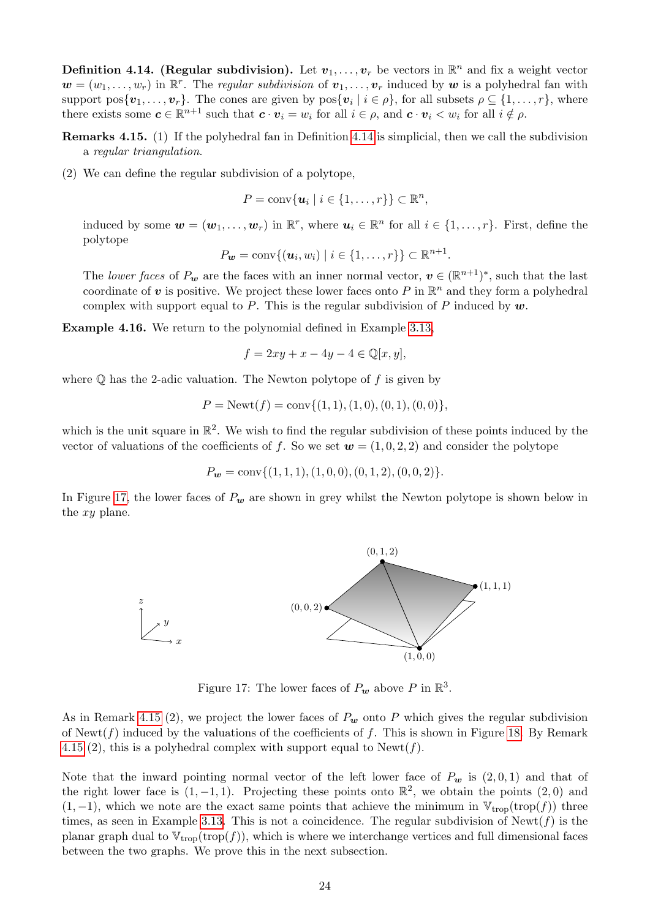**Definition 4.14. (Regular subdivision).** Let $\boldsymbol{v}_1, \ldots, \boldsymbol{v}_r$ be vectors in $\mathbb{R}^n$ and fix a weight vector $\boldsymbol{w} = (w_1, \ldots, w_r)$ in $\mathbb{R}^r$. The *regular subdivision* of $\boldsymbol{v}_1, \ldots, \boldsymbol{v}_r$ induced by $\boldsymbol{w}$ is a polyhedral fan with support $\text{pos}\{\boldsymbol{v}_1, \ldots, \boldsymbol{v}_r\}$. The cones are given by $\text{pos}\{\boldsymbol{v}_i \mid i \in \rho\}$, for all subsets $\rho \subseteq \{1, \ldots, r\}$, where there exists some $\boldsymbol{c} \in \mathbb{R}^{n+1}$ such that $\boldsymbol{c} \cdot \boldsymbol{v}_i = w_i$ for all $i \in \rho$, and $\boldsymbol{c} \cdot \boldsymbol{v}_i < w_i$ for all $i \notin \rho$.

**Remarks 4.15.** (1) If the polyhedral fan in Definition 4.14 is simplicial, then we call the subdivision a *regular triangulation*.

(2) We can define the regular subdivision of a polytope,

$$P = \text{conv}\{\boldsymbol{u}_i \mid i \in \{1, \ldots, r\}\} \subset \mathbb{R}^n,$$

induced by some $\boldsymbol{w} = (\boldsymbol{w}_1, \ldots, \boldsymbol{w}_r)$ in $\mathbb{R}^r$, where $\boldsymbol{u}_i \in \mathbb{R}^n$ for all $i \in \{1, \ldots, r\}$. First, define the polytope

$$P_{\boldsymbol{w}} = \text{conv}\{(\boldsymbol{u}_i, w_i) \mid i \in \{1, \ldots, r\}\} \subset \mathbb{R}^{n+1}.$$

The *lower faces* of $P_{\boldsymbol{w}}$ are the faces with an inner normal vector, $\boldsymbol{v} \in (\mathbb{R}^{n+1})^*$, such that the last coordinate of $\boldsymbol{v}$ is positive. We project these lower faces onto $P$ in $\mathbb{R}^n$ and they form a polyhedral complex with support equal to $P$. This is the regular subdivision of $P$ induced by $\boldsymbol{w}$.

**Example 4.16.** We return to the polynomial defined in Example 3.13,

$$f = 2xy + x - 4y - 4 \in \mathbb{Q}[x, y],$$

where $\mathbb{Q}$ has the 2-adic valuation. The Newton polytope of $f$ is given by

$$P = \text{Newt}(f) = \text{conv}\{(1,1), (1,0), (0,1), (0,0)\},$$

which is the unit square in $\mathbb{R}^2$. We wish to find the regular subdivision of these points induced by the vector of valuations of the coefficients of $f$. So we set $\boldsymbol{w} = (1, 0, 2, 2)$ and consider the polytope

$$P_{\boldsymbol{w}} = \text{conv}\{(1,1,1), (1,0,0), (0,1,2), (0,0,2)\}.$$

In Figure 17, the lower faces of $P_{\boldsymbol{w}}$ are shown in grey whilst the Newton polytope is shown below in the $xy$ plane.

Figure 17: The lower faces of $P_{\boldsymbol{w}}$ above $P$ in $\mathbb{R}^3$.

As in Remark 4.15 (2), we project the lower faces of $P_{\boldsymbol{w}}$ onto $P$ which gives the regular subdivision of $\text{Newt}(f)$ induced by the valuations of the coefficients of $f$. This is shown in Figure 18. By Remark 4.15 (2), this is a polyhedral complex with support equal to $\text{Newt}(f)$.

Note that the inward pointing normal vector of the left lower face of $P_{\boldsymbol{w}}$ is $(2, 0, 1)$ and that of the right lower face is $(1, -1, 1)$. Projecting these points onto $\mathbb{R}^2$, we obtain the points $(2, 0)$ and $(1, -1)$, which we note are the exact same points that achieve the minimum in $\mathbb{V}_{\text{trop}}(\text{trop}(f))$ three times, as seen in Example 3.13. This is not a coincidence. The regular subdivision of $\text{Newt}(f)$ is the planar graph dual to $\mathbb{V}_{\text{trop}}(\text{trop}(f))$, which is where we interchange vertices and full dimensional faces between the two graphs. We prove this in the next subsection.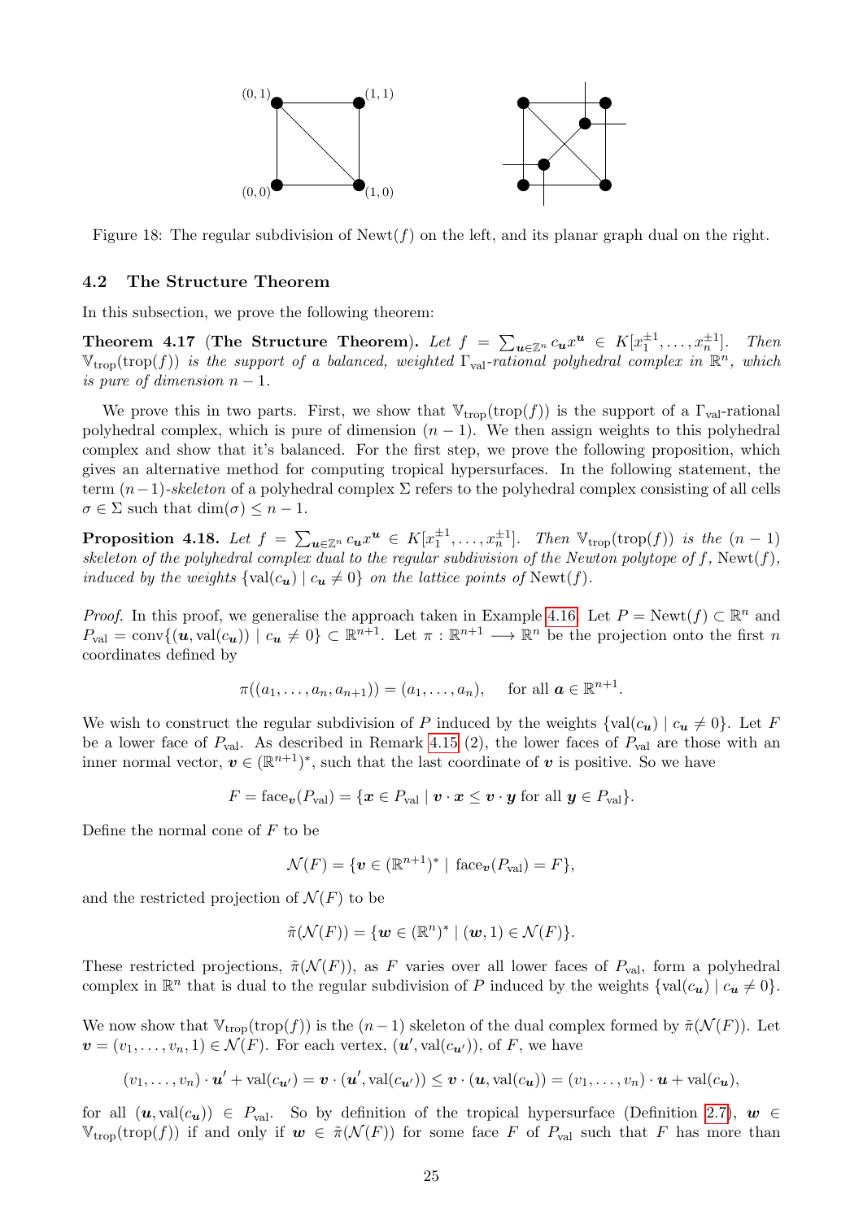Figure 18: The regular subdivision of $\operatorname{Newt}(f)$ on the left, and its planar graph dual on the right.

### 4.2 The Structure Theorem

In this subsection, we prove the following theorem:

**Theorem 4.17 (The Structure Theorem).** *Let $f = \sum_{\boldsymbol{u}\in\mathbb{Z}^n} c_{\boldsymbol{u}} x^{\boldsymbol{u}} \in K[x_1^{\pm 1}, \ldots, x_n^{\pm 1}]$. Then $\mathbb{V}_{\text{trop}}(\operatorname{trop}(f))$ is the support of a balanced, weighted $\Gamma_{\text{val}}$-rational polyhedral complex in $\mathbb{R}^n$, which is pure of dimension $n-1$.*

We prove this in two parts. First, we show that $\mathbb{V}_{\text{trop}}(\operatorname{trop}(f))$ is the support of a $\Gamma_{\text{val}}$-rational polyhedral complex, which is pure of dimension $(n-1)$. We then assign weights to this polyhedral complex and show that it's balanced. For the first step, we prove the following proposition, which gives an alternative method for computing tropical hypersurfaces. In the following statement, the term $(n-1)$-*skeleton* of a polyhedral complex $\Sigma$ refers to the polyhedral complex consisting of all cells $\sigma \in \Sigma$ such that $\dim(\sigma) \le n-1$.

**Proposition 4.18.** *Let $f = \sum_{\boldsymbol{u}\in\mathbb{Z}^n} c_{\boldsymbol{u}} x^{\boldsymbol{u}} \in K[x_1^{\pm 1}, \ldots, x_n^{\pm 1}]$. Then $\mathbb{V}_{\text{trop}}(\operatorname{trop}(f))$ is the $(n-1)$ skeleton of the polyhedral complex dual to the regular subdivision of the Newton polytope of $f$, $\operatorname{Newt}(f)$, induced by the weights $\{\operatorname{val}(c_{\boldsymbol{u}}) \mid c_{\boldsymbol{u}} \neq 0\}$ on the lattice points of $\operatorname{Newt}(f)$.*

*Proof.* In this proof, we generalise the approach taken in Example 4.16. Let $P = \operatorname{Newt}(f) \subset \mathbb{R}^n$ and $P_{\text{val}} = \operatorname{conv}\{(\boldsymbol{u}, \operatorname{val}(c_{\boldsymbol{u}})) \mid c_{\boldsymbol{u}} \neq 0\} \subset \mathbb{R}^{n+1}$. Let $\pi : \mathbb{R}^{n+1} \longrightarrow \mathbb{R}^n$ be the projection onto the first $n$ coordinates defined by

$$\pi((a_1, \ldots, a_n, a_{n+1})) = (a_1, \ldots, a_n), \quad \text{for all } \boldsymbol{a} \in \mathbb{R}^{n+1}.$$

We wish to construct the regular subdivision of $P$ induced by the weights $\{\operatorname{val}(c_{\boldsymbol{u}}) \mid c_{\boldsymbol{u}} \neq 0\}$. Let $F$ be a lower face of $P_{\text{val}}$. As described in Remark 4.15 (2), the lower faces of $P_{\text{val}}$ are those with an inner normal vector, $\boldsymbol{v} \in (\mathbb{R}^{n+1})^*$, such that the last coordinate of $\boldsymbol{v}$ is positive. So we have

$$F = \operatorname{face}_{\boldsymbol{v}}(P_{\text{val}}) = \{\boldsymbol{x} \in P_{\text{val}} \mid \boldsymbol{v}\cdot\boldsymbol{x} \le \boldsymbol{v}\cdot\boldsymbol{y} \text{ for all } \boldsymbol{y} \in P_{\text{val}}\}.$$

Define the normal cone of $F$ to be

$$\mathcal{N}(F) = \{\boldsymbol{v} \in (\mathbb{R}^{n+1})^* \mid \operatorname{face}_{\boldsymbol{v}}(P_{\text{val}}) = F\},$$

and the restricted projection of $\mathcal{N}(F)$ to be

$$\tilde{\pi}(\mathcal{N}(F)) = \{\boldsymbol{w} \in (\mathbb{R}^n)^* \mid (\boldsymbol{w}, 1) \in \mathcal{N}(F)\}.$$

These restricted projections, $\tilde{\pi}(\mathcal{N}(F))$, as $F$ varies over all lower faces of $P_{\text{val}}$, form a polyhedral complex in $\mathbb{R}^n$ that is dual to the regular subdivision of $P$ induced by the weights $\{\operatorname{val}(c_{\boldsymbol{u}}) \mid c_{\boldsymbol{u}} \neq 0\}$.

We now show that $\mathbb{V}_{\text{trop}}(\operatorname{trop}(f))$ is the $(n-1)$ skeleton of the dual complex formed by $\tilde{\pi}(\mathcal{N}(F))$. Let $\boldsymbol{v} = (v_1, \ldots, v_n, 1) \in \mathcal{N}(F)$. For each vertex, $(\boldsymbol{u}', \operatorname{val}(c_{\boldsymbol{u}'}))$, of $F$, we have

$$(v_1, \ldots, v_n)\cdot\boldsymbol{u}' + \operatorname{val}(c_{\boldsymbol{u}'}) = \boldsymbol{v}\cdot(\boldsymbol{u}', \operatorname{val}(c_{\boldsymbol{u}'})) \le \boldsymbol{v}\cdot(\boldsymbol{u}, \operatorname{val}(c_{\boldsymbol{u}})) = (v_1, \ldots, v_n)\cdot\boldsymbol{u} + \operatorname{val}(c_{\boldsymbol{u}}),$$

for all $(\boldsymbol{u}, \operatorname{val}(c_{\boldsymbol{u}})) \in P_{\text{val}}$. So by definition of the tropical hypersurface (Definition 2.7), $\boldsymbol{w} \in \mathbb{V}_{\text{trop}}(\operatorname{trop}(f))$ if and only if $\boldsymbol{w} \in \tilde{\pi}(\mathcal{N}(F))$ for some face $F$ of $P_{\text{val}}$ such that $F$ has more than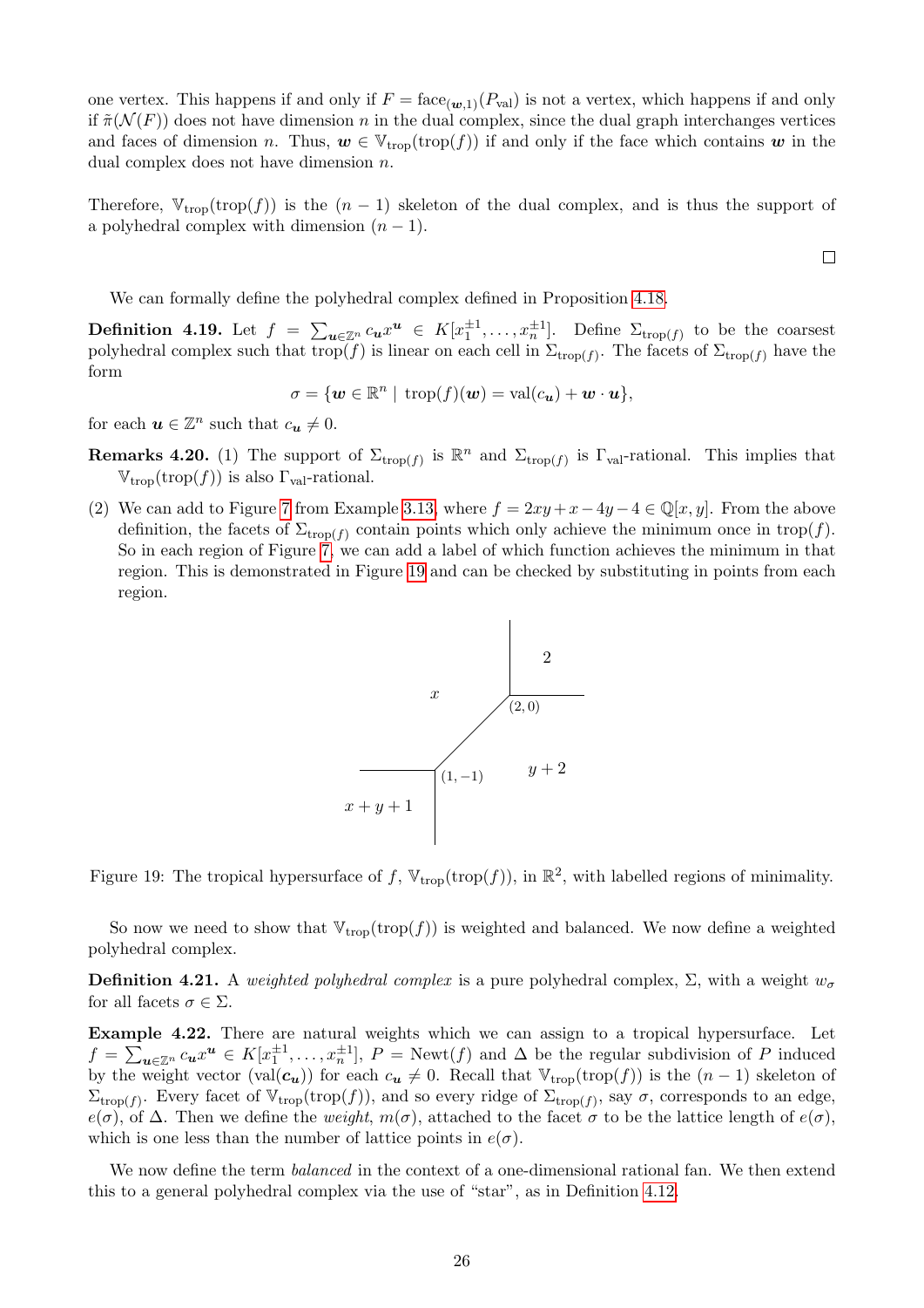one vertex. This happens if and only if $F = \text{face}_{(\boldsymbol{w},1)}(P_{\text{val}})$ is not a vertex, which happens if and only if $\tilde{\pi}(\mathcal{N}(F))$ does not have dimension $n$ in the dual complex, since the dual graph interchanges vertices and faces of dimension $n$. Thus, $\boldsymbol{w} \in \mathbb{V}_{\text{trop}}(\text{trop}(f))$ if and only if the face which contains $\boldsymbol{w}$ in the dual complex does not have dimension $n$.

Therefore, $\mathbb{V}_{\text{trop}}(\text{trop}(f))$ is the $(n-1)$ skeleton of the dual complex, and is thus the support of a polyhedral complex with dimension $(n-1)$.

□

We can formally define the polyhedral complex defined in Proposition 4.18.

**Definition 4.19.** Let $f = \sum_{\boldsymbol{u} \in \mathbb{Z}^n} c_{\boldsymbol{u}} x^{\boldsymbol{u}} \in K[x_1^{\pm 1}, \ldots, x_n^{\pm 1}]$. Define $\Sigma_{\text{trop}(f)}$ to be the coarsest polyhedral complex such that trop$(f)$ is linear on each cell in $\Sigma_{\text{trop}(f)}$. The facets of $\Sigma_{\text{trop}(f)}$ have the form

$$\sigma = \{\boldsymbol{w} \in \mathbb{R}^n \mid \text{trop}(f)(\boldsymbol{w}) = \text{val}(c_{\boldsymbol{u}}) + \boldsymbol{w} \cdot \boldsymbol{u}\},$$

for each $\boldsymbol{u} \in \mathbb{Z}^n$ such that $c_{\boldsymbol{u}} \neq 0$.

**Remarks 4.20.** (1) The support of $\Sigma_{\text{trop}(f)}$ is $\mathbb{R}^n$ and $\Sigma_{\text{trop}(f)}$ is $\Gamma_{\text{val}}$-rational. This implies that $\mathbb{V}_{\text{trop}}(\text{trop}(f))$ is also $\Gamma_{\text{val}}$-rational.

(2) We can add to Figure 7 from Example 3.13, where $f = 2xy + x - 4y - 4 \in \mathbb{Q}[x, y]$. From the above definition, the facets of $\Sigma_{\text{trop}(f)}$ contain points which only achieve the minimum once in trop$(f)$. So in each region of Figure 7, we can add a label of which function achieves the minimum in that region. This is demonstrated in Figure 19 and can be checked by substituting in points from each region.

Figure 19: The tropical hypersurface of $f$, $\mathbb{V}_{\text{trop}}(\text{trop}(f))$, in $\mathbb{R}^2$, with labelled regions of minimality.

So now we need to show that $\mathbb{V}_{\text{trop}}(\text{trop}(f))$ is weighted and balanced. We now define a weighted polyhedral complex.

**Definition 4.21.** A *weighted polyhedral complex* is a pure polyhedral complex, $\Sigma$, with a weight $w_\sigma$ for all facets $\sigma \in \Sigma$.

**Example 4.22.** There are natural weights which we can assign to a tropical hypersurface. Let $f = \sum_{\boldsymbol{u} \in \mathbb{Z}^n} c_{\boldsymbol{u}} x^{\boldsymbol{u}} \in K[x_1^{\pm 1}, \ldots, x_n^{\pm 1}]$, $P = \text{Newt}(f)$ and $\Delta$ be the regular subdivision of $P$ induced by the weight vector $(\text{val}(\boldsymbol{c_u}))$ for each $c_{\boldsymbol{u}} \neq 0$. Recall that $\mathbb{V}_{\text{trop}}(\text{trop}(f))$ is the $(n-1)$ skeleton of $\Sigma_{\text{trop}(f)}$. Every facet of $\mathbb{V}_{\text{trop}}(\text{trop}(f))$, and so every ridge of $\Sigma_{\text{trop}(f)}$, say $\sigma$, corresponds to an edge, $e(\sigma)$, of $\Delta$. Then we define the *weight*, $m(\sigma)$, attached to the facet $\sigma$ to be the lattice length of $e(\sigma)$, which is one less than the number of lattice points in $e(\sigma)$.

We now define the term *balanced* in the context of a one-dimensional rational fan. We then extend this to a general polyhedral complex via the use of "star", as in Definition 4.12.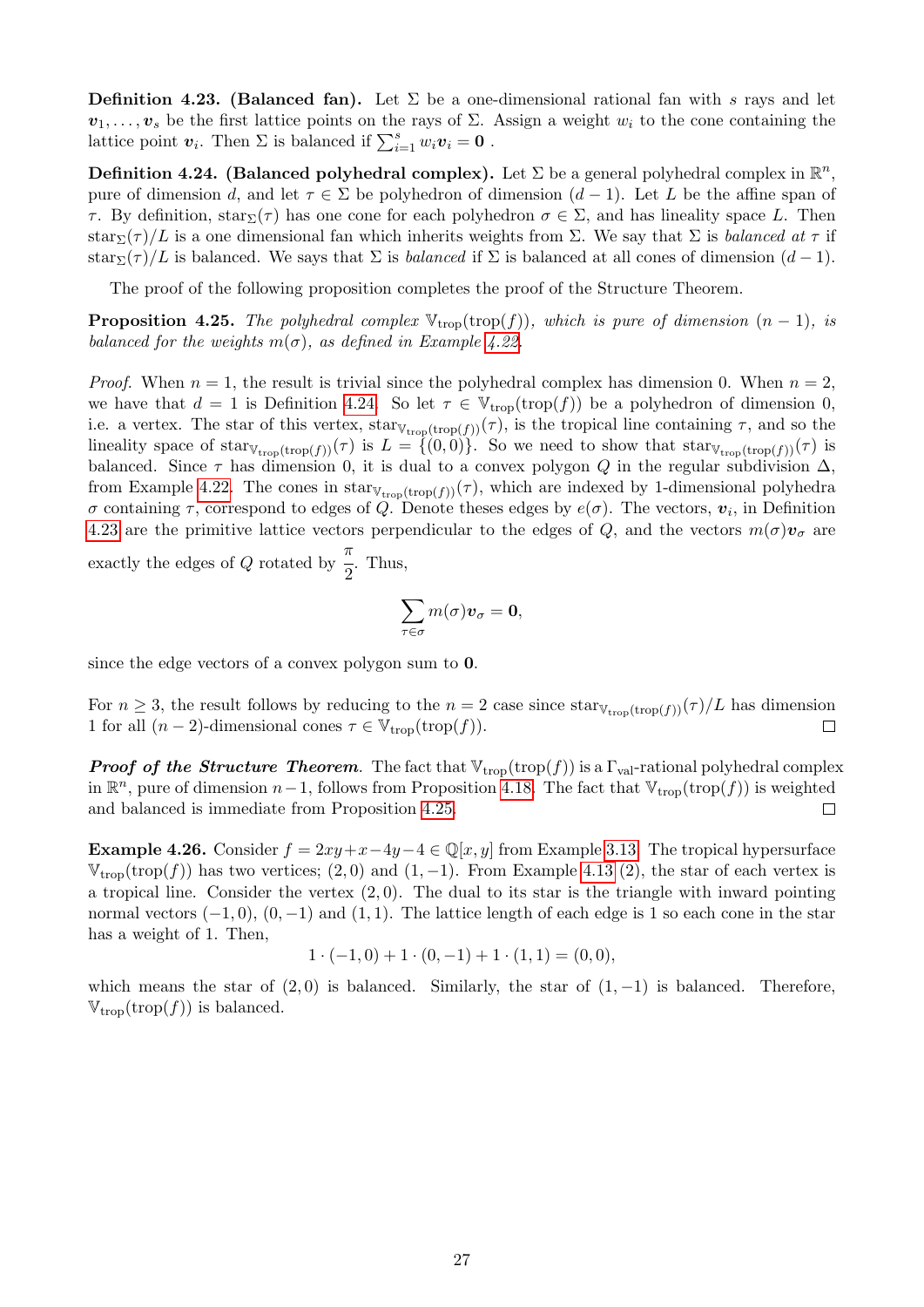**Definition 4.23. (Balanced fan).** Let $\Sigma$ be a one-dimensional rational fan with $s$ rays and let $\boldsymbol{v}_1, \ldots, \boldsymbol{v}_s$ be the first lattice points on the rays of $\Sigma$. Assign a weight $w_i$ to the cone containing the lattice point $\boldsymbol{v}_i$. Then $\Sigma$ is balanced if $\sum_{i=1}^{s} w_i \boldsymbol{v}_i = \boldsymbol{0}$ .

**Definition 4.24. (Balanced polyhedral complex).** Let $\Sigma$ be a general polyhedral complex in $\mathbb{R}^n$, pure of dimension $d$, and let $\tau \in \Sigma$ be polyhedron of dimension $(d-1)$. Let $L$ be the affine span of $\tau$. By definition, $\operatorname{star}_{\Sigma}(\tau)$ has one cone for each polyhedron $\sigma \in \Sigma$, and has lineality space $L$. Then $\operatorname{star}_{\Sigma}(\tau)/L$ is a one dimensional fan which inherits weights from $\Sigma$. We say that $\Sigma$ is *balanced at* $\tau$ if $\operatorname{star}_{\Sigma}(\tau)/L$ is balanced. We says that $\Sigma$ is *balanced* if $\Sigma$ is balanced at all cones of dimension $(d-1)$.

The proof of the following proposition completes the proof of the Structure Theorem.

**Proposition 4.25.** *The polyhedral complex $\mathbb{V}_{\text{trop}}(\text{trop}(f))$, which is pure of dimension $(n-1)$, is balanced for the weights $m(\sigma)$, as defined in Example 4.22.*

*Proof.* When $n = 1$, the result is trivial since the polyhedral complex has dimension 0. When $n = 2$, we have that $d = 1$ is Definition 4.24. So let $\tau \in \mathbb{V}_{\text{trop}}(\text{trop}(f))$ be a polyhedron of dimension 0, i.e. a vertex. The star of this vertex, $\operatorname{star}_{\mathbb{V}_{\text{trop}}(\text{trop}(f))}(\tau)$, is the tropical line containing $\tau$, and so the lineality space of $\operatorname{star}_{\mathbb{V}_{\text{trop}}(\text{trop}(f))}(\tau)$ is $L = \{(0,0)\}$. So we need to show that $\operatorname{star}_{\mathbb{V}_{\text{trop}}(\text{trop}(f))}(\tau)$ is balanced. Since $\tau$ has dimension 0, it is dual to a convex polygon $Q$ in the regular subdivision $\Delta$, from Example 4.22. The cones in $\operatorname{star}_{\mathbb{V}_{\text{trop}}(\text{trop}(f))}(\tau)$, which are indexed by 1-dimensional polyhedra $\sigma$ containing $\tau$, correspond to edges of $Q$. Denote theses edges by $e(\sigma)$. The vectors, $\boldsymbol{v}_i$, in Definition 4.23 are the primitive lattice vectors perpendicular to the edges of $Q$, and the vectors $m(\sigma)\boldsymbol{v}_\sigma$ are exactly the edges of $Q$ rotated by $\dfrac{\pi}{2}$. Thus,

$$\sum_{\tau \in \sigma} m(\sigma)\boldsymbol{v}_\sigma = \boldsymbol{0},$$

since the edge vectors of a convex polygon sum to $\boldsymbol{0}$.

For $n \geq 3$, the result follows by reducing to the $n = 2$ case since $\operatorname{star}_{\mathbb{V}_{\text{trop}}(\text{trop}(f))}(\tau)/L$ has dimension 1 for all $(n-2)$-dimensional cones $\tau \in \mathbb{V}_{\text{trop}}(\text{trop}(f))$. ◻

***Proof of the Structure Theorem*.** The fact that $\mathbb{V}_{\text{trop}}(\text{trop}(f))$ is a $\Gamma_{\text{val}}$-rational polyhedral complex in $\mathbb{R}^n$, pure of dimension $n-1$, follows from Proposition 4.18. The fact that $\mathbb{V}_{\text{trop}}(\text{trop}(f))$ is weighted and balanced is immediate from Proposition 4.25. ◻

**Example 4.26.** Consider $f = 2xy + x - 4y - 4 \in \mathbb{Q}[x, y]$ from Example 3.13. The tropical hypersurface $\mathbb{V}_{\text{trop}}(\text{trop}(f))$ has two vertices; $(2, 0)$ and $(1, -1)$. From Example 4.13 (2), the star of each vertex is a tropical line. Consider the vertex $(2, 0)$. The dual to its star is the triangle with inward pointing normal vectors $(-1, 0)$, $(0, -1)$ and $(1, 1)$. The lattice length of each edge is 1 so each cone in the star has a weight of 1. Then,

$$1 \cdot (-1, 0) + 1 \cdot (0, -1) + 1 \cdot (1, 1) = (0, 0),$$

which means the star of $(2, 0)$ is balanced. Similarly, the star of $(1, -1)$ is balanced. Therefore, $\mathbb{V}_{\text{trop}}(\text{trop}(f))$ is balanced.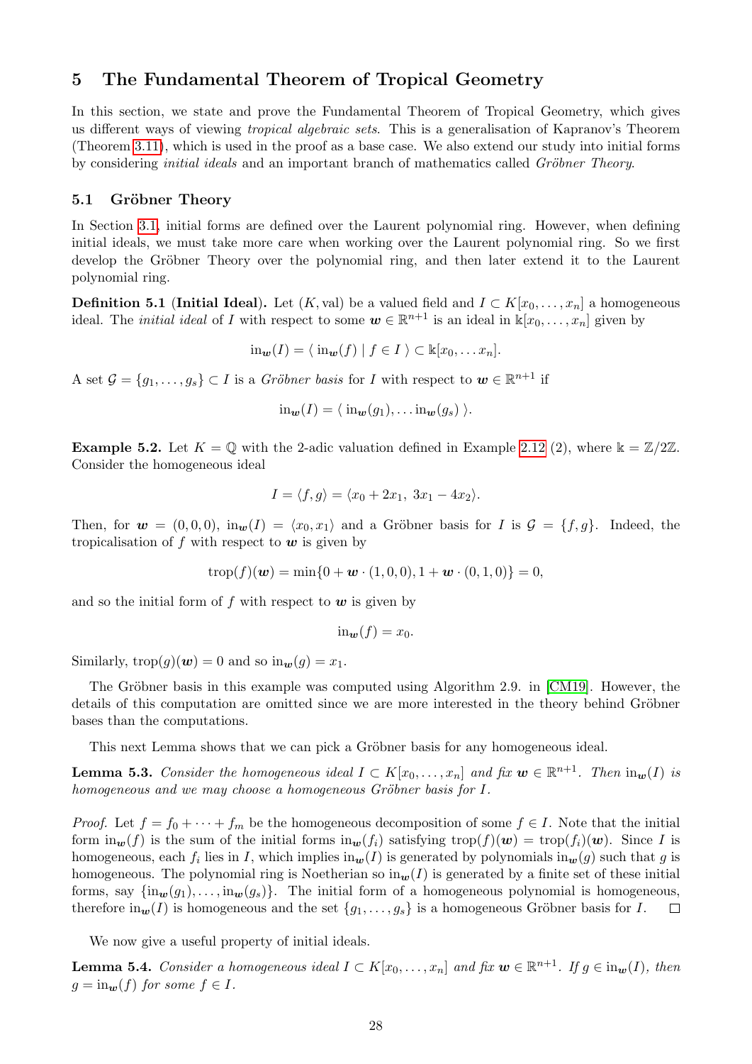## 5 The Fundamental Theorem of Tropical Geometry

In this section, we state and prove the Fundamental Theorem of Tropical Geometry, which gives us different ways of viewing *tropical algebraic sets*. This is a generalisation of Kapranov's Theorem (Theorem 3.11), which is used in the proof as a base case. We also extend our study into initial forms by considering *initial ideals* and an important branch of mathematics called *Gröbner Theory*.

### 5.1 Gröbner Theory

In Section 3.1, initial forms are defined over the Laurent polynomial ring. However, when defining initial ideals, we must take more care when working over the Laurent polynomial ring. So we first develop the Gröbner Theory over the polynomial ring, and then later extend it to the Laurent polynomial ring.

**Definition 5.1** (**Initial Ideal**)**.** Let $(K, \text{val})$ be a valued field and $I \subset K[x_0, \ldots, x_n]$ a homogeneous ideal. The *initial ideal* of $I$ with respect to some $\boldsymbol{w} \in \mathbb{R}^{n+1}$ is an ideal in $\Bbbk[x_0, \ldots, x_n]$ given by

$$\text{in}_{\boldsymbol{w}}(I) = \langle\ \text{in}_{\boldsymbol{w}}(f) \mid f \in I\ \rangle \subset \Bbbk[x_0, \ldots x_n].$$

A set $\mathcal{G} = \{g_1, \ldots, g_s\} \subset I$ is a *Gröbner basis* for $I$ with respect to $\boldsymbol{w} \in \mathbb{R}^{n+1}$ if

$$\text{in}_{\boldsymbol{w}}(I) = \langle\ \text{in}_{\boldsymbol{w}}(g_1), \ldots \text{in}_{\boldsymbol{w}}(g_s)\ \rangle.$$

**Example 5.2.** Let $K = \mathbb{Q}$ with the 2-adic valuation defined in Example 2.12 (2), where $\Bbbk = \mathbb{Z}/2\mathbb{Z}$. Consider the homogeneous ideal

$$I = \langle f, g\rangle = \langle x_0 + 2x_1,\ 3x_1 - 4x_2\rangle.$$

Then, for $\boldsymbol{w} = (0, 0, 0)$, $\text{in}_{\boldsymbol{w}}(I) = \langle x_0, x_1\rangle$ and a Gröbner basis for $I$ is $\mathcal{G} = \{f, g\}$. Indeed, the tropicalisation of $f$ with respect to $\boldsymbol{w}$ is given by

$$\text{trop}(f)(\boldsymbol{w}) = \min\{0 + \boldsymbol{w} \cdot (1, 0, 0), 1 + \boldsymbol{w} \cdot (0, 1, 0)\} = 0,$$

and so the initial form of $f$ with respect to $\boldsymbol{w}$ is given by

$$\text{in}_{\boldsymbol{w}}(f) = x_0.$$

Similarly, $\text{trop}(g)(\boldsymbol{w}) = 0$ and so $\text{in}_{\boldsymbol{w}}(g) = x_1$.

The Gröbner basis in this example was computed using Algorithm 2.9. in [CM19]. However, the details of this computation are omitted since we are more interested in the theory behind Gröbner bases than the computations.

This next Lemma shows that we can pick a Gröbner basis for any homogeneous ideal.

**Lemma 5.3.** *Consider the homogeneous ideal $I \subset K[x_0, \ldots, x_n]$ and fix $\boldsymbol{w} \in \mathbb{R}^{n+1}$. Then $\text{in}_{\boldsymbol{w}}(I)$ is homogeneous and we may choose a homogeneous Gröbner basis for $I$.*

*Proof.* Let $f = f_0 + \cdots + f_m$ be the homogeneous decomposition of some $f \in I$. Note that the initial form $\text{in}_{\boldsymbol{w}}(f)$ is the sum of the initial forms $\text{in}_{\boldsymbol{w}}(f_i)$ satisfying $\text{trop}(f)(\boldsymbol{w}) = \text{trop}(f_i)(\boldsymbol{w})$. Since $I$ is homogeneous, each $f_i$ lies in $I$, which implies $\text{in}_{\boldsymbol{w}}(I)$ is generated by polynomials $\text{in}_{\boldsymbol{w}}(g)$ such that $g$ is homogeneous. The polynomial ring is Noetherian so $\text{in}_{\boldsymbol{w}}(I)$ is generated by a finite set of these initial forms, say $\{\text{in}_{\boldsymbol{w}}(g_1), \ldots, \text{in}_{\boldsymbol{w}}(g_s)\}$. The initial form of a homogeneous polynomial is homogeneous, therefore $\text{in}_{\boldsymbol{w}}(I)$ is homogeneous and the set $\{g_1, \ldots, g_s\}$ is a homogeneous Gröbner basis for $I$. $\square$

We now give a useful property of initial ideals.

**Lemma 5.4.** *Consider a homogeneous ideal $I \subset K[x_0, \ldots, x_n]$ and fix $\boldsymbol{w} \in \mathbb{R}^{n+1}$. If $g \in \text{in}_{\boldsymbol{w}}(I)$, then $g = \text{in}_{\boldsymbol{w}}(f)$ for some $f \in I$.*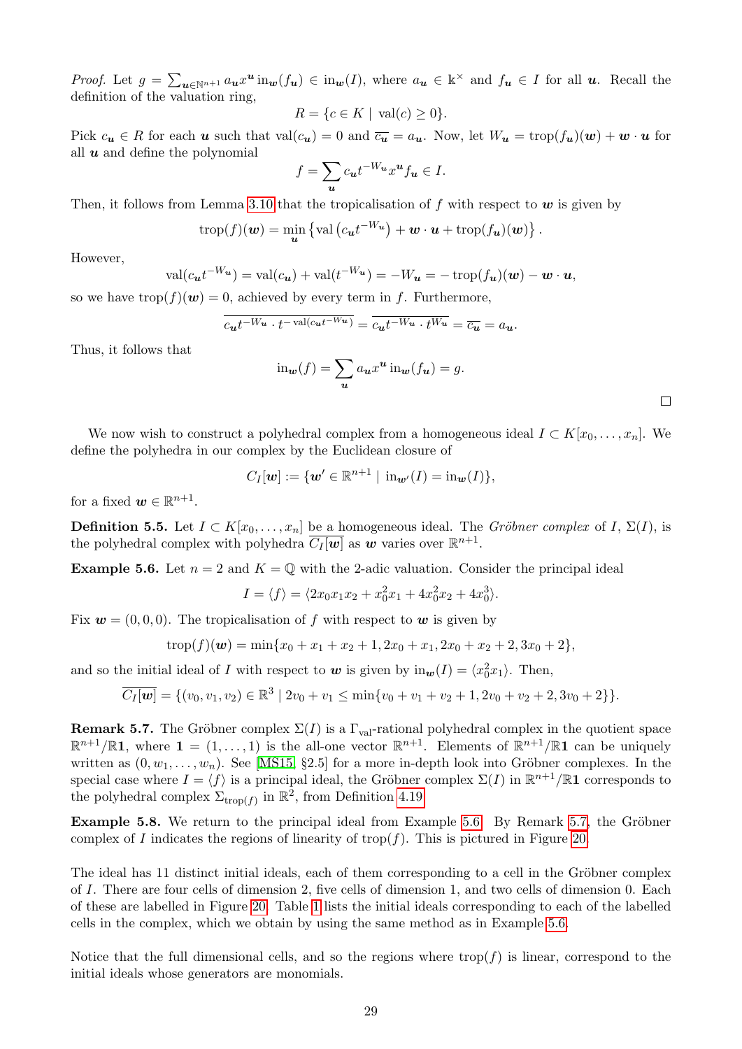*Proof.* Let $g = \sum_{\boldsymbol{u}\in\mathbb{N}^{n+1}} a_{\boldsymbol{u}} x^{\boldsymbol{u}} \operatorname{in}_{\boldsymbol{w}}(f_{\boldsymbol{u}}) \in \operatorname{in}_{\boldsymbol{w}}(I)$, where $a_{\boldsymbol{u}} \in \Bbbk^\times$ and $f_{\boldsymbol{u}} \in I$ for all $\boldsymbol{u}$. Recall the definition of the valuation ring,

$$R = \{c \in K \mid \operatorname{val}(c) \geq 0\}.$$

Pick $c_{\boldsymbol{u}} \in R$ for each $\boldsymbol{u}$ such that $\operatorname{val}(c_{\boldsymbol{u}}) = 0$ and $\overline{c_{\boldsymbol{u}}} = a_{\boldsymbol{u}}$. Now, let $W_{\boldsymbol{u}} = \operatorname{trop}(f_{\boldsymbol{u}})(\boldsymbol{w}) + \boldsymbol{w}\cdot\boldsymbol{u}$ for all $\boldsymbol{u}$ and define the polynomial

$$f = \sum_{\boldsymbol{u}} c_{\boldsymbol{u}} t^{-W_{\boldsymbol{u}}} x^{\boldsymbol{u}} f_{\boldsymbol{u}} \in I.$$

Then, it follows from Lemma 3.10 that the tropicalisation of $f$ with respect to $\boldsymbol{w}$ is given by

$$\operatorname{trop}(f)(\boldsymbol{w}) = \min_{\boldsymbol{u}} \left\{\operatorname{val}\left(c_{\boldsymbol{u}} t^{-W_{\boldsymbol{u}}}\right) + \boldsymbol{w}\cdot\boldsymbol{u} + \operatorname{trop}(f_{\boldsymbol{u}})(\boldsymbol{w})\right\}.$$

However,

$$\operatorname{val}(c_{\boldsymbol{u}} t^{-W_{\boldsymbol{u}}}) = \operatorname{val}(c_{\boldsymbol{u}}) + \operatorname{val}(t^{-W_{\boldsymbol{u}}}) = -W_{\boldsymbol{u}} = -\operatorname{trop}(f_{\boldsymbol{u}})(\boldsymbol{w}) - \boldsymbol{w}\cdot\boldsymbol{u},$$

so we have $\operatorname{trop}(f)(\boldsymbol{w}) = 0$, achieved by every term in $f$. Furthermore,

$$\overline{c_{\boldsymbol{u}} t^{-W_{\boldsymbol{u}}} \cdot t^{-\operatorname{val}(c_{\boldsymbol{u}} t^{-W_{\boldsymbol{u}}})}} = \overline{c_{\boldsymbol{u}} t^{-W_{\boldsymbol{u}}} \cdot t^{W_{\boldsymbol{u}}}} = \overline{c_{\boldsymbol{u}}} = a_{\boldsymbol{u}}.$$

Thus, it follows that

$$\operatorname{in}_{\boldsymbol{w}}(f) = \sum_{\boldsymbol{u}} a_{\boldsymbol{u}} x^{\boldsymbol{u}} \operatorname{in}_{\boldsymbol{w}}(f_{\boldsymbol{u}}) = g.$$

$\square$

We now wish to construct a polyhedral complex from a homogeneous ideal $I \subset K[x_0, \ldots, x_n]$. We define the polyhedra in our complex by the Euclidean closure of

$$C_I[\boldsymbol{w}] := \{\boldsymbol{w}' \in \mathbb{R}^{n+1} \mid \operatorname{in}_{\boldsymbol{w}'}(I) = \operatorname{in}_{\boldsymbol{w}}(I)\},$$

for a fixed $\boldsymbol{w} \in \mathbb{R}^{n+1}$.

**Definition 5.5.** Let $I \subset K[x_0, \ldots, x_n]$ be a homogeneous ideal. The *Gröbner complex* of $I$, $\Sigma(I)$, is the polyhedral complex with polyhedra $\overline{C_I[\boldsymbol{w}]}$ as $\boldsymbol{w}$ varies over $\mathbb{R}^{n+1}$.

**Example 5.6.** Let $n = 2$ and $K = \mathbb{Q}$ with the 2-adic valuation. Consider the principal ideal

$$I = \langle f \rangle = \langle 2x_0x_1x_2 + x_0^2x_1 + 4x_0^2x_2 + 4x_0^3\rangle.$$

Fix $\boldsymbol{w} = (0, 0, 0)$. The tropicalisation of $f$ with respect to $\boldsymbol{w}$ is given by

$$\operatorname{trop}(f)(\boldsymbol{w}) = \min\{x_0 + x_1 + x_2 + 1, 2x_0 + x_1, 2x_0 + x_2 + 2, 3x_0 + 2\},$$

and so the initial ideal of $I$ with respect to $\boldsymbol{w}$ is given by $\operatorname{in}_{\boldsymbol{w}}(I) = \langle x_0^2x_1\rangle$. Then,

$$\overline{C_I[\boldsymbol{w}]} = \{(v_0, v_1, v_2) \in \mathbb{R}^3 \mid 2v_0 + v_1 \leq \min\{v_0 + v_1 + v_2 + 1, 2v_0 + v_2 + 2, 3v_0 + 2\}\}.$$

**Remark 5.7.** The Gröbner complex $\Sigma(I)$ is a $\Gamma_{\mathrm{val}}$-rational polyhedral complex in the quotient space $\mathbb{R}^{n+1}/\mathbb{R}\mathbf{1}$, where $\mathbf{1} = (1, \ldots, 1)$ is the all-one vector $\mathbb{R}^{n+1}$. Elements of $\mathbb{R}^{n+1}/\mathbb{R}\mathbf{1}$ can be uniquely written as $(0, w_1, \ldots, w_n)$. See [MS15, §2.5] for a more in-depth look into Gröbner complexes. In the special case where $I = \langle f \rangle$ is a principal ideal, the Gröbner complex $\Sigma(I)$ in $\mathbb{R}^{n+1}/\mathbb{R}\mathbf{1}$ corresponds to the polyhedral complex $\Sigma_{\operatorname{trop}(f)}$ in $\mathbb{R}^2$, from Definition 4.19.

**Example 5.8.** We return to the principal ideal from Example 5.6. By Remark 5.7, the Gröbner complex of $I$ indicates the regions of linearity of $\operatorname{trop}(f)$. This is pictured in Figure 20.

The ideal has 11 distinct initial ideals, each of them corresponding to a cell in the Gröbner complex of $I$. There are four cells of dimension 2, five cells of dimension 1, and two cells of dimension 0. Each of these are labelled in Figure 20. Table 1 lists the initial ideals corresponding to each of the labelled cells in the complex, which we obtain by using the same method as in Example 5.6.

Notice that the full dimensional cells, and so the regions where $\operatorname{trop}(f)$ is linear, correspond to the initial ideals whose generators are monomials.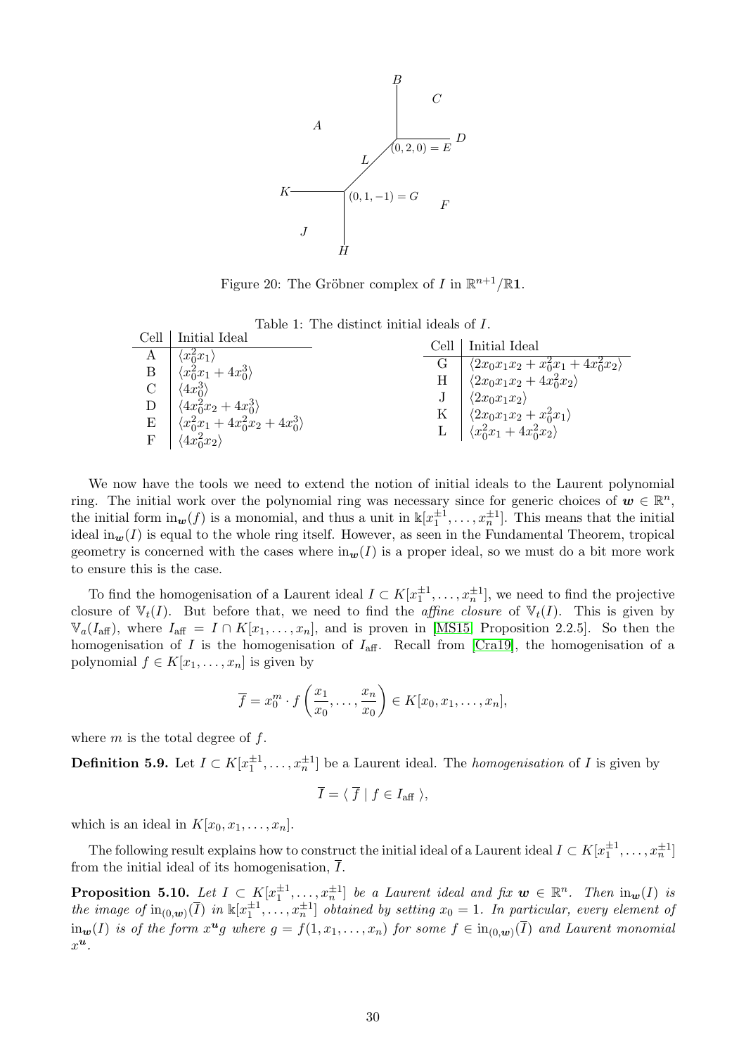Figure 20: The Gröbner complex of $I$ in $\mathbb{R}^{n+1}/\mathbb{R}\mathbf{1}$.

Table 1: The distinct initial ideals of $I$.

| Cell | Initial Ideal |
|---|---|
| A | $\langle x_0^2 x_1 \rangle$ |
| B | $\langle x_0^2 x_1 + 4x_0^3 \rangle$ |
| C | $\langle 4x_0^3 \rangle$ |
| D | $\langle 4x_0^2 x_2 + 4x_0^3 \rangle$ |
| E | $\langle x_0^2 x_1 + 4x_0^2 x_2 + 4x_0^3 \rangle$ |
| F | $\langle 4x_0^2 x_2 \rangle$ |

| Cell | Initial Ideal |
|---|---|
| G | $\langle 2x_0 x_1 x_2 + x_0^2 x_1 + 4x_0^2 x_2 \rangle$ |
| H | $\langle 2x_0 x_1 x_2 + 4x_0^2 x_2 \rangle$ |
| J | $\langle 2x_0 x_1 x_2 \rangle$ |
| K | $\langle 2x_0 x_1 x_2 + x_0^2 x_1 \rangle$ |
| L | $\langle x_0^2 x_1 + 4x_0^2 x_2 \rangle$ |

We now have the tools we need to extend the notion of initial ideals to the Laurent polynomial ring. The initial work over the polynomial ring was necessary since for generic choices of $\boldsymbol{w} \in \mathbb{R}^n$, the initial form $\text{in}_{\boldsymbol{w}}(f)$ is a monomial, and thus a unit in $\Bbbk[x_1^{\pm 1}, \dots, x_n^{\pm 1}]$. This means that the initial ideal $\text{in}_{\boldsymbol{w}}(I)$ is equal to the whole ring itself. However, as seen in the Fundamental Theorem, tropical geometry is concerned with the cases where $\text{in}_{\boldsymbol{w}}(I)$ is a proper ideal, so we must do a bit more work to ensure this is the case.

To find the homogenisation of a Laurent ideal $I \subset K[x_1^{\pm 1}, \dots, x_n^{\pm 1}]$, we need to find the projective closure of $\mathbb{V}_t(I)$. But before that, we need to find the *affine closure* of $\mathbb{V}_t(I)$. This is given by $\mathbb{V}_a(I_{\text{aff}})$, where $I_{\text{aff}} = I \cap K[x_1, \dots, x_n]$, and is proven in [MS15, Proposition 2.2.5]. So then the homogenisation of $I$ is the homogenisation of $I_{\text{aff}}$. Recall from [Cra19], the homogenisation of a polynomial $f \in K[x_1, \dots, x_n]$ is given by

$$\overline{f} = x_0^m \cdot f\left(\frac{x_1}{x_0}, \dots, \frac{x_n}{x_0}\right) \in K[x_0, x_1, \dots, x_n],$$

where $m$ is the total degree of $f$.

**Definition 5.9.** Let $I \subset K[x_1^{\pm 1}, \dots, x_n^{\pm 1}]$ be a Laurent ideal. The *homogenisation* of $I$ is given by

$$\overline{I} = \langle\ \overline{f} \mid f \in I_{\text{aff}}\ \rangle,$$

which is an ideal in $K[x_0, x_1, \dots, x_n]$.

The following result explains how to construct the initial ideal of a Laurent ideal $I \subset K[x_1^{\pm 1}, \dots, x_n^{\pm 1}]$ from the initial ideal of its homogenisation, $\overline{I}$.

**Proposition 5.10.** *Let $I \subset K[x_1^{\pm 1}, \dots, x_n^{\pm 1}]$ be a Laurent ideal and fix $\boldsymbol{w} \in \mathbb{R}^n$. Then $\text{in}_{\boldsymbol{w}}(I)$ is the image of $\text{in}_{(0,\boldsymbol{w})}(\overline{I})$ in $\Bbbk[x_1^{\pm 1}, \dots, x_n^{\pm 1}]$ obtained by setting $x_0 = 1$. In particular, every element of $\text{in}_{\boldsymbol{w}}(I)$ is of the form $x^{\boldsymbol{u}} g$ where $g = f(1, x_1, \dots, x_n)$ for some $f \in \text{in}_{(0,\boldsymbol{w})}(\overline{I})$ and Laurent monomial $x^{\boldsymbol{u}}$.*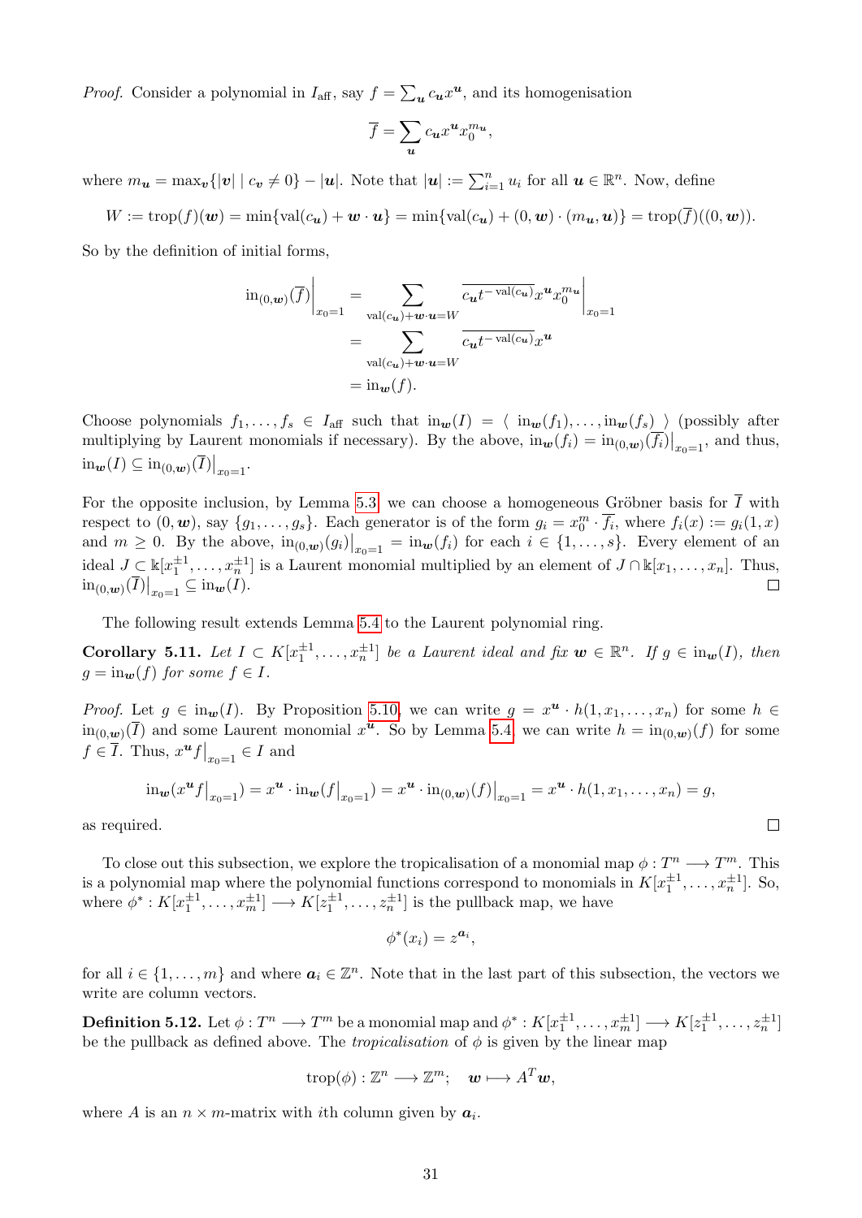*Proof.* Consider a polynomial in $I_{\text{aff}}$, say $f = \sum_{\boldsymbol{u}} c_{\boldsymbol{u}} x^{\boldsymbol{u}}$, and its homogenisation

$$\overline{f} = \sum_{\boldsymbol{u}} c_{\boldsymbol{u}} x^{\boldsymbol{u}} x_0^{m_{\boldsymbol{u}}},$$

where $m_{\boldsymbol{u}} = \max_{\boldsymbol{v}}\{|\boldsymbol{v}| \mid c_{\boldsymbol{v}} \neq 0\} - |\boldsymbol{u}|$. Note that $|\boldsymbol{u}| := \sum_{i=1}^n u_i$ for all $\boldsymbol{u} \in \mathbb{R}^n$. Now, define

$$W := \operatorname{trop}(f)(\boldsymbol{w}) = \min\{\operatorname{val}(c_{\boldsymbol{u}}) + \boldsymbol{w} \cdot \boldsymbol{u}\} = \min\{\operatorname{val}(c_{\boldsymbol{u}}) + (0, \boldsymbol{w}) \cdot (m_{\boldsymbol{u}}, \boldsymbol{u})\} = \operatorname{trop}(\overline{f})((0, \boldsymbol{w})).$$

So by the definition of initial forms,

$$\begin{aligned}
\operatorname{in}_{(0,\boldsymbol{w})}(\overline{f})\Big|_{x_0=1} &= \sum_{\operatorname{val}(c_{\boldsymbol{u}}) + \boldsymbol{w}\cdot\boldsymbol{u} = W} \overline{c_{\boldsymbol{u}} t^{-\operatorname{val}(c_{\boldsymbol{u}})}} x^{\boldsymbol{u}} x_0^{m_{\boldsymbol{u}}}\Big|_{x_0=1} \\
&= \sum_{\operatorname{val}(c_{\boldsymbol{u}}) + \boldsymbol{w}\cdot\boldsymbol{u} = W} \overline{c_{\boldsymbol{u}} t^{-\operatorname{val}(c_{\boldsymbol{u}})}} x^{\boldsymbol{u}} \\
&= \operatorname{in}_{\boldsymbol{w}}(f).
\end{aligned}$$

Choose polynomials $f_1, \ldots, f_s \in I_{\text{aff}}$ such that $\operatorname{in}_{\boldsymbol{w}}(I) = \langle\, \operatorname{in}_{\boldsymbol{w}}(f_1), \ldots, \operatorname{in}_{\boldsymbol{w}}(f_s)\,\rangle$ (possibly after multiplying by Laurent monomials if necessary). By the above, $\operatorname{in}_{\boldsymbol{w}}(f_i) = \operatorname{in}_{(0,\boldsymbol{w})}(\overline{f_i})\big|_{x_0=1}$, and thus, $\operatorname{in}_{\boldsymbol{w}}(I) \subseteq \operatorname{in}_{(0,\boldsymbol{w})}(\overline{I})\big|_{x_0=1}$.

For the opposite inclusion, by Lemma 5.3 we can choose a homogeneous Gröbner basis for $\overline{I}$ with respect to $(0, \boldsymbol{w})$, say $\{g_1, \ldots, g_s\}$. Each generator is of the form $g_i = x_0^m \cdot \overline{f_i}$, where $f_i(x) := g_i(1, x)$ and $m \geq 0$. By the above, $\operatorname{in}_{(0,\boldsymbol{w})}(g_i)\big|_{x_0=1} = \operatorname{in}_{\boldsymbol{w}}(f_i)$ for each $i \in \{1, \ldots, s\}$. Every element of an ideal $J \subset \Bbbk[x_1^{\pm1}, \ldots, x_n^{\pm1}]$ is a Laurent monomial multiplied by an element of $J \cap \Bbbk[x_1, \ldots, x_n]$. Thus, $\operatorname{in}_{(0,\boldsymbol{w})}(\overline{I})\big|_{x_0=1} \subseteq \operatorname{in}_{\boldsymbol{w}}(I)$. □

The following result extends Lemma 5.4 to the Laurent polynomial ring.

**Corollary 5.11.** *Let $I \subset K[x_1^{\pm1}, \ldots, x_n^{\pm1}]$ be a Laurent ideal and fix $\boldsymbol{w} \in \mathbb{R}^n$. If $g \in \operatorname{in}_{\boldsymbol{w}}(I)$, then $g = \operatorname{in}_{\boldsymbol{w}}(f)$ for some $f \in I$.*

*Proof.* Let $g \in \operatorname{in}_{\boldsymbol{w}}(I)$. By Proposition 5.10, we can write $g = x^{\boldsymbol{u}} \cdot h(1, x_1, \ldots, x_n)$ for some $h \in \operatorname{in}_{(0,\boldsymbol{w})}(\overline{I})$ and some Laurent monomial $x^{\boldsymbol{u}}$. So by Lemma 5.4, we can write $h = \operatorname{in}_{(0,\boldsymbol{w})}(f)$ for some $f \in \overline{I}$. Thus, $x^{\boldsymbol{u}} f\big|_{x_0=1} \in I$ and

$$\operatorname{in}_{\boldsymbol{w}}(x^{\boldsymbol{u}} f\big|_{x_0=1}) = x^{\boldsymbol{u}} \cdot \operatorname{in}_{\boldsymbol{w}}(f\big|_{x_0=1}) = x^{\boldsymbol{u}} \cdot \operatorname{in}_{(0,\boldsymbol{w})}(f)\big|_{x_0=1} = x^{\boldsymbol{u}} \cdot h(1, x_1, \ldots, x_n) = g,$$

as required. □

To close out this subsection, we explore the tropicalisation of a monomial map $\phi : T^n \longrightarrow T^m$. This is a polynomial map where the polynomial functions correspond to monomials in $K[x_1^{\pm1}, \ldots, x_n^{\pm1}]$. So, where $\phi^* : K[x_1^{\pm1}, \ldots, x_m^{\pm1}] \longrightarrow K[z_1^{\pm1}, \ldots, z_n^{\pm1}]$ is the pullback map, we have

$$\phi^*(x_i) = z^{\boldsymbol{a}_i},$$

for all $i \in \{1, \ldots, m\}$ and where $\boldsymbol{a}_i \in \mathbb{Z}^n$. Note that in the last part of this subsection, the vectors we write are column vectors.

**Definition 5.12.** Let $\phi : T^n \longrightarrow T^m$ be a monomial map and $\phi^* : K[x_1^{\pm1}, \ldots, x_m^{\pm1}] \longrightarrow K[z_1^{\pm1}, \ldots, z_n^{\pm1}]$ be the pullback as defined above. The *tropicalisation* of $\phi$ is given by the linear map

$$\operatorname{trop}(\phi) : \mathbb{Z}^n \longrightarrow \mathbb{Z}^m; \quad \boldsymbol{w} \longmapsto A^T \boldsymbol{w},$$

where $A$ is an $n \times m$-matrix with $i$th column given by $\boldsymbol{a}_i$.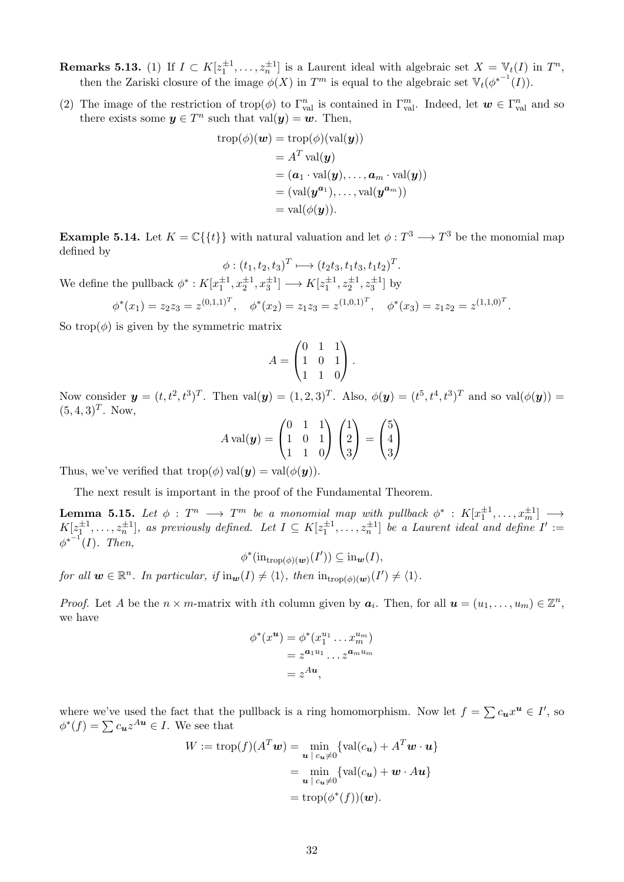**Remarks 5.13.** (1) If $I \subset K[z_1^{\pm 1}, \ldots, z_n^{\pm 1}]$ is a Laurent ideal with algebraic set $X = \mathbb{V}_t(I)$ in $T^n$, then the Zariski closure of the image $\phi(X)$ in $T^m$ is equal to the algebraic set $\mathbb{V}_t(\phi^{*^{-1}}(I))$.

(2) The image of the restriction of $\operatorname{trop}(\phi)$ to $\Gamma_{\text{val}}^n$ is contained in $\Gamma_{\text{val}}^m$. Indeed, let $\boldsymbol{w} \in \Gamma_{\text{val}}^n$ and so there exists some $\boldsymbol{y} \in T^n$ such that $\operatorname{val}(\boldsymbol{y}) = \boldsymbol{w}$. Then,

$$\begin{aligned}
\operatorname{trop}(\phi)(\boldsymbol{w}) &= \operatorname{trop}(\phi)(\operatorname{val}(\boldsymbol{y})) \\
&= A^T \operatorname{val}(\boldsymbol{y}) \\
&= (\boldsymbol{a}_1 \cdot \operatorname{val}(\boldsymbol{y}), \ldots, \boldsymbol{a}_m \cdot \operatorname{val}(\boldsymbol{y})) \\
&= (\operatorname{val}(\boldsymbol{y}^{\boldsymbol{a}_1}), \ldots, \operatorname{val}(\boldsymbol{y}^{\boldsymbol{a}_m})) \\
&= \operatorname{val}(\phi(\boldsymbol{y})).
\end{aligned}$$

**Example 5.14.** Let $K = \mathbb{C}\{\{t\}\}$ with natural valuation and let $\phi : T^3 \longrightarrow T^3$ be the monomial map defined by

$$\phi : (t_1, t_2, t_3)^T \longmapsto (t_2 t_3, t_1 t_3, t_1 t_2)^T.$$

We define the pullback $\phi^* : K[x_1^{\pm 1}, x_2^{\pm 1}, x_3^{\pm 1}] \longrightarrow K[z_1^{\pm 1}, z_2^{\pm 1}, z_3^{\pm 1}]$ by

$$\phi^*(x_1) = z_2 z_3 = z^{(0,1,1)^T}, \quad \phi^*(x_2) = z_1 z_3 = z^{(1,0,1)^T}, \quad \phi^*(x_3) = z_1 z_2 = z^{(1,1,0)^T}.$$

So $\operatorname{trop}(\phi)$ is given by the symmetric matrix

$$A = \begin{pmatrix} 0 & 1 & 1 \\ 1 & 0 & 1 \\ 1 & 1 & 0 \end{pmatrix}.$$

Now consider $\boldsymbol{y} = (t, t^2, t^3)^T$. Then $\operatorname{val}(\boldsymbol{y}) = (1, 2, 3)^T$. Also, $\phi(\boldsymbol{y}) = (t^5, t^4, t^3)^T$ and so $\operatorname{val}(\phi(\boldsymbol{y})) = (5, 4, 3)^T$. Now,

$$A \operatorname{val}(\boldsymbol{y}) = \begin{pmatrix} 0 & 1 & 1 \\ 1 & 0 & 1 \\ 1 & 1 & 0 \end{pmatrix} \begin{pmatrix} 1 \\ 2 \\ 3 \end{pmatrix} = \begin{pmatrix} 5 \\ 4 \\ 3 \end{pmatrix}$$

Thus, we've verified that $\operatorname{trop}(\phi) \operatorname{val}(\boldsymbol{y}) = \operatorname{val}(\phi(\boldsymbol{y}))$.

The next result is important in the proof of the Fundamental Theorem.

**Lemma 5.15.** *Let $\phi : T^n \longrightarrow T^m$ be a monomial map with pullback $\phi^* : K[x_1^{\pm 1}, \ldots, x_m^{\pm 1}] \longrightarrow K[z_1^{\pm 1}, \ldots, z_n^{\pm 1}]$, as previously defined. Let $I \subseteq K[z_1^{\pm 1}, \ldots, z_n^{\pm 1}]$ be a Laurent ideal and define $I' := \phi^{*^{-1}}(I)$. Then,*

$$\phi^*(\operatorname{in}_{\operatorname{trop}(\phi)(\boldsymbol{w})}(I')) \subseteq \operatorname{in}_{\boldsymbol{w}}(I),$$

*for all $\boldsymbol{w} \in \mathbb{R}^n$. In particular, if $\operatorname{in}_{\boldsymbol{w}}(I) \neq \langle 1 \rangle$, then $\operatorname{in}_{\operatorname{trop}(\phi)(\boldsymbol{w})}(I') \neq \langle 1 \rangle$.*

*Proof.* Let $A$ be the $n \times m$-matrix with $i$th column given by $\boldsymbol{a}_i$. Then, for all $\boldsymbol{u} = (u_1, \ldots, u_m) \in \mathbb{Z}^n$, we have

$$\begin{aligned}
\phi^*(x^{\boldsymbol{u}}) &= \phi^*(x_1^{u_1} \ldots x_m^{u_m}) \\
&= z^{\boldsymbol{a}_1 u_1} \ldots z^{\boldsymbol{a}_m u_m} \\
&= z^{A\boldsymbol{u}},
\end{aligned}$$

where we've used the fact that the pullback is a ring homomorphism. Now let $f = \sum c_{\boldsymbol{u}} x^{\boldsymbol{u}} \in I'$, so $\phi^*(f) = \sum c_{\boldsymbol{u}} z^{A\boldsymbol{u}} \in I$. We see that

$$\begin{aligned}
W := \operatorname{trop}(f)(A^T \boldsymbol{w}) &= \min_{\boldsymbol{u} \mid c_{\boldsymbol{u}} \neq 0} \{\operatorname{val}(c_{\boldsymbol{u}}) + A^T \boldsymbol{w} \cdot \boldsymbol{u}\} \\
&= \min_{\boldsymbol{u} \mid c_{\boldsymbol{u}} \neq 0} \{\operatorname{val}(c_{\boldsymbol{u}}) + \boldsymbol{w} \cdot A\boldsymbol{u}\} \\
&= \operatorname{trop}(\phi^*(f))(\boldsymbol{w}).
\end{aligned}$$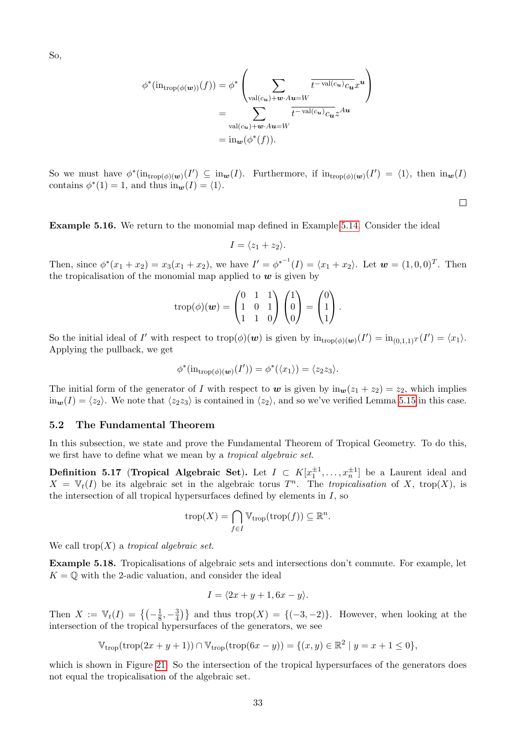So,

$$\begin{aligned}
\phi^*(\mathrm{in}_{\mathrm{trop}(\phi(\boldsymbol{w}))}(f)) &= \phi^*\left(\sum_{\mathrm{val}(c_{\boldsymbol{u}})+\boldsymbol{w}\cdot A\boldsymbol{u}=W} \overline{t^{-\mathrm{val}(c_{\boldsymbol{u}})}c_{\boldsymbol{u}}}x^{\boldsymbol{u}}\right) \\
&= \sum_{\mathrm{val}(c_{\boldsymbol{u}})+\boldsymbol{w}\cdot A\boldsymbol{u}=W} \overline{t^{-\mathrm{val}(c_{\boldsymbol{u}})}c_{\boldsymbol{u}}}z^{A\boldsymbol{u}} \\
&= \mathrm{in}_{\boldsymbol{w}}(\phi^*(f)).
\end{aligned}$$

So we must have $\phi^*(\mathrm{in}_{\mathrm{trop}(\phi)(\boldsymbol{w})}(I') \subseteq \mathrm{in}_{\boldsymbol{w}}(I)$. Furthermore, if $\mathrm{in}_{\mathrm{trop}(\phi)(\boldsymbol{w})}(I') = \langle 1\rangle$, then $\mathrm{in}_{\boldsymbol{w}}(I)$ contains $\phi^*(1) = 1$, and thus $\mathrm{in}_{\boldsymbol{w}}(I) = \langle 1\rangle$.

□

**Example 5.16.** We return to the monomial map defined in Example 5.14. Consider the ideal

$$I = \langle z_1 + z_2\rangle.$$

Then, since $\phi^*(x_1 + x_2) = x_3(x_1 + x_2)$, we have $I' = \phi^{*^{-1}}(I) = \langle x_1 + x_2\rangle$. Let $\boldsymbol{w} = (1, 0, 0)^T$. Then the tropicalisation of the monomial map applied to $\boldsymbol{w}$ is given by

$$\mathrm{trop}(\phi)(\boldsymbol{w}) = \begin{pmatrix} 0 & 1 & 1 \\ 1 & 0 & 1 \\ 1 & 1 & 0 \end{pmatrix}\begin{pmatrix} 1 \\ 0 \\ 0 \end{pmatrix} = \begin{pmatrix} 0 \\ 1 \\ 1 \end{pmatrix}.$$

So the initial ideal of $I'$ with respect to $\mathrm{trop}(\phi)(\boldsymbol{w})$ is given by $\mathrm{in}_{\mathrm{trop}(\phi)(\boldsymbol{w})}(I') = \mathrm{in}_{(0,1,1)^T}(I') = \langle x_1\rangle$. Applying the pullback, we get

$$\phi^*(\mathrm{in}_{\mathrm{trop}(\phi)(\boldsymbol{w})}(I')) = \phi^*(\langle x_1\rangle) = \langle z_2 z_3\rangle.$$

The initial form of the generator of $I$ with respect to $\boldsymbol{w}$ is given by $\mathrm{in}_{\boldsymbol{w}}(z_1 + z_2) = z_2$, which implies $\mathrm{in}_{\boldsymbol{w}}(I) = \langle z_2\rangle$. We note that $\langle z_2 z_3\rangle$ is contained in $\langle z_2\rangle$, and so we've verified Lemma 5.15 in this case.

### 5.2 The Fundamental Theorem

In this subsection, we state and prove the Fundamental Theorem of Tropical Geometry. To do this, we first have to define what we mean by a *tropical algebraic set*.

**Definition 5.17** (**Tropical Algebraic Set**)**.** Let $I \subset K[x_1^{\pm 1}, \ldots, x_n^{\pm 1}]$ be a Laurent ideal and $X = \mathbb{V}_t(I)$ be its algebraic set in the algebraic torus $T^n$. The *tropicalisation* of $X$, $\mathrm{trop}(X)$, is the intersection of all tropical hypersurfaces defined by elements in $I$, so

$$\mathrm{trop}(X) = \bigcap_{f\in I} \mathbb{V}_{\mathrm{trop}}(\mathrm{trop}(f)) \subseteq \mathbb{R}^n.$$

We call $\mathrm{trop}(X)$ a *tropical algebraic set*.

**Example 5.18.** Tropicalisations of algebraic sets and intersections don't commute. For example, let $K = \mathbb{Q}$ with the 2-adic valuation, and consider the ideal

$$I = \langle 2x + y + 1, 6x - y\rangle.$$

Then $X := \mathbb{V}_t(I) = \left\{\left(-\frac{1}{8}, -\frac{3}{4}\right)\right\}$ and thus $\mathrm{trop}(X) = \{(-3, -2)\}$. However, when looking at the intersection of the tropical hypersurfaces of the generators, we see

$$\mathbb{V}_{\mathrm{trop}}(\mathrm{trop}(2x + y + 1)) \cap \mathbb{V}_{\mathrm{trop}}(\mathrm{trop}(6x - y)) = \{(x, y) \in \mathbb{R}^2 \mid y = x + 1 \leq 0\},$$

which is shown in Figure 21. So the intersection of the tropical hypersurfaces of the generators does not equal the tropicalisation of the algebraic set.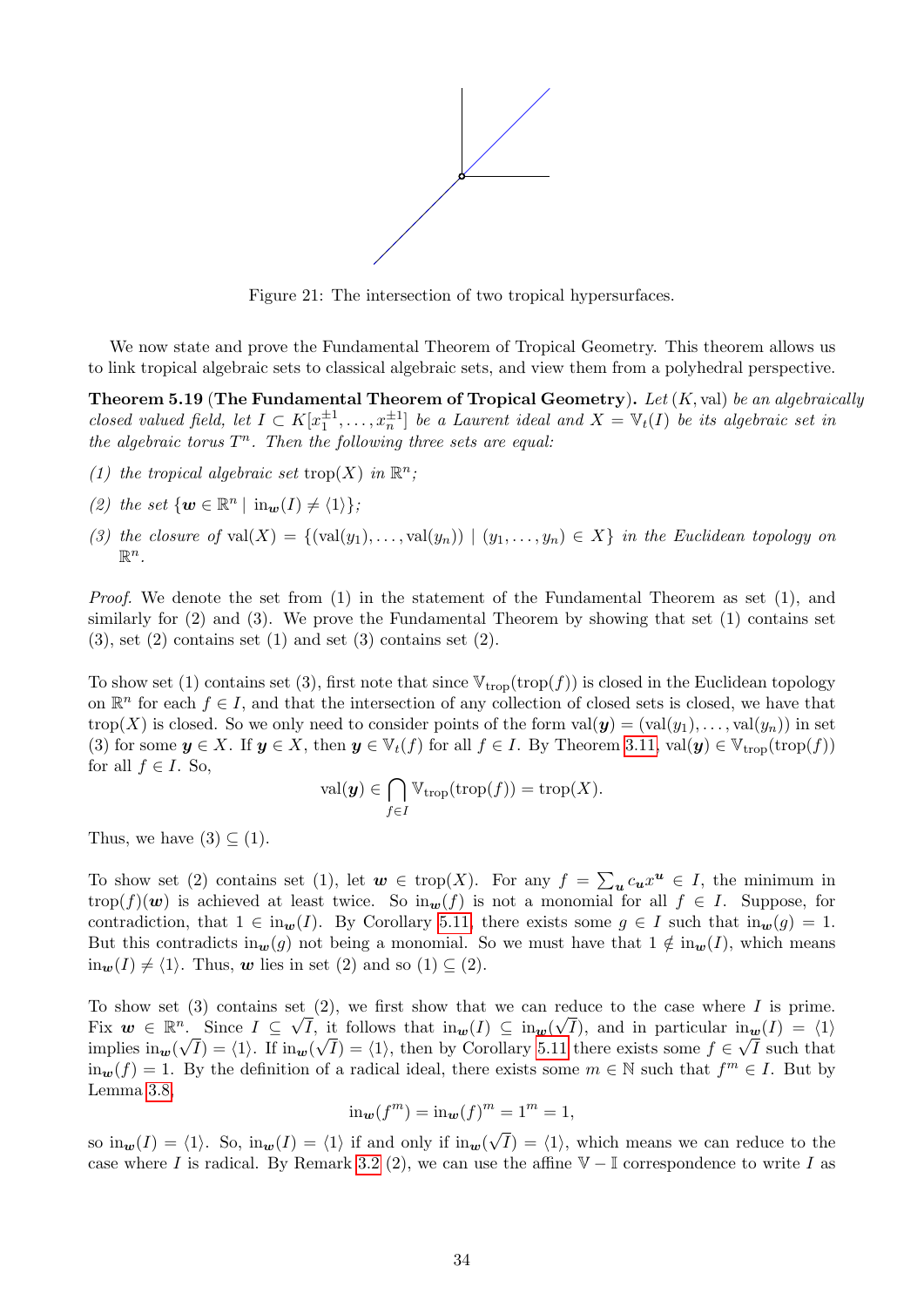Figure 21: The intersection of two tropical hypersurfaces.

We now state and prove the Fundamental Theorem of Tropical Geometry. This theorem allows us to link tropical algebraic sets to classical algebraic sets, and view them from a polyhedral perspective.

**Theorem 5.19 (The Fundamental Theorem of Tropical Geometry).** *Let $(K, \text{val})$ be an algebraically closed valued field, let $I \subset K[x_1^{\pm 1}, \ldots, x_n^{\pm 1}]$ be a Laurent ideal and $X = \mathbb{V}_t(I)$ be its algebraic set in the algebraic torus $T^n$. Then the following three sets are equal:*

*(1) the tropical algebraic set $\text{trop}(X)$ in $\mathbb{R}^n$;*

*(2) the set $\{\boldsymbol{w} \in \mathbb{R}^n \mid \text{in}_{\boldsymbol{w}}(I) \neq \langle 1 \rangle\}$;*

*(3) the closure of $\text{val}(X) = \{(\text{val}(y_1), \ldots, \text{val}(y_n)) \mid (y_1, \ldots, y_n) \in X\}$ in the Euclidean topology on $\mathbb{R}^n$.*

*Proof.* We denote the set from (1) in the statement of the Fundamental Theorem as set (1), and similarly for (2) and (3). We prove the Fundamental Theorem by showing that set (1) contains set (3), set (2) contains set (1) and set (3) contains set (2).

To show set (1) contains set (3), first note that since $\mathbb{V}_{\text{trop}}(\text{trop}(f))$ is closed in the Euclidean topology on $\mathbb{R}^n$ for each $f \in I$, and that the intersection of any collection of closed sets is closed, we have that $\text{trop}(X)$ is closed. So we only need to consider points of the form $\text{val}(\boldsymbol{y}) = (\text{val}(y_1), \ldots, \text{val}(y_n))$ in set (3) for some $\boldsymbol{y} \in X$. If $\boldsymbol{y} \in X$, then $\boldsymbol{y} \in \mathbb{V}_t(f)$ for all $f \in I$. By Theorem 3.11, $\text{val}(\boldsymbol{y}) \in \mathbb{V}_{\text{trop}}(\text{trop}(f))$ for all $f \in I$. So,

$$\text{val}(\boldsymbol{y}) \in \bigcap_{f \in I} \mathbb{V}_{\text{trop}}(\text{trop}(f)) = \text{trop}(X).$$

Thus, we have $(3) \subseteq (1)$.

To show set (2) contains set (1), let $\boldsymbol{w} \in \text{trop}(X)$. For any $f = \sum_{\boldsymbol{u}} c_{\boldsymbol{u}} x^{\boldsymbol{u}} \in I$, the minimum in $\text{trop}(f)(\boldsymbol{w})$ is achieved at least twice. So $\text{in}_{\boldsymbol{w}}(f)$ is not a monomial for all $f \in I$. Suppose, for contradiction, that $1 \in \text{in}_{\boldsymbol{w}}(I)$. By Corollary 5.11, there exists some $g \in I$ such that $\text{in}_{\boldsymbol{w}}(g) = 1$. But this contradicts $\text{in}_{\boldsymbol{w}}(g)$ not being a monomial. So we must have that $1 \notin \text{in}_{\boldsymbol{w}}(I)$, which means $\text{in}_{\boldsymbol{w}}(I) \neq \langle 1 \rangle$. Thus, $\boldsymbol{w}$ lies in set (2) and so $(1) \subseteq (2)$.

To show set (3) contains set (2), we first show that we can reduce to the case where $I$ is prime. Fix $\boldsymbol{w} \in \mathbb{R}^n$. Since $I \subseteq \sqrt{I}$, it follows that $\text{in}_{\boldsymbol{w}}(I) \subseteq \text{in}_{\boldsymbol{w}}(\sqrt{I})$, and in particular $\text{in}_{\boldsymbol{w}}(I) = \langle 1 \rangle$ implies $\text{in}_{\boldsymbol{w}}(\sqrt{I}) = \langle 1 \rangle$. If $\text{in}_{\boldsymbol{w}}(\sqrt{I}) = \langle 1 \rangle$, then by Corollary 5.11 there exists some $f \in \sqrt{I}$ such that $\text{in}_{\boldsymbol{w}}(f) = 1$. By the definition of a radical ideal, there exists some $m \in \mathbb{N}$ such that $f^m \in I$. But by Lemma 3.8,

$$\text{in}_{\boldsymbol{w}}(f^m) = \text{in}_{\boldsymbol{w}}(f)^m = 1^m = 1,$$

so $\text{in}_{\boldsymbol{w}}(I) = \langle 1 \rangle$. So, $\text{in}_{\boldsymbol{w}}(I) = \langle 1 \rangle$ if and only if $\text{in}_{\boldsymbol{w}}(\sqrt{I}) = \langle 1 \rangle$, which means we can reduce to the case where $I$ is radical. By Remark 3.2 (2), we can use the affine $\mathbb{V} - \mathbb{I}$ correspondence to write $I$ as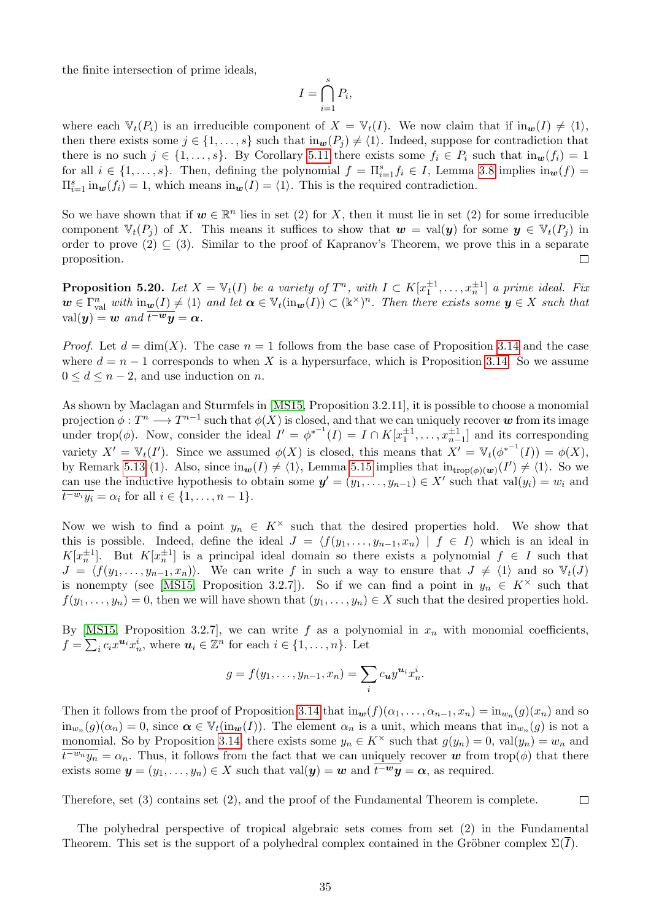the finite intersection of prime ideals,

$$I = \bigcap_{i=1}^{s} P_i,$$

where each $\mathbb{V}_t(P_i)$ is an irreducible component of $X = \mathbb{V}_t(I)$. We now claim that if $\text{in}_{\boldsymbol{w}}(I) \neq \langle 1 \rangle$, then there exists some $j \in \{1, \ldots, s\}$ such that $\text{in}_{\boldsymbol{w}}(P_j) \neq \langle 1 \rangle$. Indeed, suppose for contradiction that there is no such $j \in \{1, \ldots, s\}$. By Corollary 5.11 there exists some $f_i \in P_i$ such that $\text{in}_{\boldsymbol{w}}(f_i) = 1$ for all $i \in \{1, \ldots, s\}$. Then, defining the polynomial $f = \Pi_{i=1}^{s} f_i \in I$, Lemma 3.8 implies $\text{in}_{\boldsymbol{w}}(f) = \Pi_{i=1}^{s} \text{in}_{\boldsymbol{w}}(f_i) = 1$, which means $\text{in}_{\boldsymbol{w}}(I) = \langle 1 \rangle$. This is the required contradiction.

So we have shown that if $\boldsymbol{w} \in \mathbb{R}^n$ lies in set (2) for $X$, then it must lie in set (2) for some irreducible component $\mathbb{V}_t(P_j)$ of $X$. This means it suffices to show that $\boldsymbol{w} = \text{val}(\boldsymbol{y})$ for some $\boldsymbol{y} \in \mathbb{V}_t(P_j)$ in order to prove (2) $\subseteq$ (3). Similar to the proof of Kapranov's Theorem, we prove this in a separate proposition. ∎

**Proposition 5.20.** *Let $X = \mathbb{V}_t(I)$ be a variety of $T^n$, with $I \subset K[x_1^{\pm 1}, \ldots, x_n^{\pm 1}]$ a prime ideal. Fix $\boldsymbol{w} \in \Gamma_{\text{val}}^n$ with $\text{in}_{\boldsymbol{w}}(I) \neq \langle 1 \rangle$ and let $\boldsymbol{\alpha} \in \mathbb{V}_t(\text{in}_{\boldsymbol{w}}(I)) \subset (\Bbbk^\times)^n$. Then there exists some $\boldsymbol{y} \in X$ such that $\text{val}(\boldsymbol{y}) = \boldsymbol{w}$ and $\overline{t^{-\boldsymbol{w}} \boldsymbol{y}} = \boldsymbol{\alpha}$.*

*Proof.* Let $d = \dim(X)$. The case $n = 1$ follows from the base case of Proposition 3.14 and the case where $d = n - 1$ corresponds to when $X$ is a hypersurface, which is Proposition 3.14. So we assume $0 \leq d \leq n - 2$, and use induction on $n$.

As shown by Maclagan and Sturmfels in [MS15, Proposition 3.2.11], it is possible to choose a monomial projection $\phi : T^n \longrightarrow T^{n-1}$ such that $\phi(X)$ is closed, and that we can uniquely recover $\boldsymbol{w}$ from its image under $\text{trop}(\phi)$. Now, consider the ideal $I' = {\phi^*}^{-1}(I) = I \cap K[x_1^{\pm 1}, \ldots, x_{n-1}^{\pm 1}]$ and its corresponding variety $X' = \mathbb{V}_t(I')$. Since we assumed $\phi(X)$ is closed, this means that $X' = \mathbb{V}_t({\phi^*}^{-1}(I)) = \phi(X)$, by Remark 5.13 (1). Also, since $\text{in}_{\boldsymbol{w}}(I) \neq \langle 1 \rangle$, Lemma 5.15 implies that $\text{in}_{\text{trop}(\phi)(\boldsymbol{w})}(I') \neq \langle 1 \rangle$. So we can use the inductive hypothesis to obtain some $\boldsymbol{y}' = (y_1, \ldots, y_{n-1}) \in X'$ such that $\text{val}(y_i) = w_i$ and $\overline{t^{-w_i} y_i} = \alpha_i$ for all $i \in \{1, \ldots, n-1\}$.

Now we wish to find a point $y_n \in K^\times$ such that the desired properties hold. We show that this is possible. Indeed, define the ideal $J = \langle f(y_1, \ldots, y_{n-1}, x_n) \mid f \in I \rangle$ which is an ideal in $K[x_n^{\pm 1}]$. But $K[x_n^{\pm 1}]$ is a principal ideal domain so there exists a polynomial $f \in I$ such that $J = \langle f(y_1, \ldots, y_{n-1}, x_n) \rangle$. We can write $f$ in such a way to ensure that $J \neq \langle 1 \rangle$ and so $\mathbb{V}_t(J)$ is nonempty (see [MS15, Proposition 3.2.7]). So if we can find a point in $y_n \in K^\times$ such that $f(y_1, \ldots, y_n) = 0$, then we will have shown that $(y_1, \ldots, y_n) \in X$ such that the desired properties hold.

By [MS15, Proposition 3.2.7], we can write $f$ as a polynomial in $x_n$ with monomial coefficients, $f = \sum_i c_i x^{\boldsymbol{u}_i} x_n^i$, where $\boldsymbol{u}_i \in \mathbb{Z}^n$ for each $i \in \{1, \ldots, n\}$. Let

$$g = f(y_1, \ldots, y_{n-1}, x_n) = \sum_i c_{\boldsymbol{u}} y^{\boldsymbol{u}_i} x_n^i.$$

Then it follows from the proof of Proposition 3.14 that $\text{in}_{\boldsymbol{w}}(f)(\alpha_1, \ldots, \alpha_{n-1}, x_n) = \text{in}_{w_n}(g)(x_n)$ and so $\text{in}_{w_n}(g)(\alpha_n) = 0$, since $\boldsymbol{\alpha} \in \mathbb{V}_t(\text{in}_{\boldsymbol{w}}(I))$. The element $\alpha_n$ is a unit, which means that $\text{in}_{w_n}(g)$ is not a monomial. So by Proposition 3.14, there exists some $y_n \in K^\times$ such that $g(y_n) = 0$, $\text{val}(y_n) = w_n$ and $\overline{t^{-w_n} y_n} = \alpha_n$. Thus, it follows from the fact that we can uniquely recover $\boldsymbol{w}$ from $\text{trop}(\phi)$ that there exists some $\boldsymbol{y} = (y_1, \ldots, y_n) \in X$ such that $\text{val}(\boldsymbol{y}) = \boldsymbol{w}$ and $\overline{t^{-\boldsymbol{w}} \boldsymbol{y}} = \boldsymbol{\alpha}$, as required.

Therefore, set (3) contains set (2), and the proof of the Fundamental Theorem is complete. ∎

The polyhedral perspective of tropical algebraic sets comes from set (2) in the Fundamental Theorem. This set is the support of a polyhedral complex contained in the Gröbner complex $\Sigma(\overline{I})$.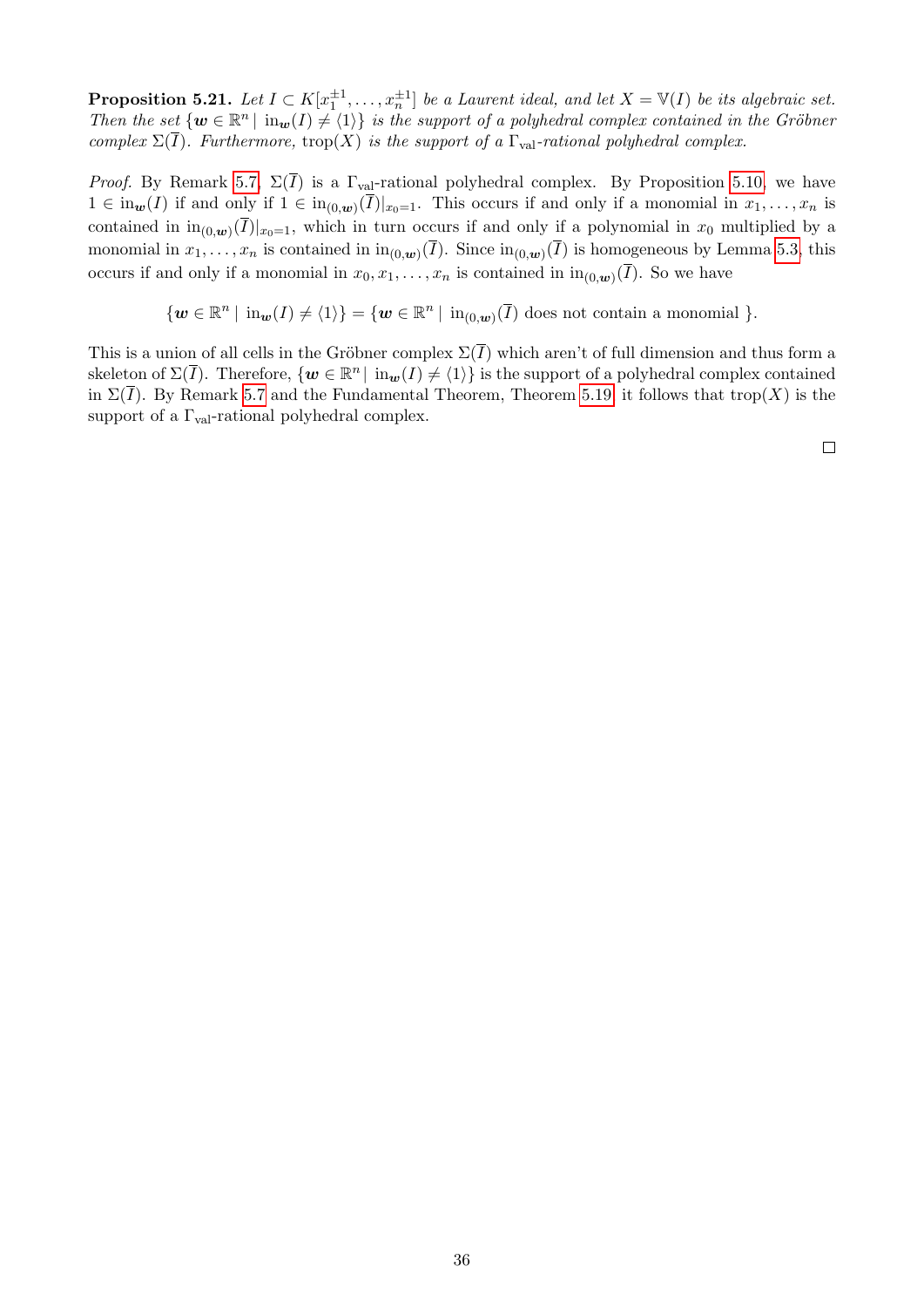**Proposition 5.21.** *Let $I \subset K[x_1^{\pm 1}, \ldots, x_n^{\pm 1}]$ be a Laurent ideal, and let $X = \mathbb{V}(I)$ be its algebraic set. Then the set $\{\boldsymbol{w} \in \mathbb{R}^n \mid \operatorname{in}_{\boldsymbol{w}}(I) \neq \langle 1 \rangle\}$ is the support of a polyhedral complex contained in the Gröbner complex $\Sigma(\overline{I})$. Furthermore, $\operatorname{trop}(X)$ is the support of a $\Gamma_{\text{val}}$-rational polyhedral complex.*

*Proof.* By Remark 5.7, $\Sigma(\overline{I})$ is a $\Gamma_{\text{val}}$-rational polyhedral complex. By Proposition 5.10, we have $1 \in \operatorname{in}_{\boldsymbol{w}}(I)$ if and only if $1 \in \operatorname{in}_{(0,\boldsymbol{w})}(\overline{I})|_{x_0=1}$. This occurs if and only if a monomial in $x_1, \ldots, x_n$ is contained in $\operatorname{in}_{(0,\boldsymbol{w})}(\overline{I})|_{x_0=1}$, which in turn occurs if and only if a polynomial in $x_0$ multiplied by a monomial in $x_1, \ldots, x_n$ is contained in $\operatorname{in}_{(0,\boldsymbol{w})}(\overline{I})$. Since $\operatorname{in}_{(0,\boldsymbol{w})}(\overline{I})$ is homogeneous by Lemma 5.3, this occurs if and only if a monomial in $x_0, x_1, \ldots, x_n$ is contained in $\operatorname{in}_{(0,\boldsymbol{w})}(\overline{I})$. So we have

$$\{\boldsymbol{w} \in \mathbb{R}^n \mid \operatorname{in}_{\boldsymbol{w}}(I) \neq \langle 1 \rangle\} = \{\boldsymbol{w} \in \mathbb{R}^n \mid \operatorname{in}_{(0,\boldsymbol{w})}(\overline{I}) \text{ does not contain a monomial }\}.$$

This is a union of all cells in the Gröbner complex $\Sigma(\overline{I})$ which aren't of full dimension and thus form a skeleton of $\Sigma(\overline{I})$. Therefore, $\{\boldsymbol{w} \in \mathbb{R}^n \mid \operatorname{in}_{\boldsymbol{w}}(I) \neq \langle 1 \rangle\}$ is the support of a polyhedral complex contained in $\Sigma(\overline{I})$. By Remark 5.7 and the Fundamental Theorem, Theorem 5.19, it follows that $\operatorname{trop}(X)$ is the support of a $\Gamma_{\text{val}}$-rational polyhedral complex.

$\square$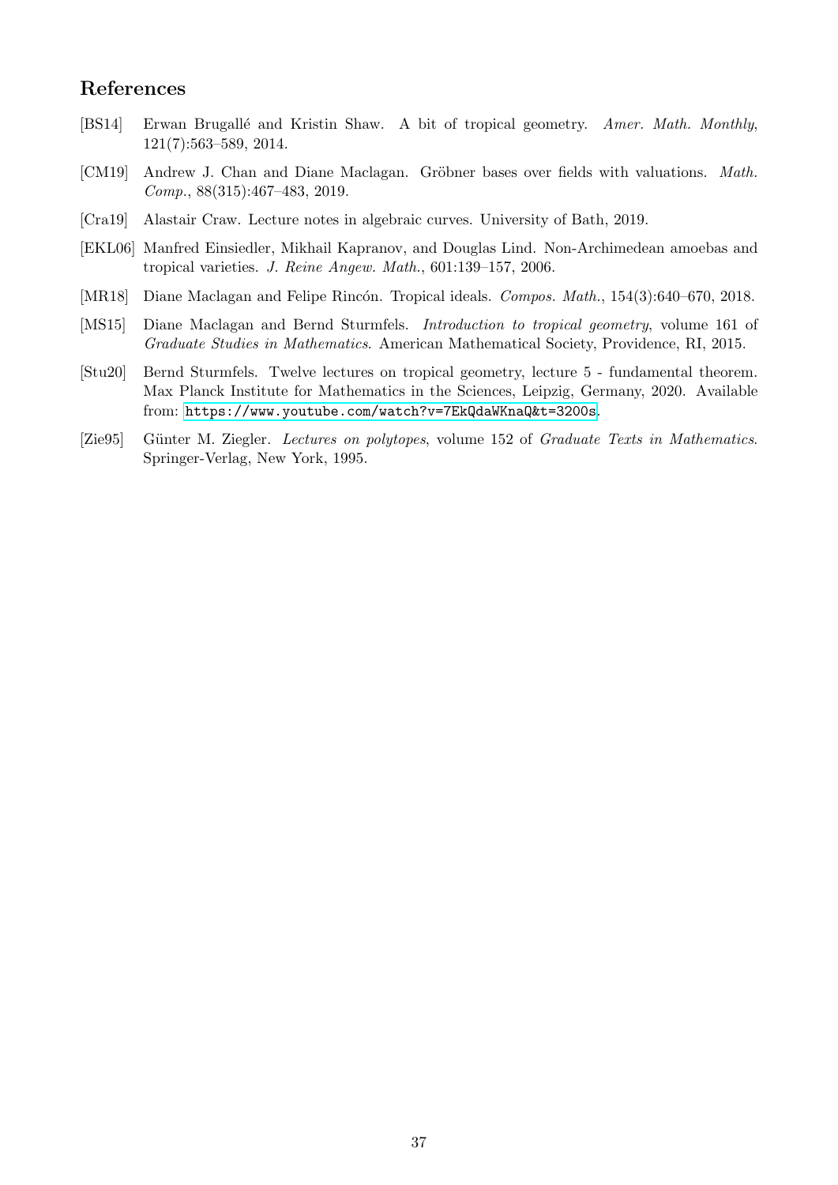## References

[BS14] Erwan Brugallé and Kristin Shaw. A bit of tropical geometry. *Amer. Math. Monthly*, 121(7):563–589, 2014.

[CM19] Andrew J. Chan and Diane Maclagan. Gröbner bases over fields with valuations. *Math. Comp.*, 88(315):467–483, 2019.

[Cra19] Alastair Craw. Lecture notes in algebraic curves. University of Bath, 2019.

[EKL06] Manfred Einsiedler, Mikhail Kapranov, and Douglas Lind. Non-Archimedean amoebas and tropical varieties. *J. Reine Angew. Math.*, 601:139–157, 2006.

[MR18] Diane Maclagan and Felipe Rincón. Tropical ideals. *Compos. Math.*, 154(3):640–670, 2018.

[MS15] Diane Maclagan and Bernd Sturmfels. *Introduction to tropical geometry*, volume 161 of *Graduate Studies in Mathematics*. American Mathematical Society, Providence, RI, 2015.

[Stu20] Bernd Sturmfels. Twelve lectures on tropical geometry, lecture 5 - fundamental theorem. Max Planck Institute for Mathematics in the Sciences, Leipzig, Germany, 2020. Available from: `https://www.youtube.com/watch?v=7EkQdaWKnaQ&t=3200s`.

[Zie95] Günter M. Ziegler. *Lectures on polytopes*, volume 152 of *Graduate Texts in Mathematics*. Springer-Verlag, New York, 1995.